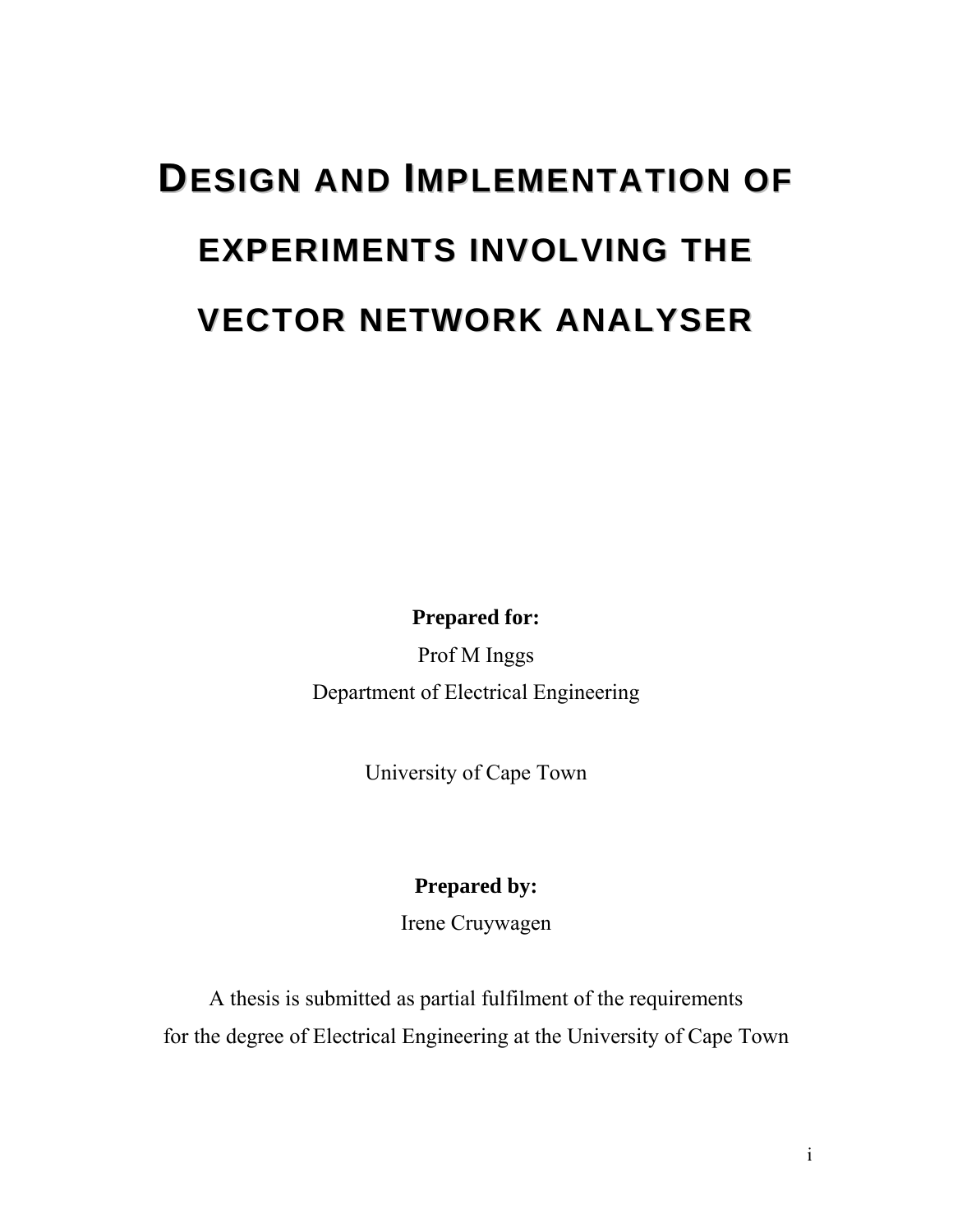# DESIGN AND IMPLEMENTATION OF EXPERIMENTS INVOLVING THE VECTOR NETWORK ANALYSER

**Prepared for:**

Prof M Inggs

Department of Electrical Engineering

University of Cape Town

**Prepared by:**

Irene Cruywagen

A thesis is submitted as partial fulfilment of the requirements for the degree of Electrical Engineering at the University of Cape Town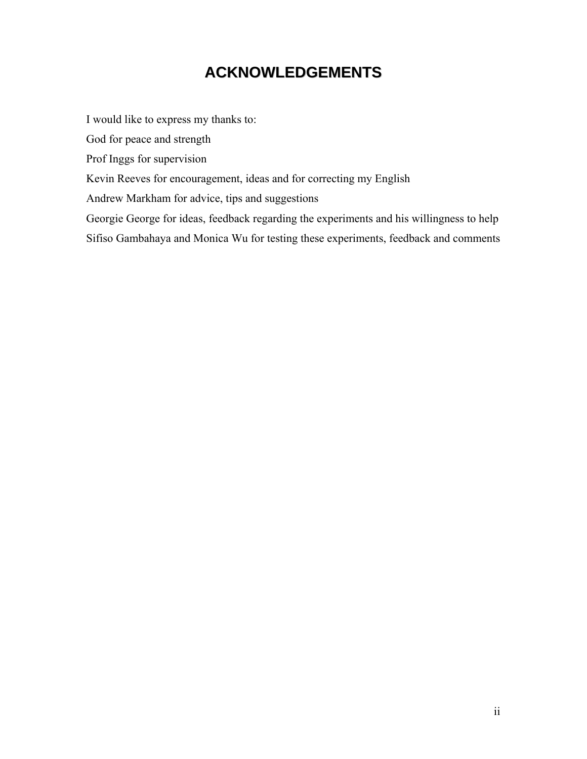# ACKNOWLEDGEMENTS

I would like to express my thanks to:

God for peace and strength

Prof Inggs for supervision

Kevin Reeves for encouragement, ideas and for correcting my English

Andrew Markham for advice, tips and suggestions

Georgie George for ideas, feedback regarding the experiments and his willingness to help

Sifiso Gambahaya and Monica Wu for testing these experiments, feedback and comments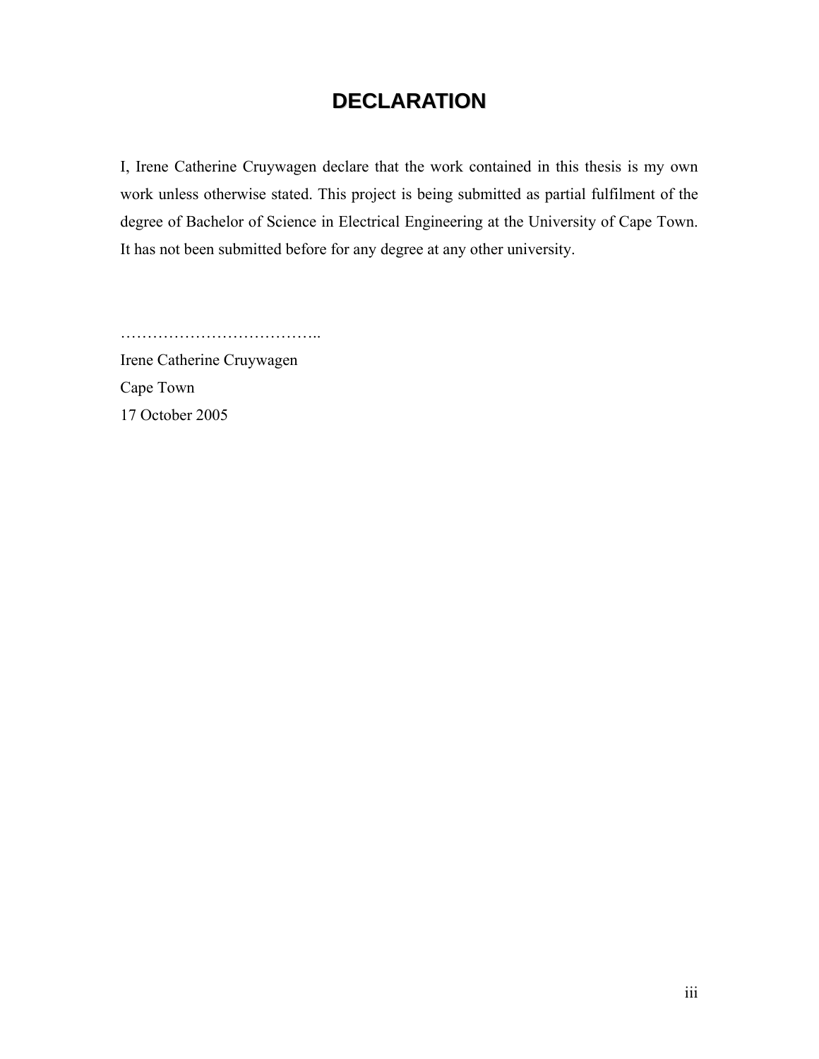# DECLARATION

I, Irene Catherine Cruywagen declare that the work contained in this thesis is my own work unless otherwise stated. This project is being submitted as partial fulfilment of the degree of Bachelor of Science in Electrical Engineering at the University of Cape Town. It has not been submitted before for any degree at any other university.

………………………………..

Irene Catherine Cruywagen

Cape Town

17 October 2005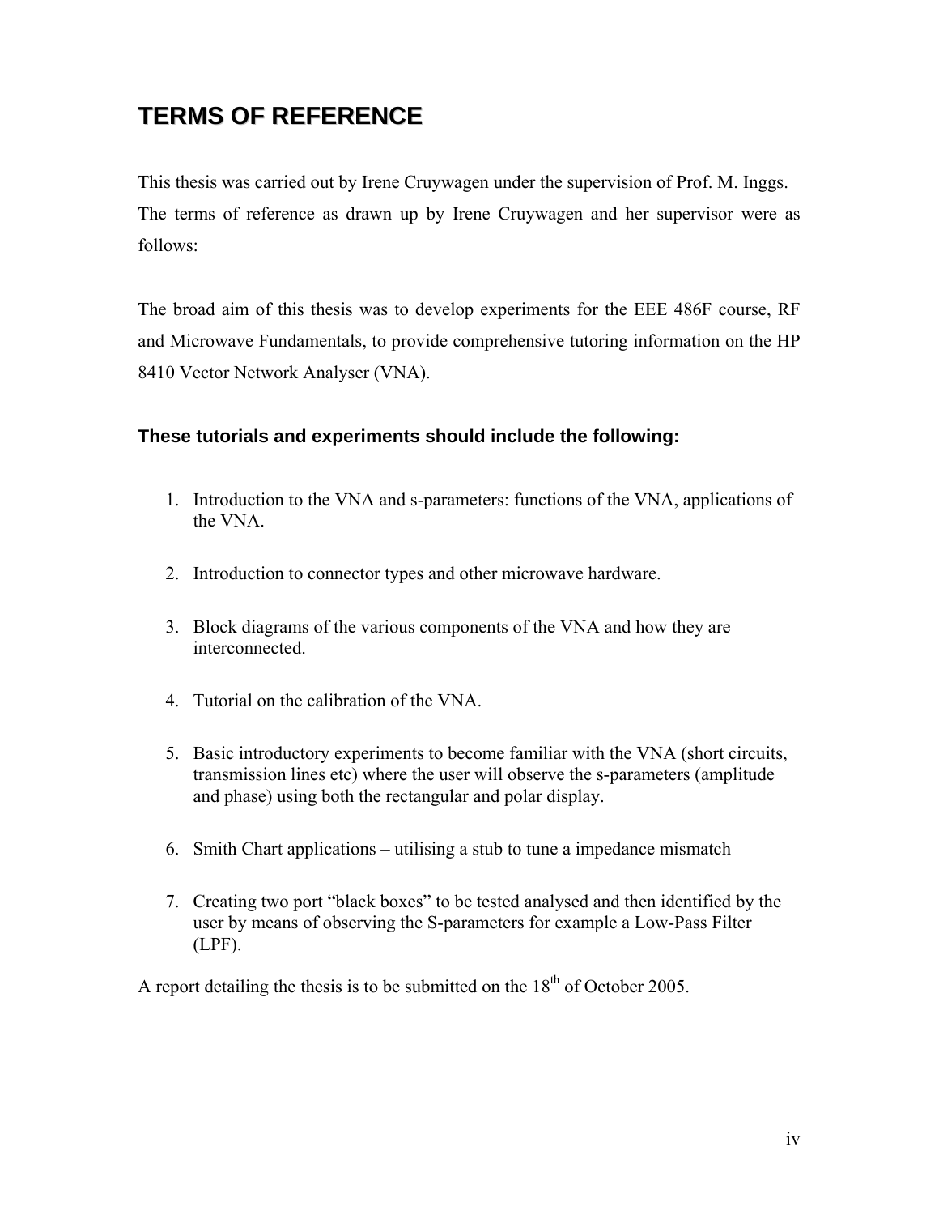# TERMS OF REFERENCE

This thesis was carried out by Irene Cruywagen under the supervision of Prof. M. Inggs. The terms of reference as drawn up by Irene Cruywagen and her supervisor were as follows:

The broad aim of this thesis was to develop experiments for the EEE 486F course, RF and Microwave Fundamentals, to provide comprehensive tutoring information on the HP 8410 Vector Network Analyser (VNA).

### These tutorials and experiments should include the following:

1. Introduction to the VNA and s-parameters: functions of the VNA, applications of the VNA.

2. Introduction to connector types and other microwave hardware.

3. Block diagrams of the various components of the VNA and how they are interconnected.

4. Tutorial on the calibration of the VNA.

5. Basic introductory experiments to become familiar with the VNA (short circuits, transmission lines etc) where the user will observe the s-parameters (amplitude and phase) using both the rectangular and polar display.

6. Smith Chart applications – utilising a stub to tune a impedance mismatch

7. Creating two port "black boxes" to be tested analysed and then identified by the user by means of observing the S-parameters for example a Low-Pass Filter (LPF).

A report detailing the thesis is to be submitted on the 18$^{th}$ of October 2005.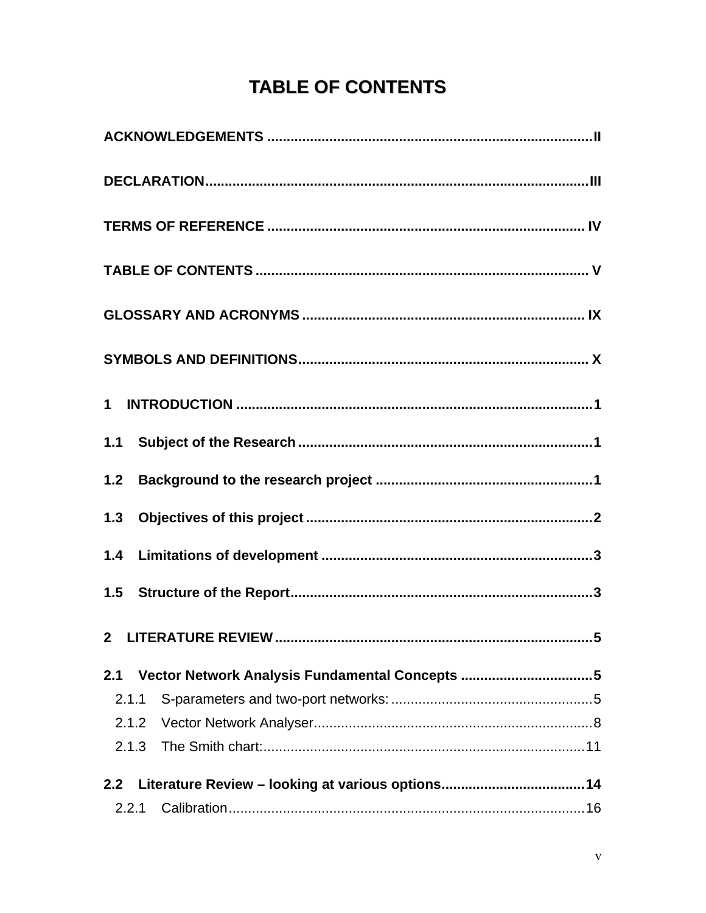# TABLE OF CONTENTS

**ACKNOWLEDGEMENTS** .................................................................................. **II**

**DECLARATION** .................................................................................................. **III**

**TERMS OF REFERENCE** ................................................................................. **IV**

**TABLE OF CONTENTS** ..................................................................................... **V**

**GLOSSARY AND ACRONYMS** ........................................................................ **IX**

**SYMBOLS AND DEFINITIONS** .......................................................................... **X**

**1 INTRODUCTION** ........................................................................................... **1**

**1.1 Subject of the Research** ........................................................................... **1**

**1.2 Background to the research project** ....................................................... **1**

**1.3 Objectives of this project** ......................................................................... **2**

**1.4 Limitations of development** ..................................................................... **3**

**1.5 Structure of the Report** ............................................................................. **3**

**2 LITERATURE REVIEW** ................................................................................. **5**

**2.1 Vector Network Analysis Fundamental Concepts** .................................. **5**

2.1.1 S-parameters and two-port networks: ................................................... 5

2.1.2 Vector Network Analyser ....................................................................... 8

2.1.3 The Smith chart: .................................................................................... 11

**2.2 Literature Review – looking at various options** .................................... **14**

2.2.1 Calibration ............................................................................................ 16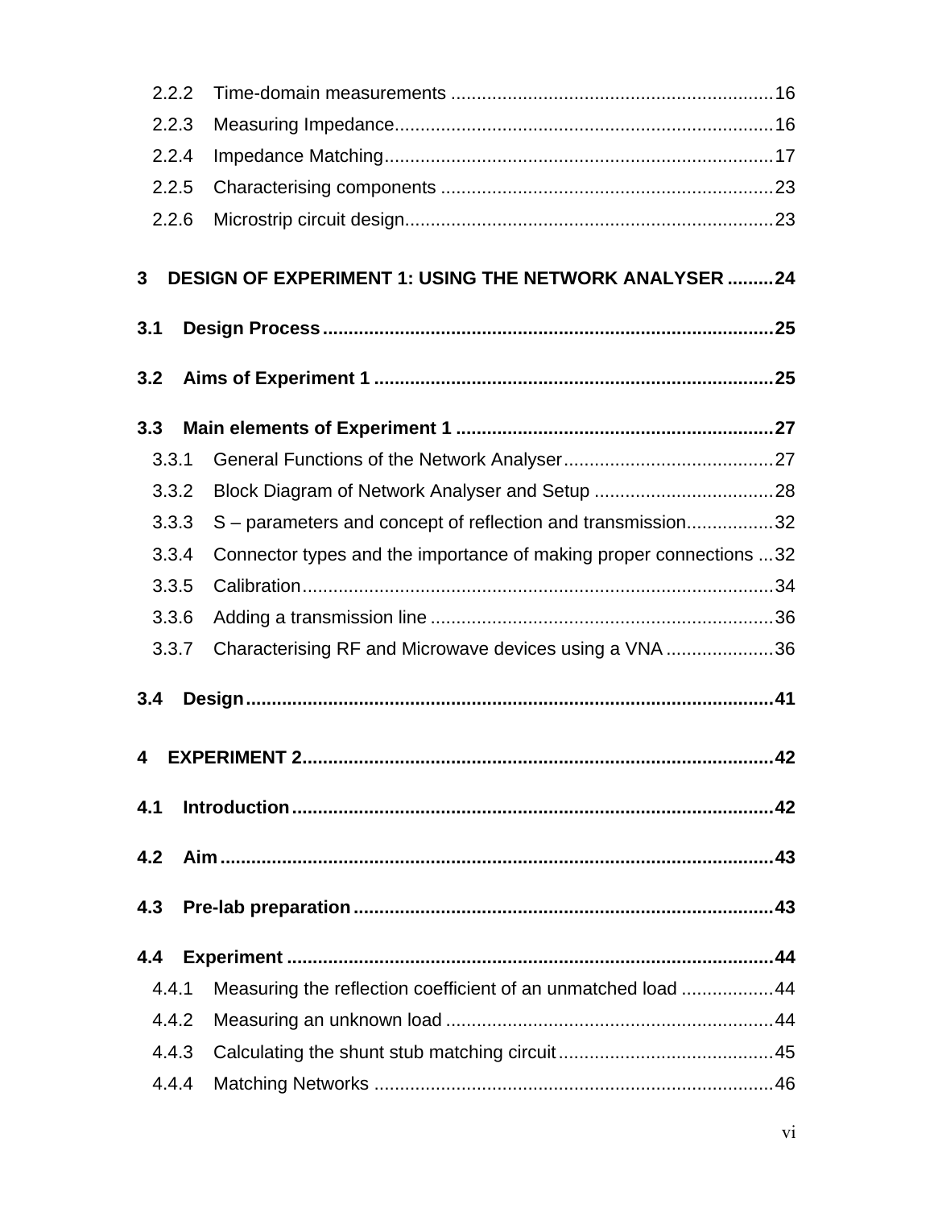2.2.2 Time-domain measurements ....................................................................16

2.2.3 Measuring Impedance.............................................................................16

2.2.4 Impedance Matching...............................................................................17

2.2.5 Characterising components ....................................................................23

2.2.6 Microstrip circuit design...........................................................................23

**3 DESIGN OF EXPERIMENT 1: USING THE NETWORK ANALYSER .........24**

**3.1 Design Process..........................................................................................25**

**3.2 Aims of Experiment 1 ...............................................................................25**

**3.3 Main elements of Experiment 1 ...............................................................27**

3.3.1 General Functions of the Network Analyser.........................................27

3.3.2 Block Diagram of Network Analyser and Setup ...................................28

3.3.3 S – parameters and concept of reflection and transmission.................32

3.3.4 Connector types and the importance of making proper connections ...32

3.3.5 Calibration...............................................................................................34

3.3.6 Adding a transmission line .....................................................................36

3.3.7 Characterising RF and Microwave devices using a VNA .....................36

**3.4 Design.........................................................................................................41**

**4 EXPERIMENT 2..............................................................................................42**

**4.1 Introduction...............................................................................................42**

**4.2 Aim..............................................................................................................43**

**4.3 Pre-lab preparation...................................................................................43**

**4.4 Experiment ...............................................................................................44**

4.4.1 Measuring the reflection coefficient of an unmatched load ..................44

4.4.2 Measuring an unknown load ..................................................................44

4.4.3 Calculating the shunt stub matching circuit..........................................45

4.4.4 Matching Networks ................................................................................46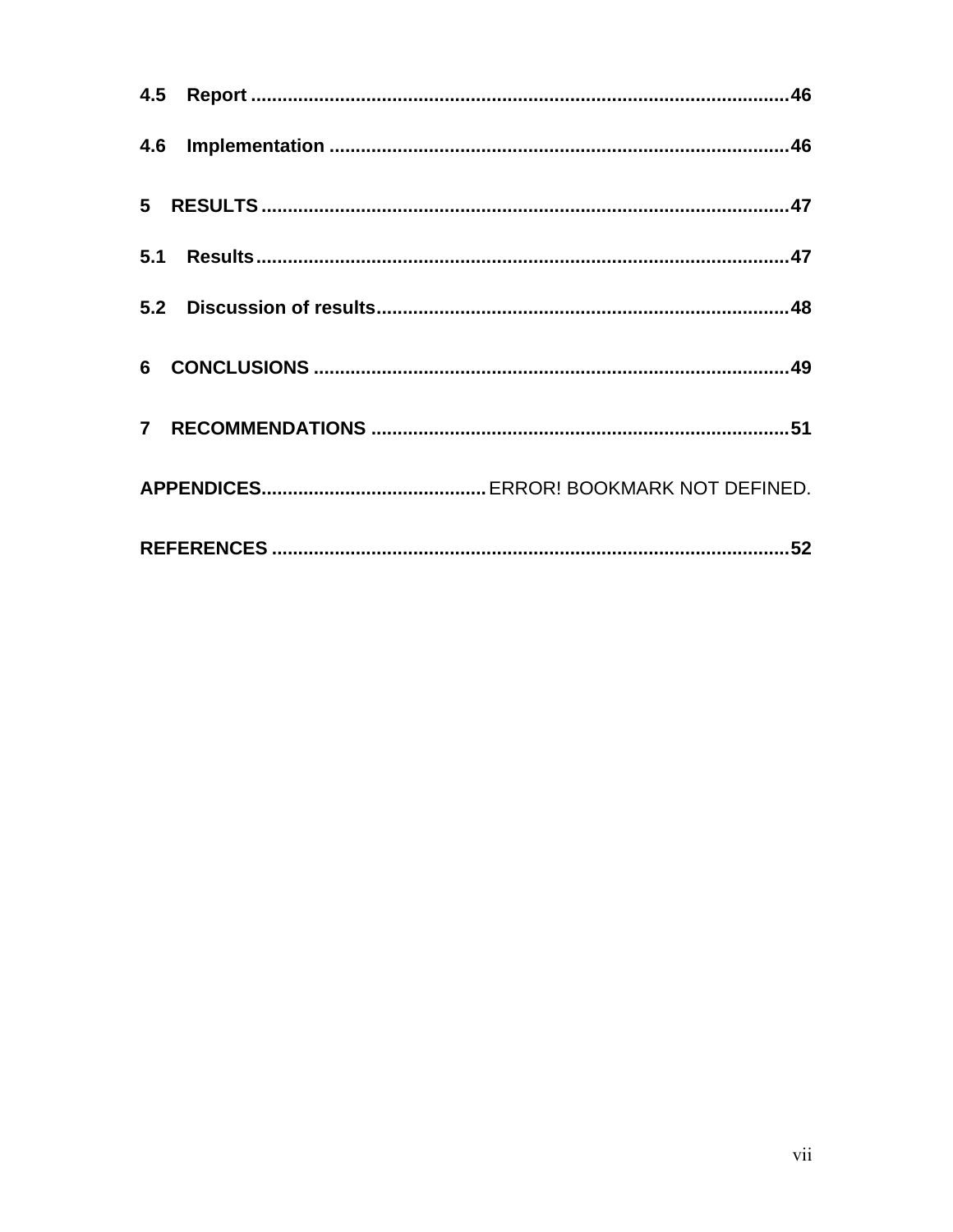**4.5 Report** .......................................................................................................46

**4.6 Implementation** ..........................................................................................46

**5 RESULTS** .........................................................................................................47

**5.1 Results**............................................................................................................47

**5.2 Discussion of results**.....................................................................................48

**6 CONCLUSIONS** ..............................................................................................49

**7 RECOMMENDATIONS** ..................................................................................51

**APPENDICES**.............................................. ERROR! BOOKMARK NOT DEFINED.

**REFERENCES** ....................................................................................................52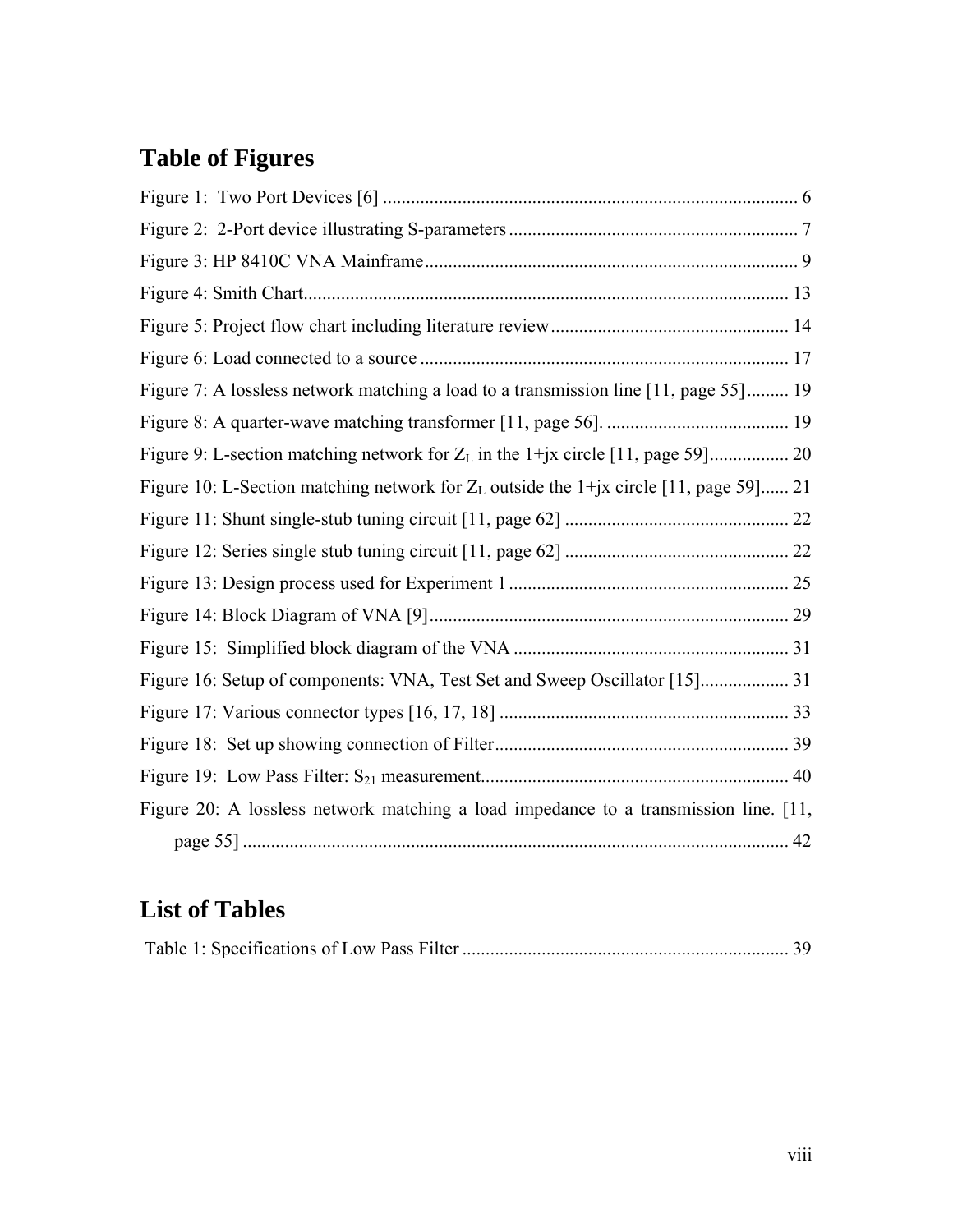## Table of Figures

Figure 1: Two Port Devices [6] ........................................................................................ 6

Figure 2: 2-Port device illustrating S-parameters ............................................................. 7

Figure 3: HP 8410C VNA Mainframe ............................................................................... 9

Figure 4: Smith Chart....................................................................................................... 13

Figure 5: Project flow chart including literature review .................................................. 14

Figure 6: Load connected to a source .............................................................................. 17

Figure 7: A lossless network matching a load to a transmission line [11, page 55] ......... 19

Figure 8: A quarter-wave matching transformer [11, page 56]. ....................................... 19

Figure 9: L-section matching network for $Z_L$ in the 1+jx circle [11, page 59]................. 20

Figure 10: L-Section matching network for $Z_L$ outside the 1+jx circle [11, page 59]...... 21

Figure 11: Shunt single-stub tuning circuit [11, page 62] ................................................ 22

Figure 12: Series single stub tuning circuit [11, page 62] ................................................ 22

Figure 13: Design process used for Experiment 1 ............................................................ 25

Figure 14: Block Diagram of VNA [9]............................................................................. 29

Figure 15: Simplified block diagram of the VNA ........................................................... 31

Figure 16: Setup of components: VNA, Test Set and Sweep Oscillator [15]................... 31

Figure 17: Various connector types [16, 17, 18] .............................................................. 33

Figure 18: Set up showing connection of Filter............................................................... 39

Figure 19: Low Pass Filter: $S_{21}$ measurement.................................................................. 40

Figure 20: A lossless network matching a load impedance to a transmission line. [11, page 55] ..................................................................................................................... 42

## List of Tables

Table 1: Specifications of Low Pass Filter ...................................................................... 39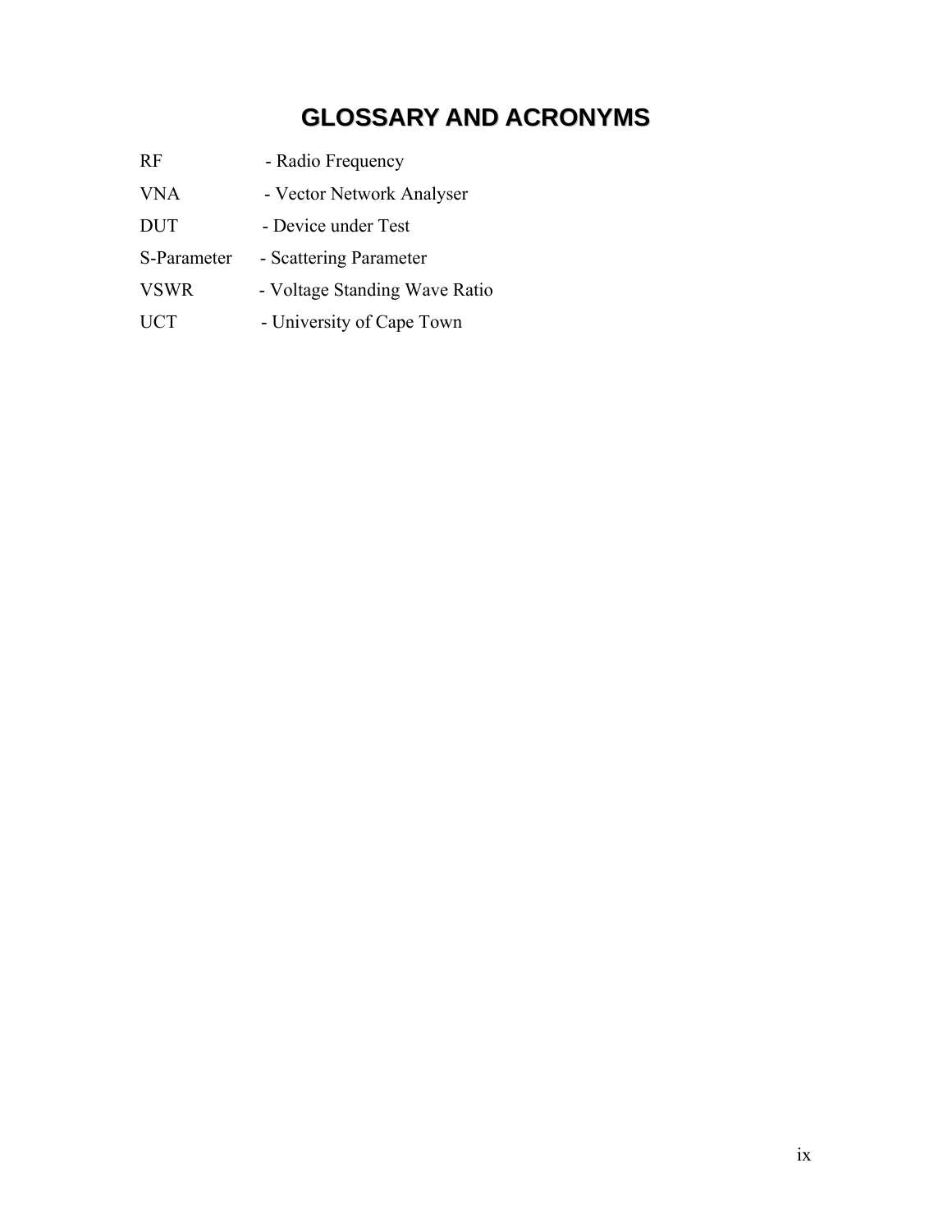# GLOSSARY AND ACRONYMS

RF - Radio Frequency

VNA - Vector Network Analyser

DUT - Device under Test

S-Parameter - Scattering Parameter

VSWR - Voltage Standing Wave Ratio

UCT - University of Cape Town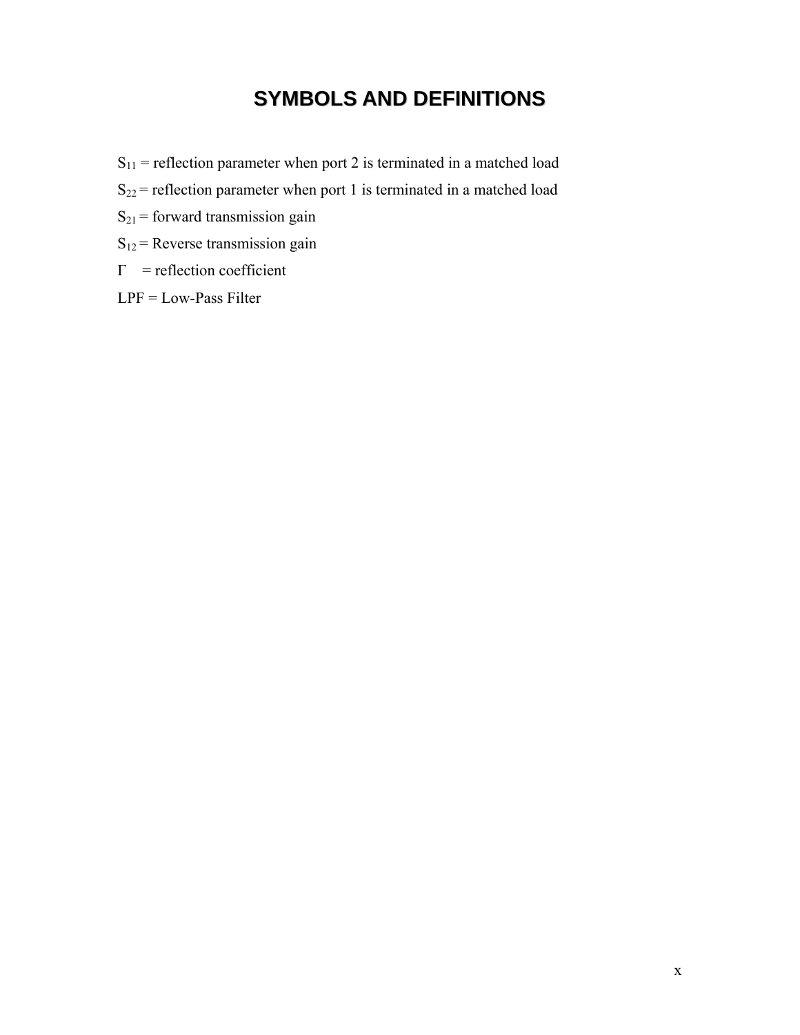# SYMBOLS AND DEFINITIONS

$S_{11}$ = reflection parameter when port 2 is terminated in a matched load

$S_{22}$ = reflection parameter when port 1 is terminated in a matched load

$S_{21}$ = forward transmission gain

$S_{12}$ = Reverse transmission gain

$\Gamma$ = reflection coefficient

LPF = Low-Pass Filter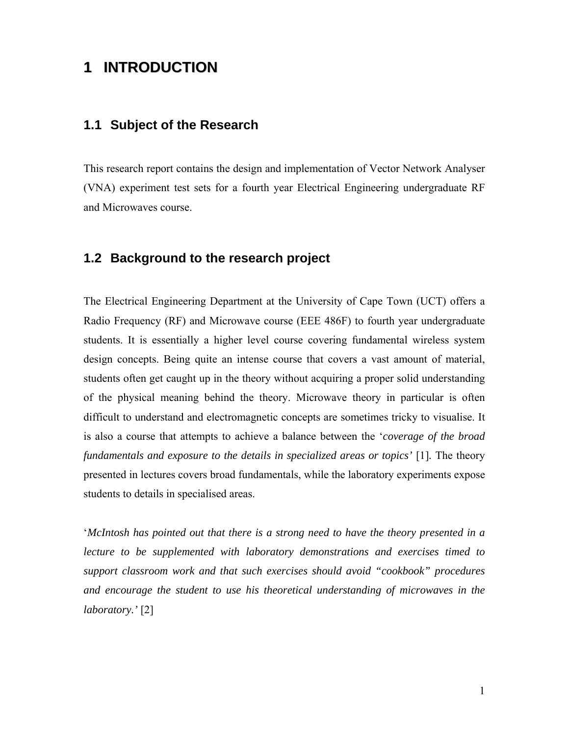# 1 INTRODUCTION

## 1.1 Subject of the Research

This research report contains the design and implementation of Vector Network Analyser (VNA) experiment test sets for a fourth year Electrical Engineering undergraduate RF and Microwaves course.

## 1.2 Background to the research project

The Electrical Engineering Department at the University of Cape Town (UCT) offers a Radio Frequency (RF) and Microwave course (EEE 486F) to fourth year undergraduate students. It is essentially a higher level course covering fundamental wireless system design concepts. Being quite an intense course that covers a vast amount of material, students often get caught up in the theory without acquiring a proper solid understanding of the physical meaning behind the theory. Microwave theory in particular is often difficult to understand and electromagnetic concepts are sometimes tricky to visualise. It is also a course that attempts to achieve a balance between the '*coverage of the broad fundamentals and exposure to the details in specialized areas or topics'* [1]. The theory presented in lectures covers broad fundamentals, while the laboratory experiments expose students to details in specialised areas.

'*McIntosh has pointed out that there is a strong need to have the theory presented in a lecture to be supplemented with laboratory demonstrations and exercises timed to support classroom work and that such exercises should avoid "cookbook" procedures and encourage the student to use his theoretical understanding of microwaves in the laboratory.'* [2]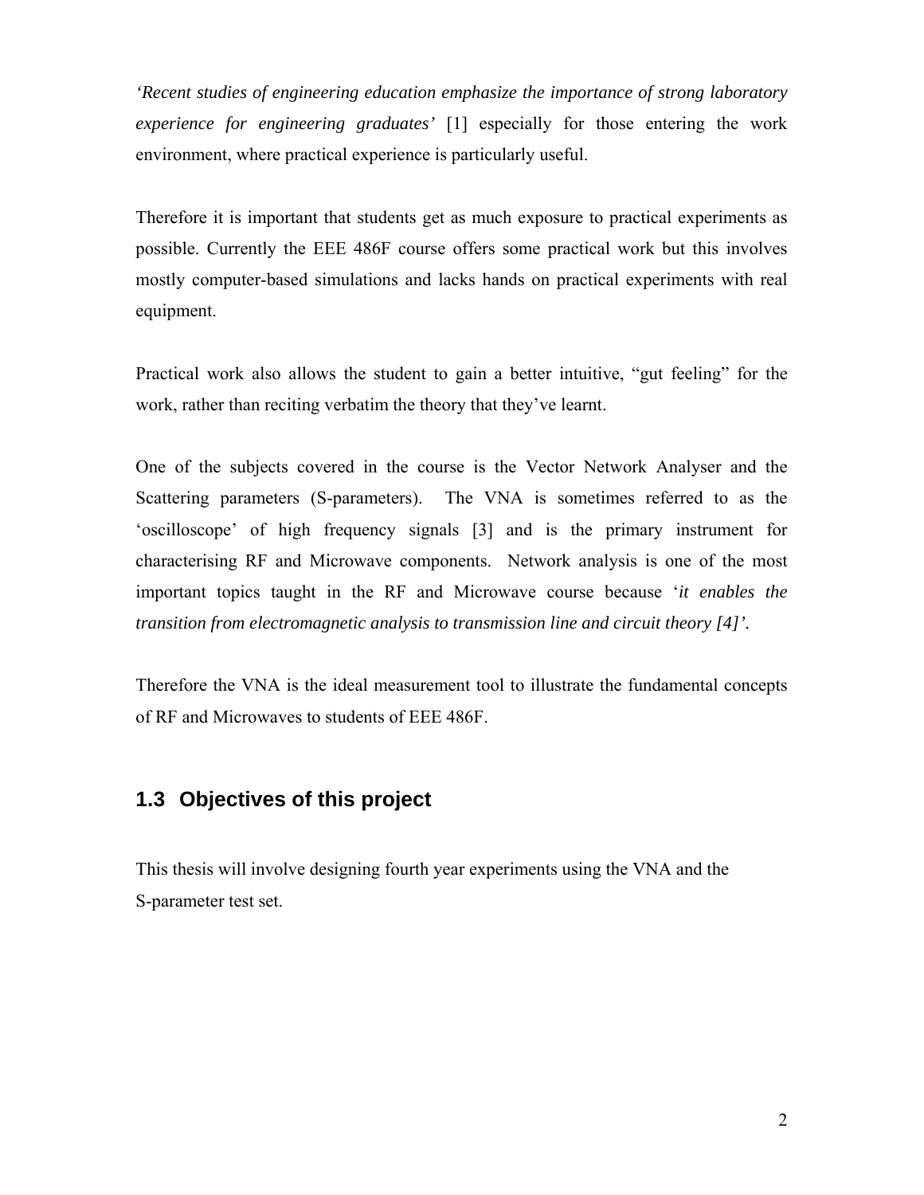*'Recent studies of engineering education emphasize the importance of strong laboratory experience for engineering graduates'* [1] especially for those entering the work environment, where practical experience is particularly useful.

Therefore it is important that students get as much exposure to practical experiments as possible. Currently the EEE 486F course offers some practical work but this involves mostly computer-based simulations and lacks hands on practical experiments with real equipment.

Practical work also allows the student to gain a better intuitive, "gut feeling" for the work, rather than reciting verbatim the theory that they've learnt.

One of the subjects covered in the course is the Vector Network Analyser and the Scattering parameters (S-parameters). The VNA is sometimes referred to as the 'oscilloscope' of high frequency signals [3] and is the primary instrument for characterising RF and Microwave components. Network analysis is one of the most important topics taught in the RF and Microwave course because '*it enables the transition from electromagnetic analysis to transmission line and circuit theory [4]'.*

Therefore the VNA is the ideal measurement tool to illustrate the fundamental concepts of RF and Microwaves to students of EEE 486F.

## 1.3 Objectives of this project

This thesis will involve designing fourth year experiments using the VNA and the S-parameter test set.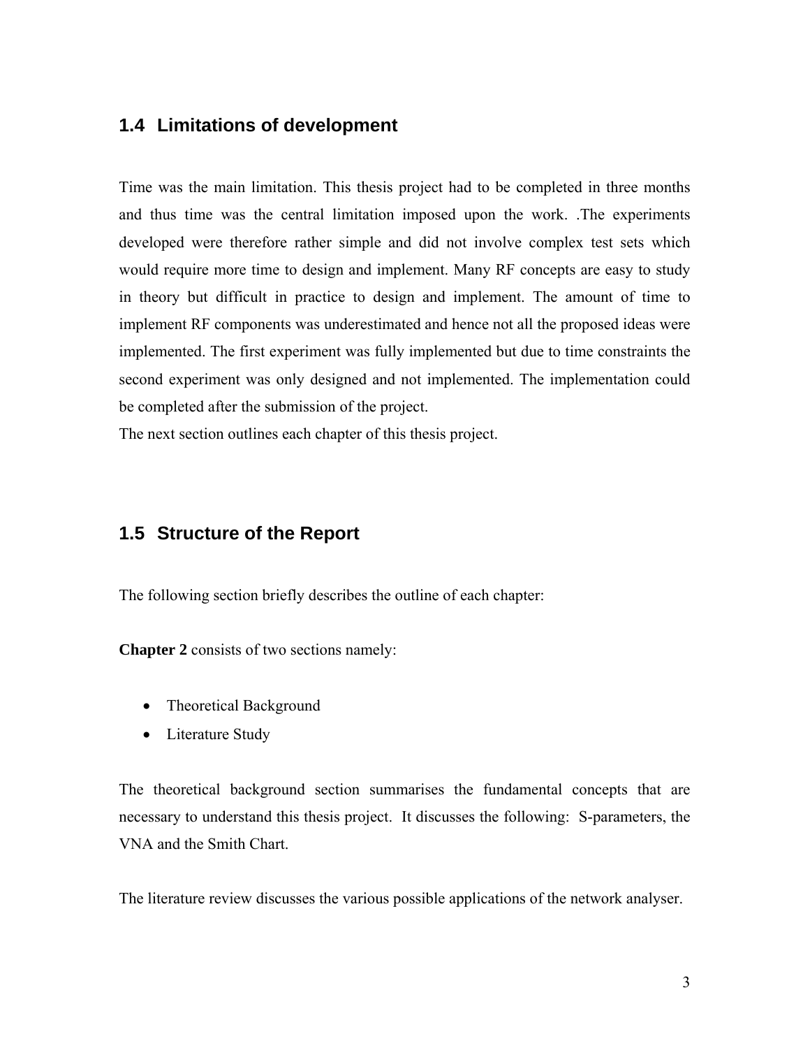## 1.4 Limitations of development

Time was the main limitation. This thesis project had to be completed in three months and thus time was the central limitation imposed upon the work. .The experiments developed were therefore rather simple and did not involve complex test sets which would require more time to design and implement. Many RF concepts are easy to study in theory but difficult in practice to design and implement. The amount of time to implement RF components was underestimated and hence not all the proposed ideas were implemented. The first experiment was fully implemented but due to time constraints the second experiment was only designed and not implemented. The implementation could be completed after the submission of the project.
The next section outlines each chapter of this thesis project.

## 1.5 Structure of the Report

The following section briefly describes the outline of each chapter:

**Chapter 2** consists of two sections namely:

- Theoretical Background
- Literature Study

The theoretical background section summarises the fundamental concepts that are necessary to understand this thesis project. It discusses the following: S-parameters, the VNA and the Smith Chart.

The literature review discusses the various possible applications of the network analyser.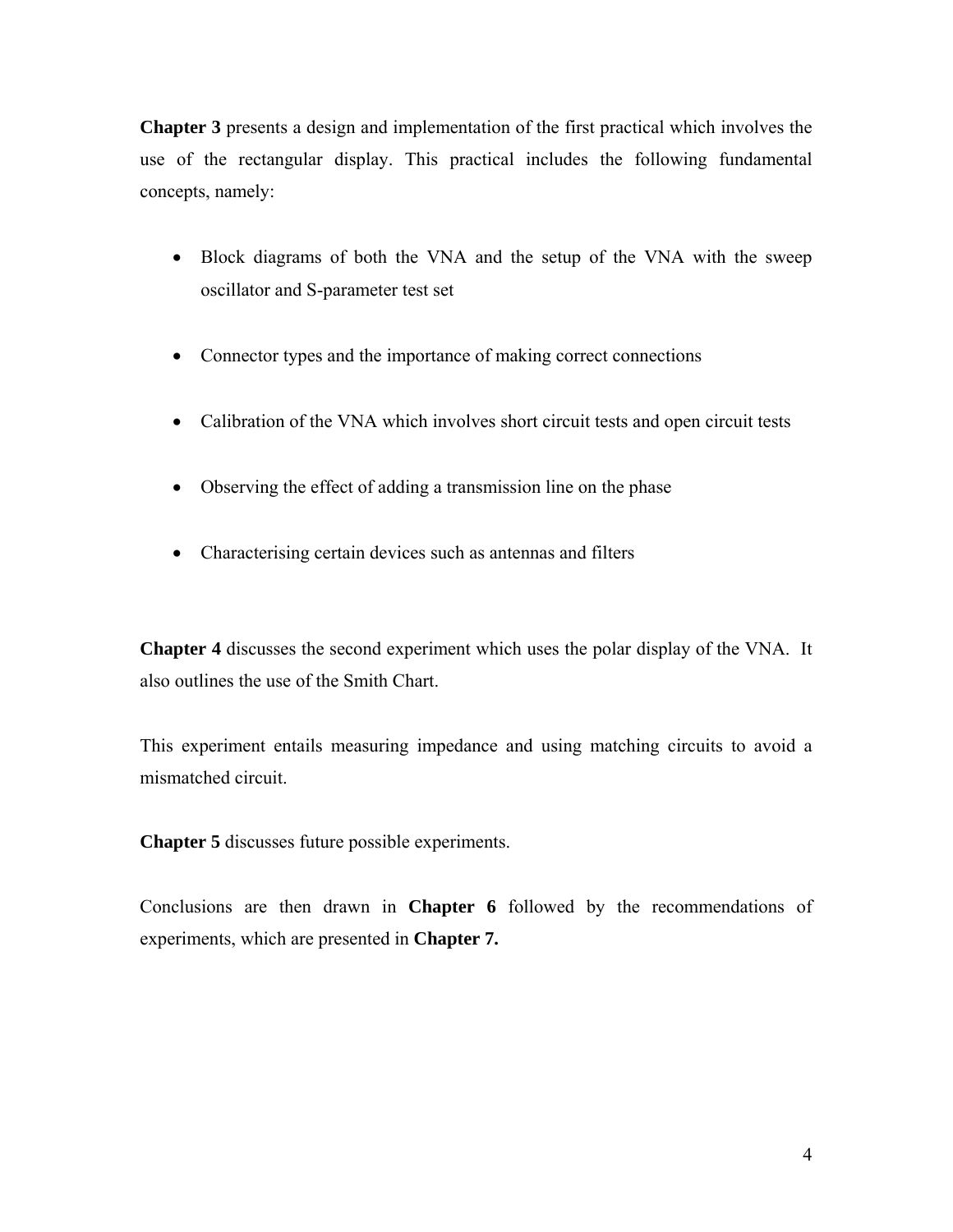**Chapter 3** presents a design and implementation of the first practical which involves the use of the rectangular display. This practical includes the following fundamental concepts, namely:

- Block diagrams of both the VNA and the setup of the VNA with the sweep oscillator and S-parameter test set
- Connector types and the importance of making correct connections
- Calibration of the VNA which involves short circuit tests and open circuit tests
- Observing the effect of adding a transmission line on the phase
- Characterising certain devices such as antennas and filters

**Chapter 4** discusses the second experiment which uses the polar display of the VNA. It also outlines the use of the Smith Chart.

This experiment entails measuring impedance and using matching circuits to avoid a mismatched circuit.

**Chapter 5** discusses future possible experiments.

Conclusions are then drawn in **Chapter 6** followed by the recommendations of experiments, which are presented in **Chapter 7.**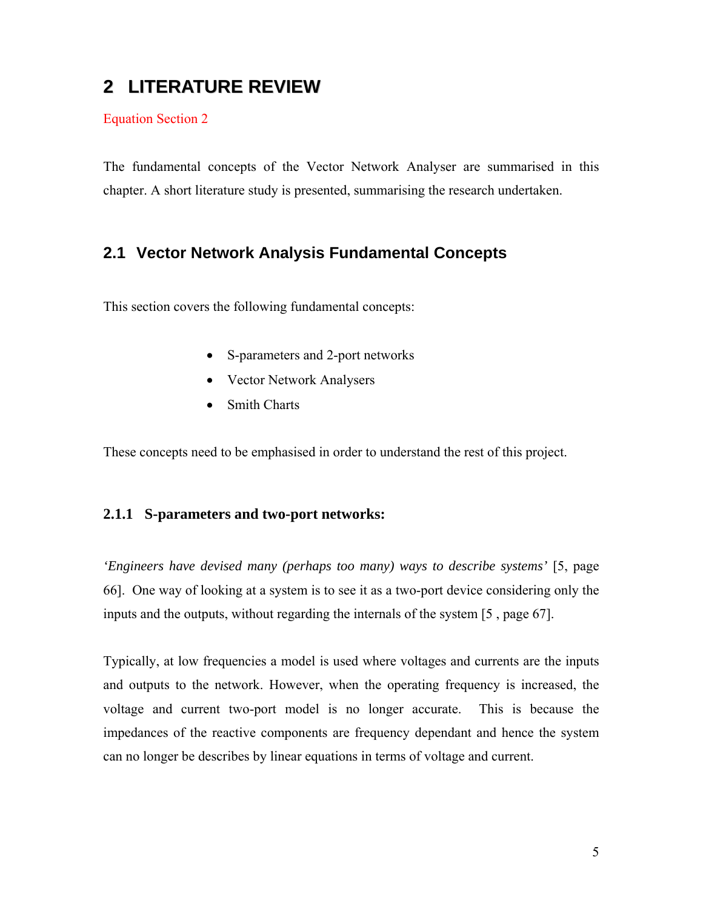# 2 LITERATURE REVIEW

Equation Section 2

The fundamental concepts of the Vector Network Analyser are summarised in this chapter. A short literature study is presented, summarising the research undertaken.

## 2.1 Vector Network Analysis Fundamental Concepts

This section covers the following fundamental concepts:

- S-parameters and 2-port networks
- Vector Network Analysers
- Smith Charts

These concepts need to be emphasised in order to understand the rest of this project.

### 2.1.1 S-parameters and two-port networks:

*'Engineers have devised many (perhaps too many) ways to describe systems'* [5, page 66]. One way of looking at a system is to see it as a two-port device considering only the inputs and the outputs, without regarding the internals of the system [5 , page 67].

Typically, at low frequencies a model is used where voltages and currents are the inputs and outputs to the network. However, when the operating frequency is increased, the voltage and current two-port model is no longer accurate. This is because the impedances of the reactive components are frequency dependant and hence the system can no longer be describes by linear equations in terms of voltage and current.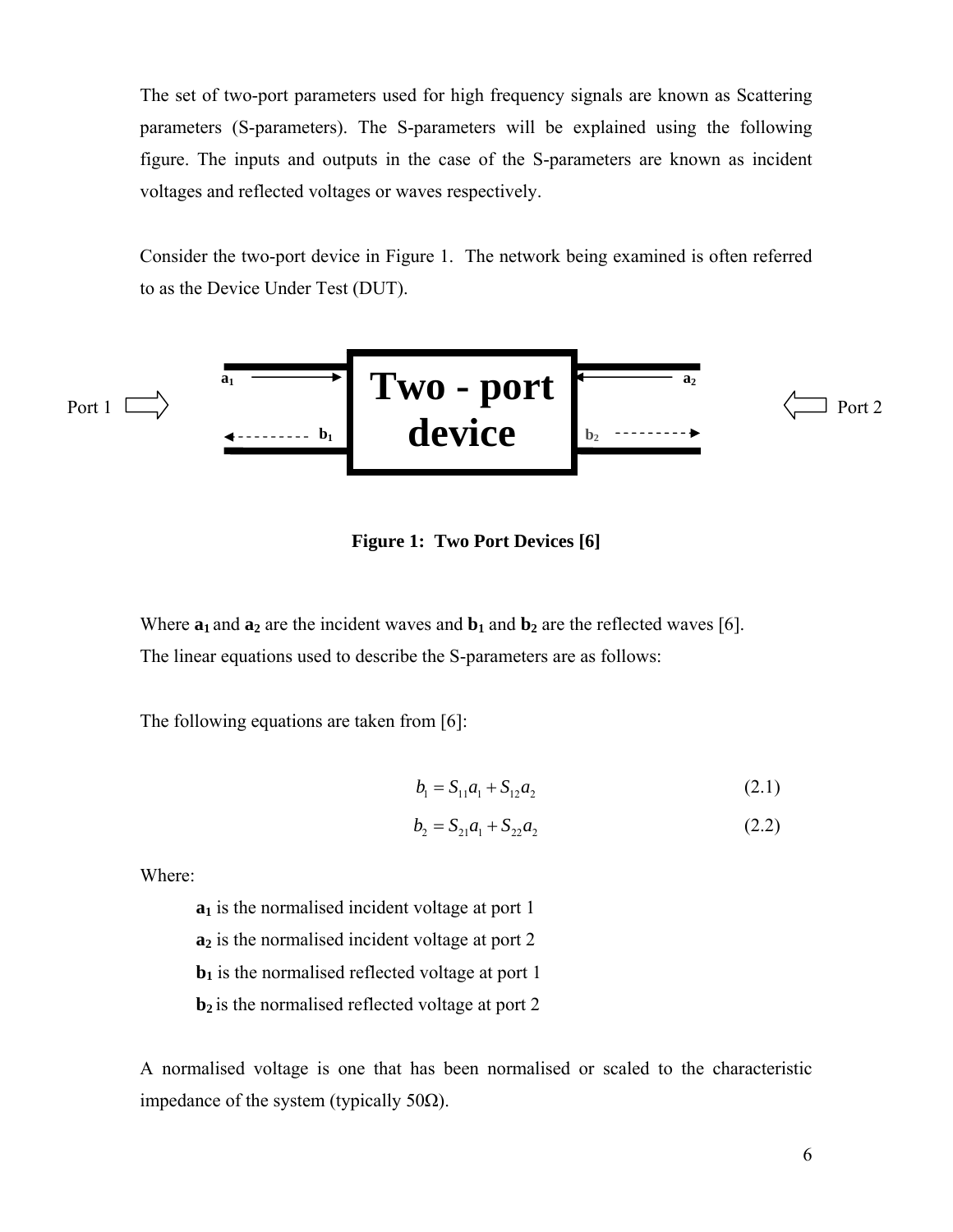The set of two-port parameters used for high frequency signals are known as Scattering parameters (S-parameters). The S-parameters will be explained using the following figure. The inputs and outputs in the case of the S-parameters are known as incident voltages and reflected voltages or waves respectively.

Consider the two-port device in Figure 1. The network being examined is often referred to as the Device Under Test (DUT).

**Figure 1: Two Port Devices [6]**

Where $\mathbf{a_1}$ and $\mathbf{a_2}$ are the incident waves and $\mathbf{b_1}$ and $\mathbf{b_2}$ are the reflected waves [6].
The linear equations used to describe the S-parameters are as follows:

The following equations are taken from [6]:

$$b_1 = S_{11}a_1 + S_{12}a_2 \tag{2.1}$$

$$b_2 = S_{21}a_1 + S_{22}a_2 \tag{2.2}$$

Where:

- $\mathbf{a_1}$ is the normalised incident voltage at port 1
- $\mathbf{a_2}$ is the normalised incident voltage at port 2
- $\mathbf{b_1}$ is the normalised reflected voltage at port 1
- $\mathbf{b_2}$ is the normalised reflected voltage at port 2

A normalised voltage is one that has been normalised or scaled to the characteristic impedance of the system (typically 50Ω).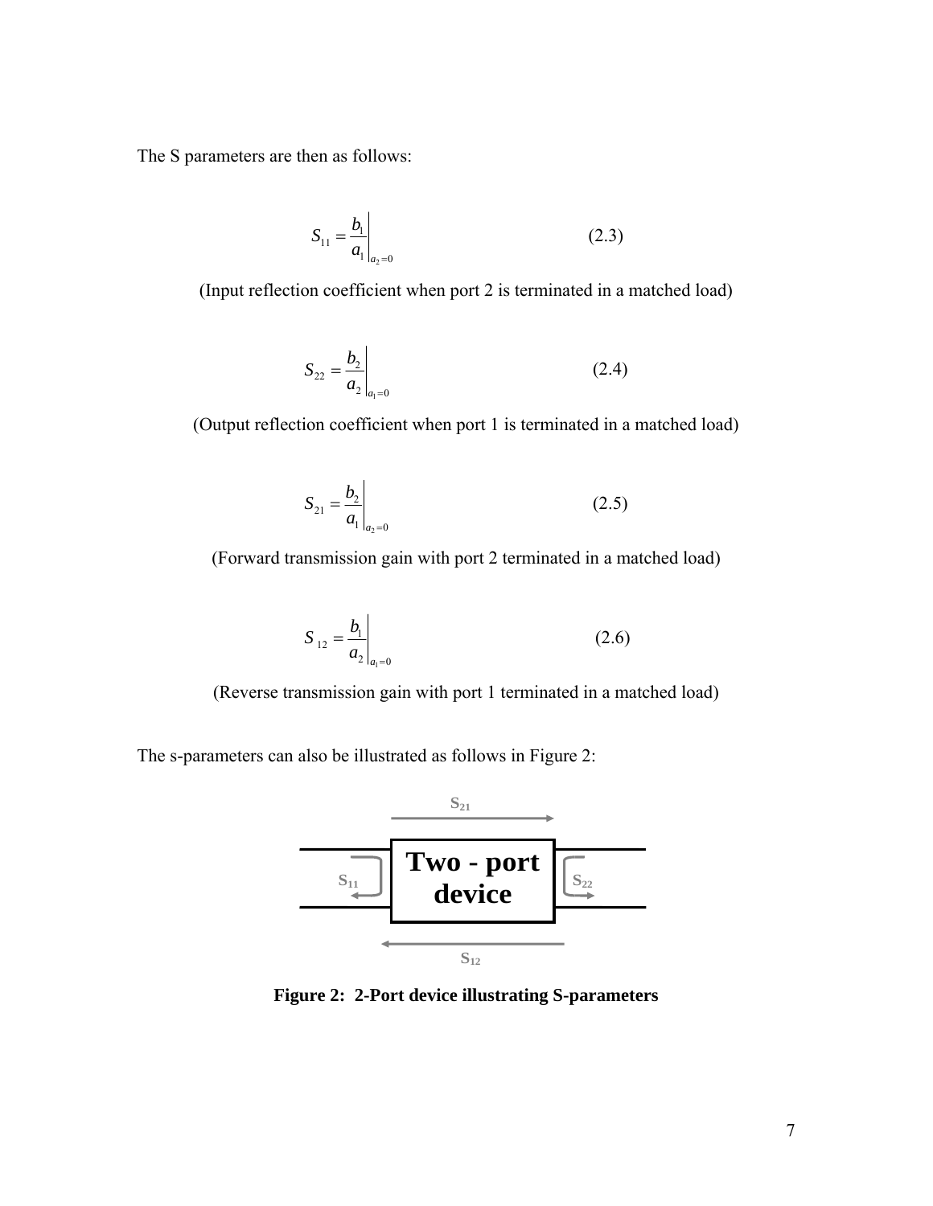The S parameters are then as follows:

$$S_{11} = \left. \frac{b_1}{a_1} \right|_{a_2 = 0} \tag{2.3}$$

(Input reflection coefficient when port 2 is terminated in a matched load)

$$S_{22} = \left. \frac{b_2}{a_2} \right|_{a_1 = 0} \tag{2.4}$$

(Output reflection coefficient when port 1 is terminated in a matched load)

$$S_{21} = \left. \frac{b_2}{a_1} \right|_{a_2 = 0} \tag{2.5}$$

(Forward transmission gain with port 2 terminated in a matched load)

$$S_{12} = \left. \frac{b_1}{a_2} \right|_{a_1 = 0} \tag{2.6}$$

(Reverse transmission gain with port 1 terminated in a matched load)

The s-parameters can also be illustrated as follows in Figure 2:

**Figure 2: 2-Port device illustrating S-parameters**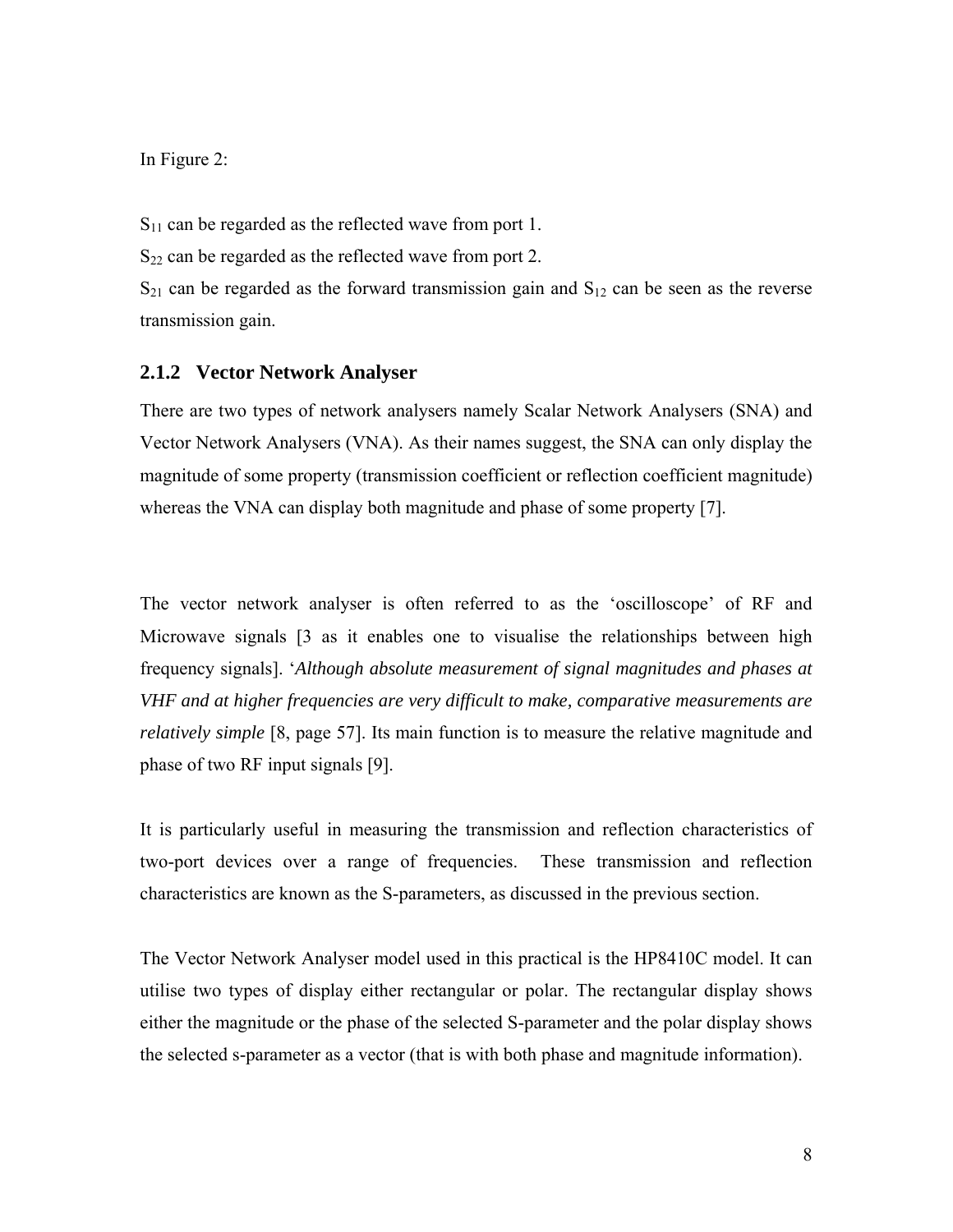In Figure 2:

$S_{11}$ can be regarded as the reflected wave from port 1.

$S_{22}$ can be regarded as the reflected wave from port 2.

$S_{21}$ can be regarded as the forward transmission gain and $S_{12}$ can be seen as the reverse transmission gain.

### 2.1.2 Vector Network Analyser

There are two types of network analysers namely Scalar Network Analysers (SNA) and Vector Network Analysers (VNA). As their names suggest, the SNA can only display the magnitude of some property (transmission coefficient or reflection coefficient magnitude) whereas the VNA can display both magnitude and phase of some property [7].

The vector network analyser is often referred to as the 'oscilloscope' of RF and Microwave signals [3 as it enables one to visualise the relationships between high frequency signals]. '*Although absolute measurement of signal magnitudes and phases at VHF and at higher frequencies are very difficult to make, comparative measurements are relatively simple* [8, page 57]. Its main function is to measure the relative magnitude and phase of two RF input signals [9].

It is particularly useful in measuring the transmission and reflection characteristics of two-port devices over a range of frequencies. These transmission and reflection characteristics are known as the S-parameters, as discussed in the previous section.

The Vector Network Analyser model used in this practical is the HP8410C model. It can utilise two types of display either rectangular or polar. The rectangular display shows either the magnitude or the phase of the selected S-parameter and the polar display shows the selected s-parameter as a vector (that is with both phase and magnitude information).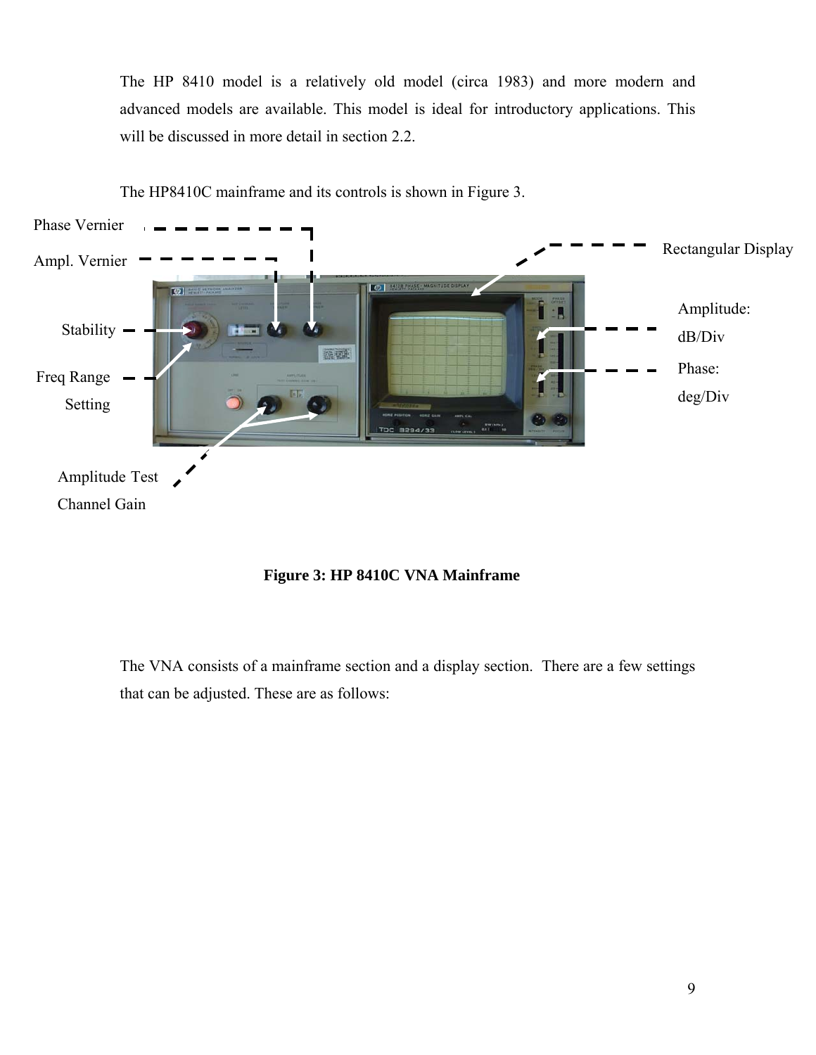The HP 8410 model is a relatively old model (circa 1983) and more modern and advanced models are available. This model is ideal for introductory applications. This will be discussed in more detail in section 2.2.

The HP8410C mainframe and its controls is shown in Figure 3.

Phase Vernier

Ampl. Vernier

Stability

Freq Range Setting

Amplitude Test Channel Gain

Rectangular Display

Amplitude: dB/Div

Phase: deg/Div

**Figure 3: HP 8410C VNA Mainframe**

The VNA consists of a mainframe section and a display section. There are a few settings that can be adjusted. These are as follows: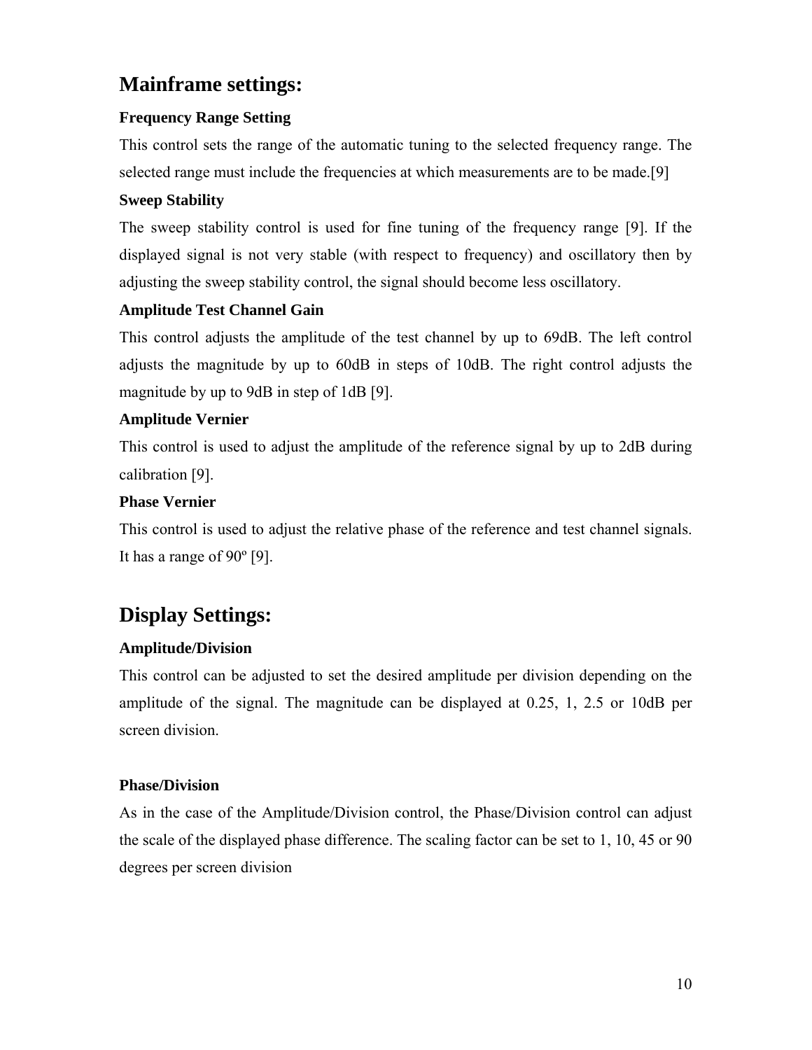## Mainframe settings:

### Frequency Range Setting

This control sets the range of the automatic tuning to the selected frequency range. The selected range must include the frequencies at which measurements are to be made.[9]

### Sweep Stability

The sweep stability control is used for fine tuning of the frequency range [9]. If the displayed signal is not very stable (with respect to frequency) and oscillatory then by adjusting the sweep stability control, the signal should become less oscillatory.

### Amplitude Test Channel Gain

This control adjusts the amplitude of the test channel by up to 69dB. The left control adjusts the magnitude by up to 60dB in steps of 10dB. The right control adjusts the magnitude by up to 9dB in step of 1dB [9].

### Amplitude Vernier

This control is used to adjust the amplitude of the reference signal by up to 2dB during calibration [9].

### Phase Vernier

This control is used to adjust the relative phase of the reference and test channel signals. It has a range of 90º [9].

## Display Settings:

### Amplitude/Division

This control can be adjusted to set the desired amplitude per division depending on the amplitude of the signal. The magnitude can be displayed at 0.25, 1, 2.5 or 10dB per screen division.

### Phase/Division

As in the case of the Amplitude/Division control, the Phase/Division control can adjust the scale of the displayed phase difference. The scaling factor can be set to 1, 10, 45 or 90 degrees per screen division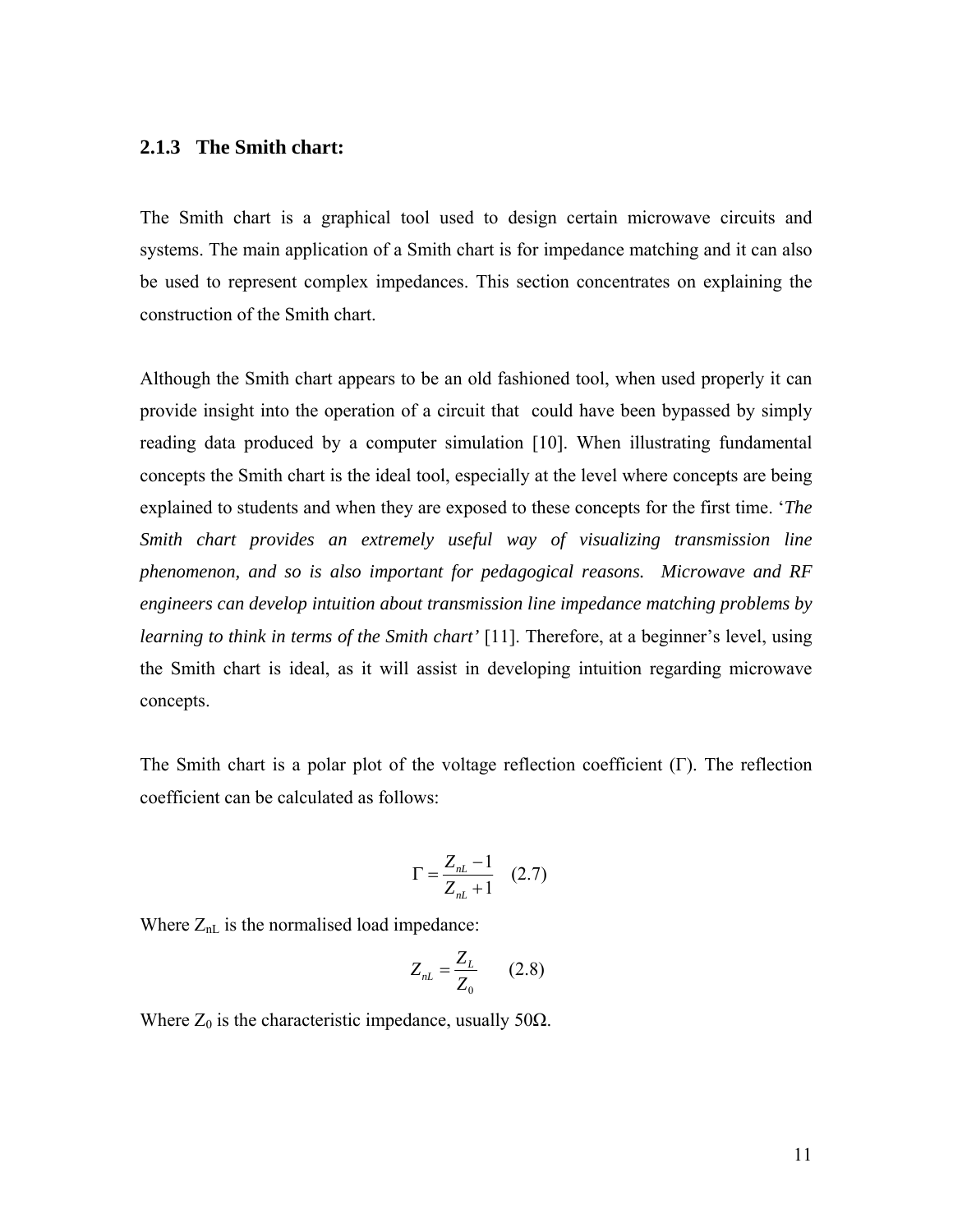### 2.1.3 The Smith chart:

The Smith chart is a graphical tool used to design certain microwave circuits and systems. The main application of a Smith chart is for impedance matching and it can also be used to represent complex impedances. This section concentrates on explaining the construction of the Smith chart.

Although the Smith chart appears to be an old fashioned tool, when used properly it can provide insight into the operation of a circuit that could have been bypassed by simply reading data produced by a computer simulation [10]. When illustrating fundamental concepts the Smith chart is the ideal tool, especially at the level where concepts are being explained to students and when they are exposed to these concepts for the first time. '*The Smith chart provides an extremely useful way of visualizing transmission line phenomenon, and so is also important for pedagogical reasons. Microwave and RF engineers can develop intuition about transmission line impedance matching problems by learning to think in terms of the Smith chart'* [11]. Therefore, at a beginner's level, using the Smith chart is ideal, as it will assist in developing intuition regarding microwave concepts.

The Smith chart is a polar plot of the voltage reflection coefficient ($\Gamma$). The reflection coefficient can be calculated as follows:

$$\Gamma = \frac{Z_{nL} - 1}{Z_{nL} + 1} \quad (2.7)$$

Where $Z_{nL}$ is the normalised load impedance:

$$Z_{nL} = \frac{Z_L}{Z_0} \quad (2.8)$$

Where $Z_0$ is the characteristic impedance, usually 50Ω.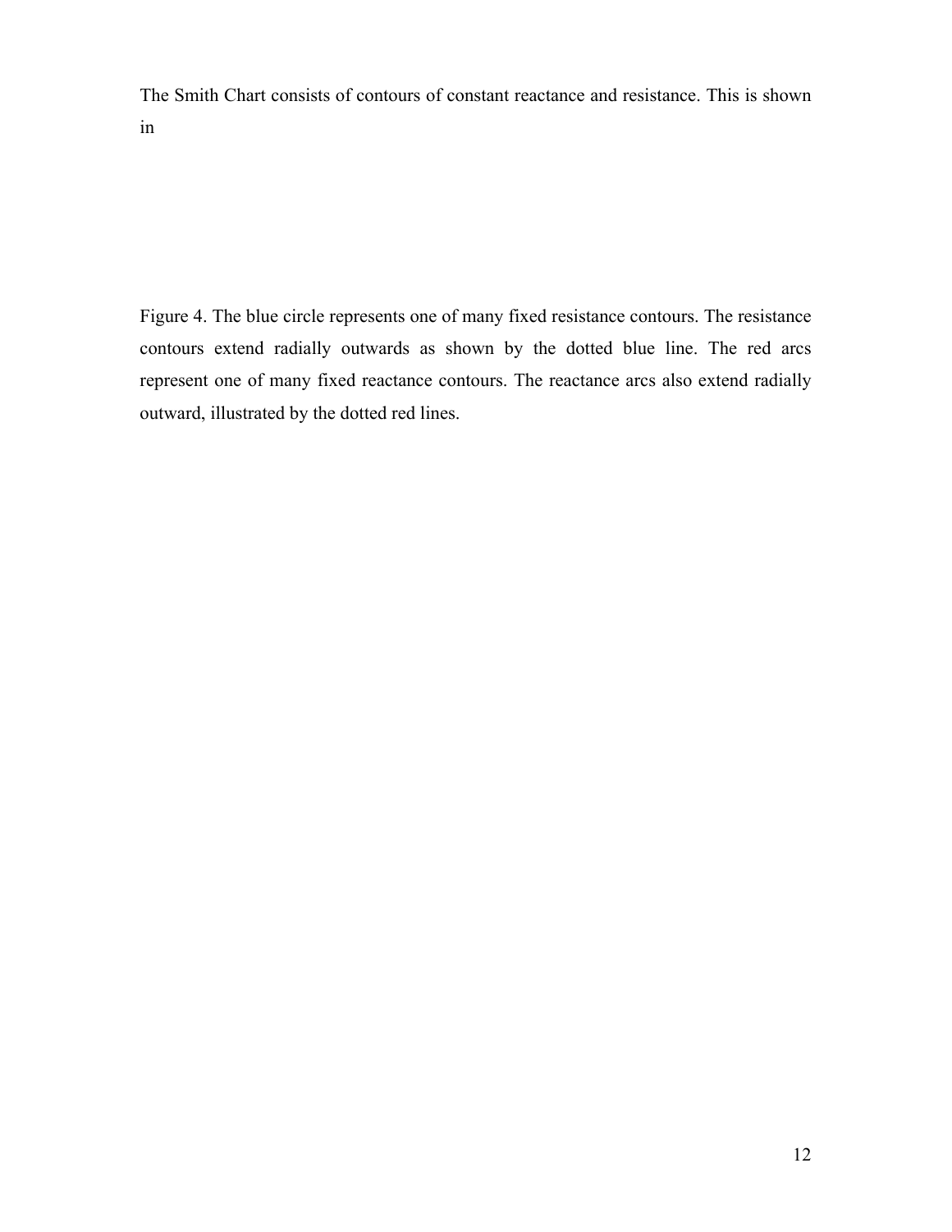The Smith Chart consists of contours of constant reactance and resistance. This is shown in

Figure 4. The blue circle represents one of many fixed resistance contours. The resistance contours extend radially outwards as shown by the dotted blue line. The red arcs represent one of many fixed reactance contours. The reactance arcs also extend radially outward, illustrated by the dotted red lines.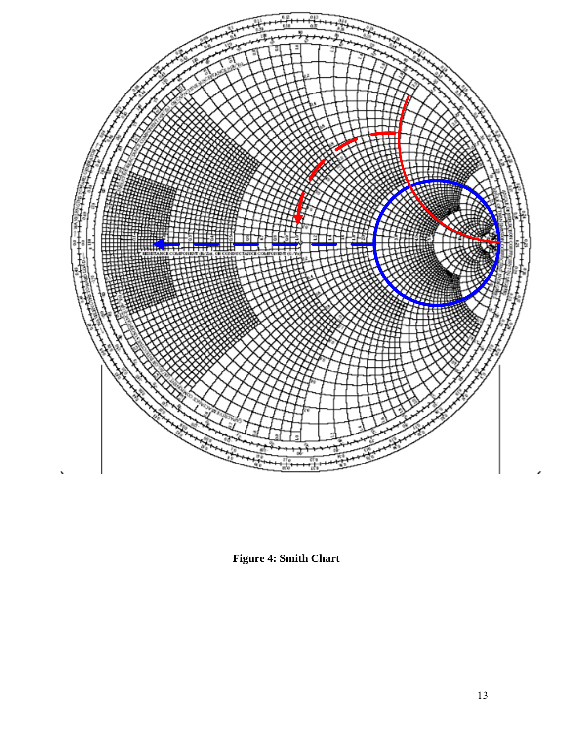**Figure 4: Smith Chart**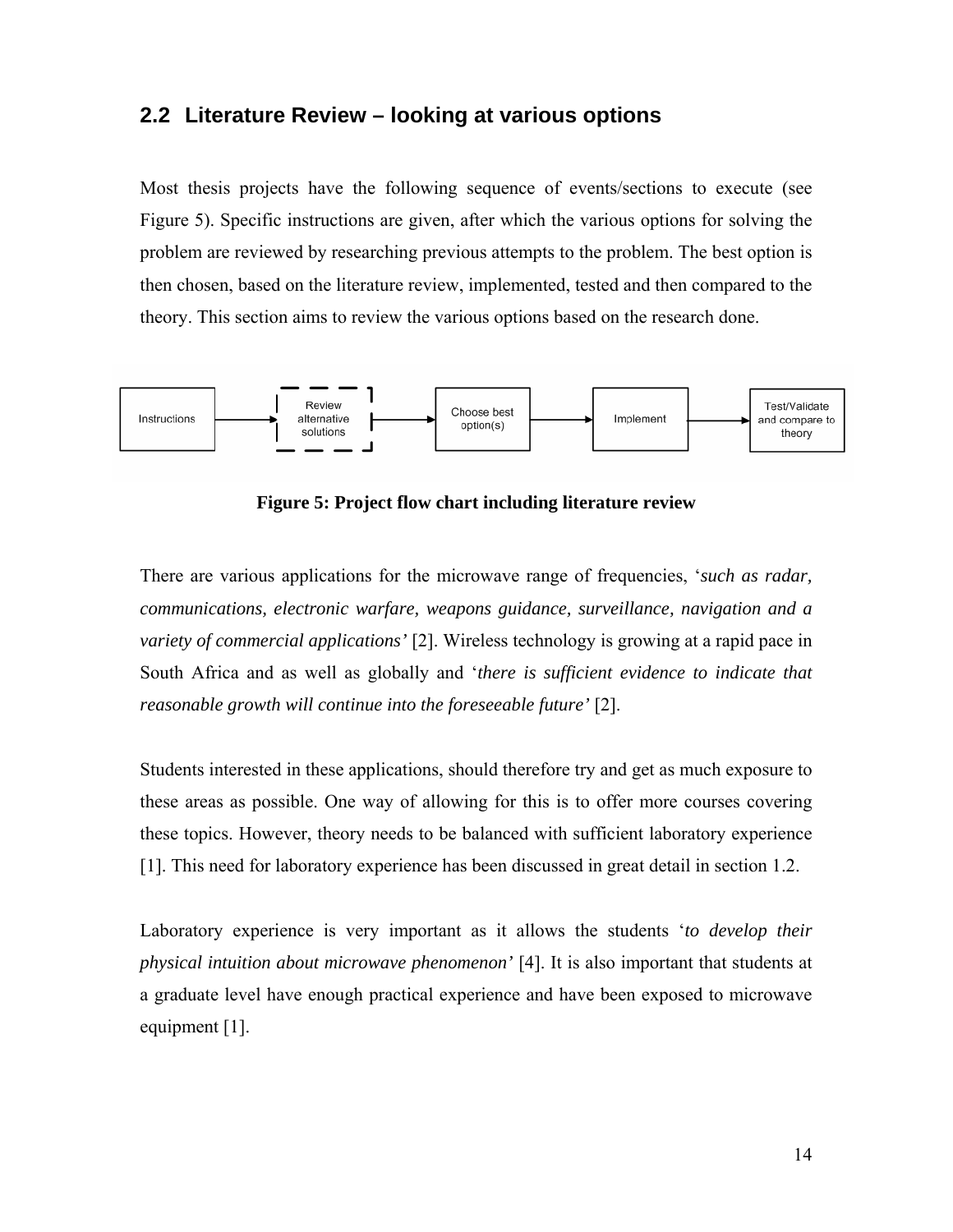## 2.2 Literature Review – looking at various options

Most thesis projects have the following sequence of events/sections to execute (see Figure 5). Specific instructions are given, after which the various options for solving the problem are reviewed by researching previous attempts to the problem. The best option is then chosen, based on the literature review, implemented, tested and then compared to the theory. This section aims to review the various options based on the research done.

Instructions → Review alternative solutions → Choose best option(s) → Implement → Test/Validate and compare to theory

**Figure 5: Project flow chart including literature review**

There are various applications for the microwave range of frequencies, '*such as radar, communications, electronic warfare, weapons guidance, surveillance, navigation and a variety of commercial applications'* [2]. Wireless technology is growing at a rapid pace in South Africa and as well as globally and '*there is sufficient evidence to indicate that reasonable growth will continue into the foreseeable future'* [2].

Students interested in these applications, should therefore try and get as much exposure to these areas as possible. One way of allowing for this is to offer more courses covering these topics. However, theory needs to be balanced with sufficient laboratory experience [1]. This need for laboratory experience has been discussed in great detail in section 1.2.

Laboratory experience is very important as it allows the students '*to develop their physical intuition about microwave phenomenon'* [4]. It is also important that students at a graduate level have enough practical experience and have been exposed to microwave equipment [1].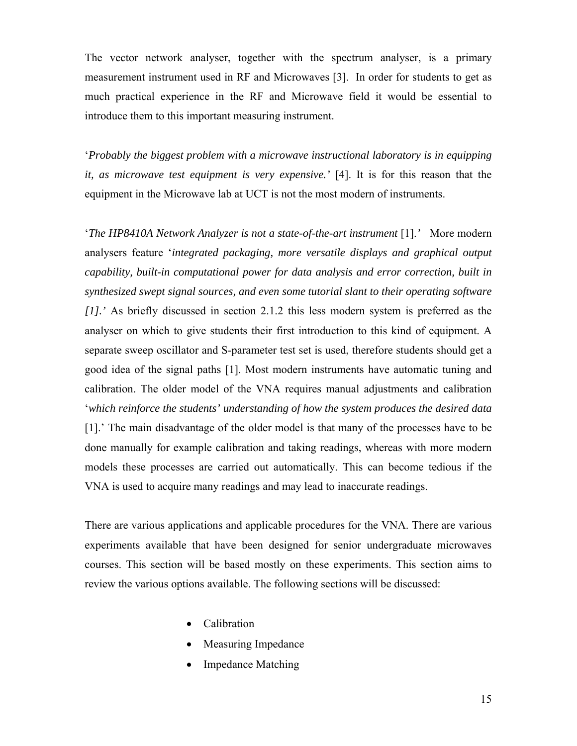The vector network analyser, together with the spectrum analyser, is a primary measurement instrument used in RF and Microwaves [3]. In order for students to get as much practical experience in the RF and Microwave field it would be essential to introduce them to this important measuring instrument.

'*Probably the biggest problem with a microwave instructional laboratory is in equipping it, as microwave test equipment is very expensive.'* [4]. It is for this reason that the equipment in the Microwave lab at UCT is not the most modern of instruments.

'*The HP8410A Network Analyzer is not a state-of-the-art instrument* [1].*'* More modern analysers feature '*integrated packaging, more versatile displays and graphical output capability, built-in computational power for data analysis and error correction, built in synthesized swept signal sources, and even some tutorial slant to their operating software [1].'* As briefly discussed in section 2.1.2 this less modern system is preferred as the analyser on which to give students their first introduction to this kind of equipment. A separate sweep oscillator and S-parameter test set is used, therefore students should get a good idea of the signal paths [1]. Most modern instruments have automatic tuning and calibration. The older model of the VNA requires manual adjustments and calibration '*which reinforce the students' understanding of how the system produces the desired data* [1].' The main disadvantage of the older model is that many of the processes have to be done manually for example calibration and taking readings, whereas with more modern models these processes are carried out automatically. This can become tedious if the VNA is used to acquire many readings and may lead to inaccurate readings.

There are various applications and applicable procedures for the VNA. There are various experiments available that have been designed for senior undergraduate microwaves courses. This section will be based mostly on these experiments. This section aims to review the various options available. The following sections will be discussed:

- Calibration
- Measuring Impedance
- Impedance Matching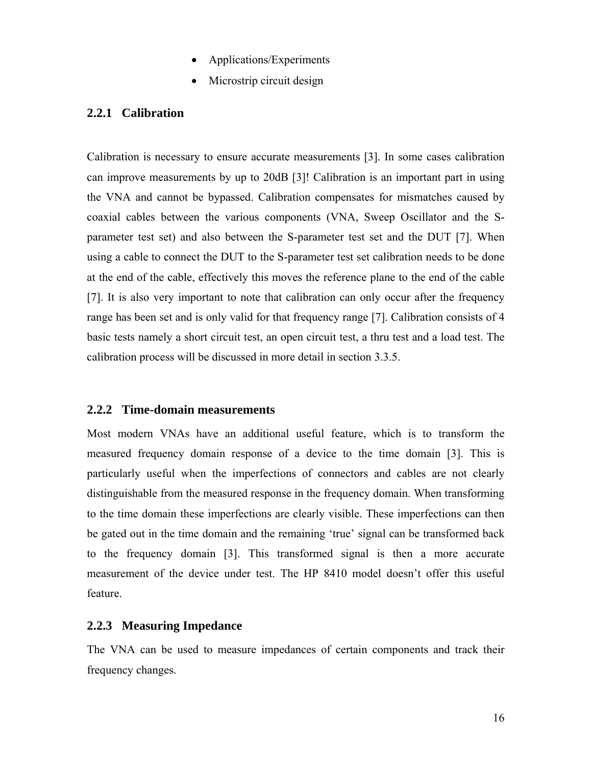- Applications/Experiments
- Microstrip circuit design

### 2.2.1 Calibration

Calibration is necessary to ensure accurate measurements [3]. In some cases calibration can improve measurements by up to 20dB [3]! Calibration is an important part in using the VNA and cannot be bypassed. Calibration compensates for mismatches caused by coaxial cables between the various components (VNA, Sweep Oscillator and the S-parameter test set) and also between the S-parameter test set and the DUT [7]. When using a cable to connect the DUT to the S-parameter test set calibration needs to be done at the end of the cable, effectively this moves the reference plane to the end of the cable [7]. It is also very important to note that calibration can only occur after the frequency range has been set and is only valid for that frequency range [7]. Calibration consists of 4 basic tests namely a short circuit test, an open circuit test, a thru test and a load test. The calibration process will be discussed in more detail in section 3.3.5.

### 2.2.2 Time-domain measurements

Most modern VNAs have an additional useful feature, which is to transform the measured frequency domain response of a device to the time domain [3]. This is particularly useful when the imperfections of connectors and cables are not clearly distinguishable from the measured response in the frequency domain. When transforming to the time domain these imperfections are clearly visible. These imperfections can then be gated out in the time domain and the remaining 'true' signal can be transformed back to the frequency domain [3]. This transformed signal is then a more accurate measurement of the device under test. The HP 8410 model doesn't offer this useful feature.

### 2.2.3 Measuring Impedance

The VNA can be used to measure impedances of certain components and track their frequency changes.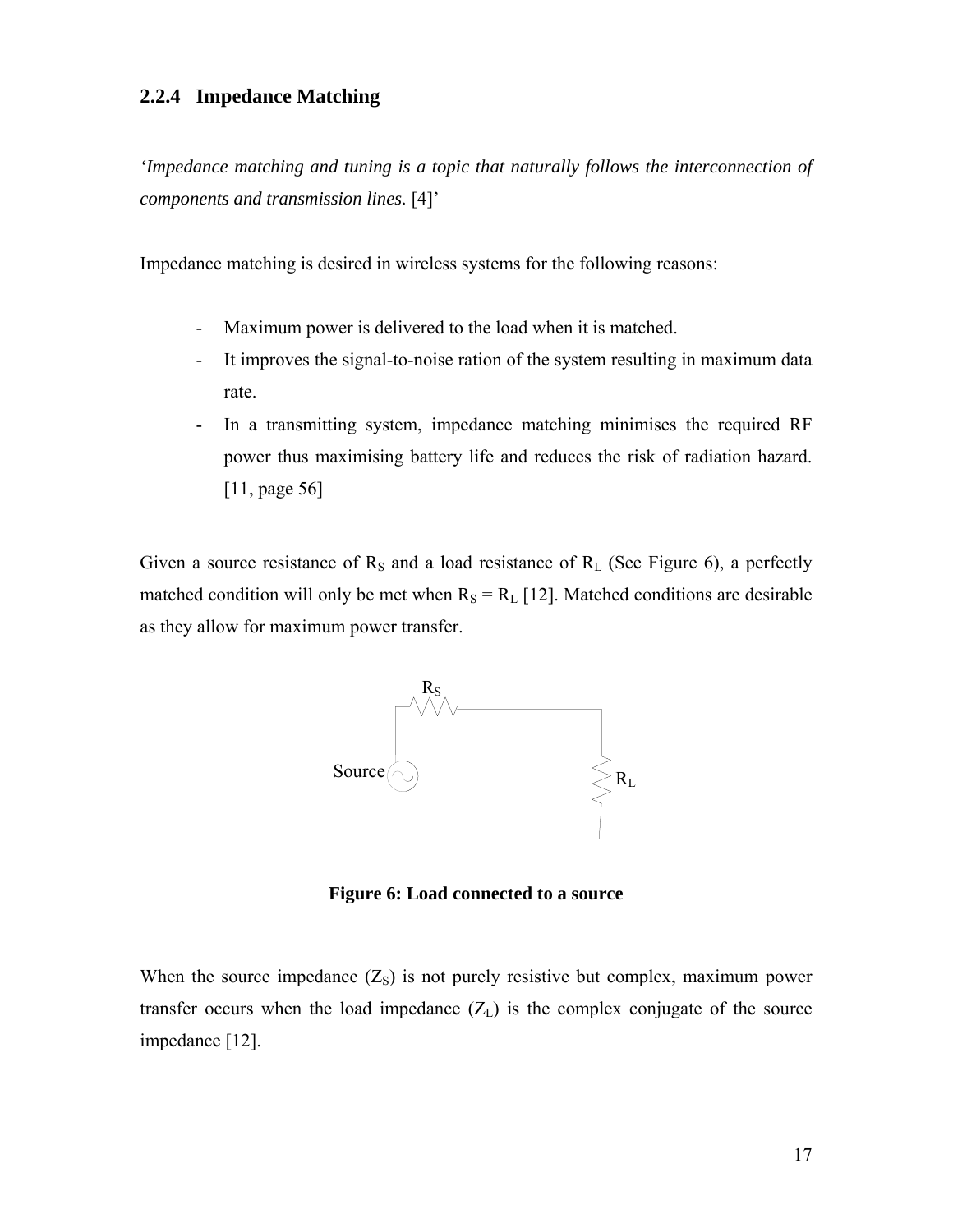### 2.2.4 Impedance Matching

*'Impedance matching and tuning is a topic that naturally follows the interconnection of components and transmission lines.* [4]'

Impedance matching is desired in wireless systems for the following reasons:

- Maximum power is delivered to the load when it is matched.
- It improves the signal-to-noise ration of the system resulting in maximum data rate.
- In a transmitting system, impedance matching minimises the required RF power thus maximising battery life and reduces the risk of radiation hazard. [11, page 56]

Given a source resistance of $R_S$ and a load resistance of $R_L$ (See Figure 6), a perfectly matched condition will only be met when $R_S = R_L$ [12]. Matched conditions are desirable as they allow for maximum power transfer.

**Figure 6: Load connected to a source**

When the source impedance ($Z_S$) is not purely resistive but complex, maximum power transfer occurs when the load impedance ($Z_L$) is the complex conjugate of the source impedance [12].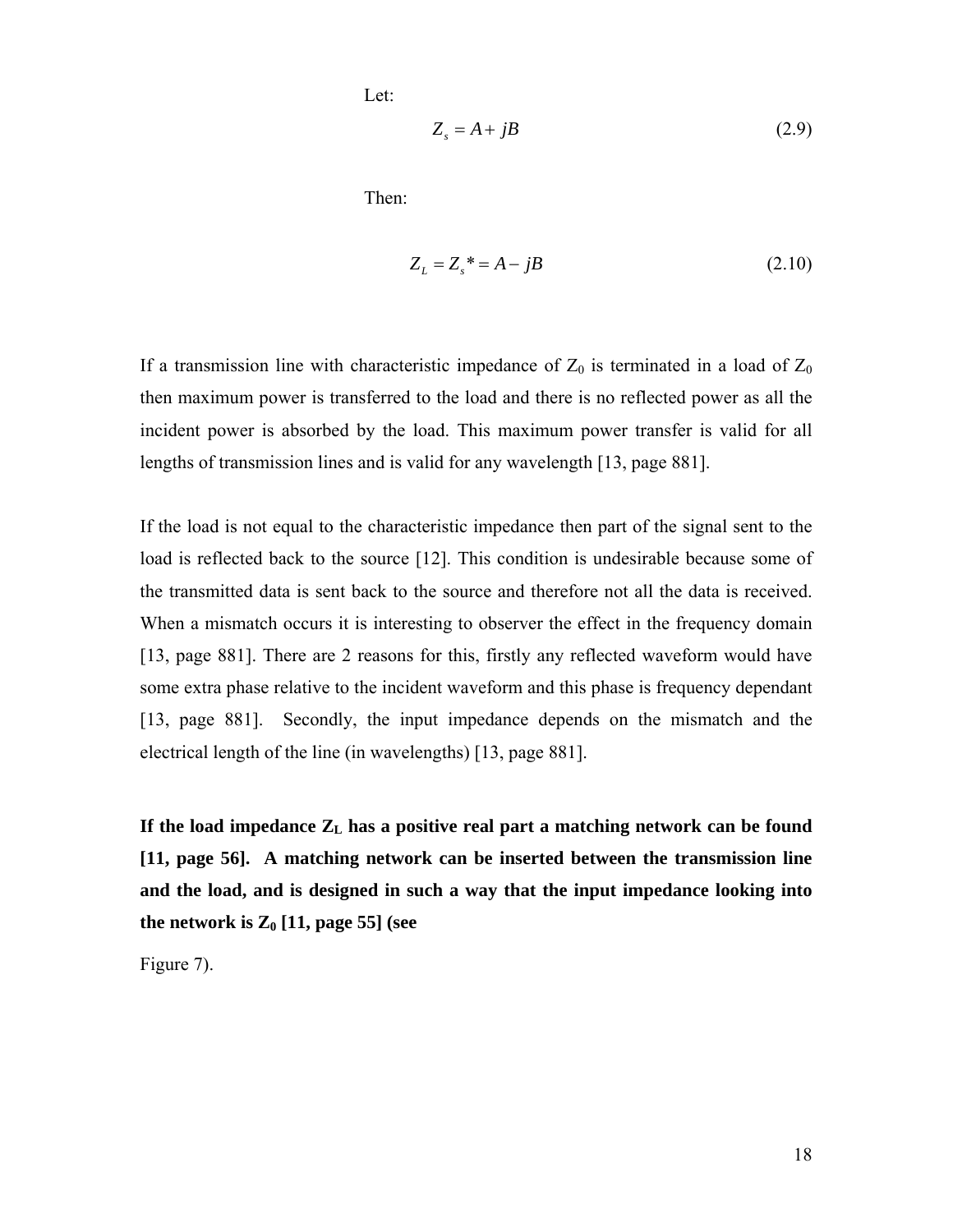Let:

$$Z_s = A + jB \tag{2.9}$$

Then:

$$Z_L = Z_s^* = A - jB \tag{2.10}$$

If a transmission line with characteristic impedance of $Z_0$ is terminated in a load of $Z_0$ then maximum power is transferred to the load and there is no reflected power as all the incident power is absorbed by the load. This maximum power transfer is valid for all lengths of transmission lines and is valid for any wavelength [13, page 881].

If the load is not equal to the characteristic impedance then part of the signal sent to the load is reflected back to the source [12]. This condition is undesirable because some of the transmitted data is sent back to the source and therefore not all the data is received. When a mismatch occurs it is interesting to observer the effect in the frequency domain [13, page 881]. There are 2 reasons for this, firstly any reflected waveform would have some extra phase relative to the incident waveform and this phase is frequency dependant [13, page 881]. Secondly, the input impedance depends on the mismatch and the electrical length of the line (in wavelengths) [13, page 881].

**If the load impedance $Z_L$ has a positive real part a matching network can be found [11, page 56]. A matching network can be inserted between the transmission line and the load, and is designed in such a way that the input impedance looking into the network is $Z_0$ [11, page 55] (see**

Figure 7).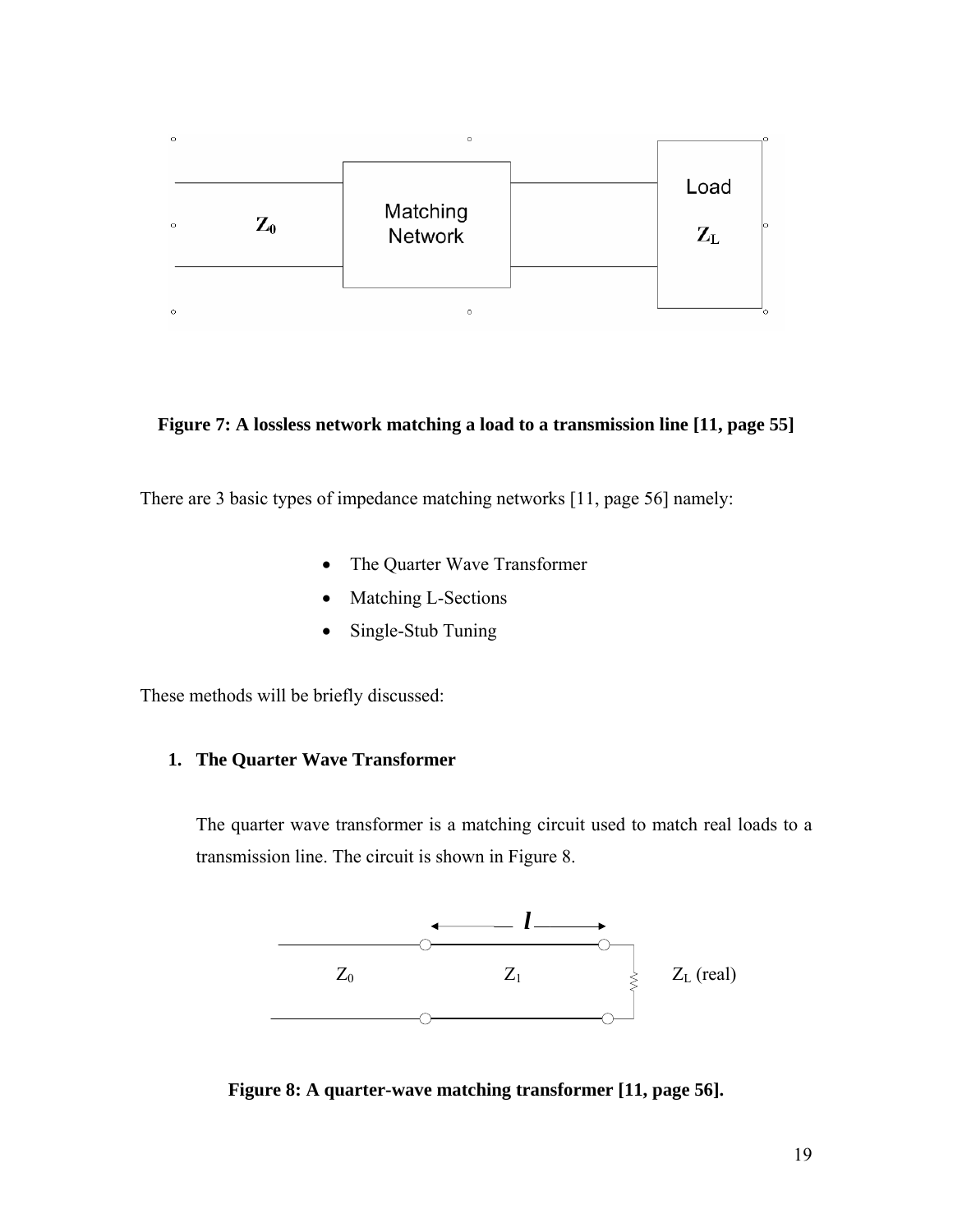**Figure 7: A lossless network matching a load to a transmission line [11, page 55]**

There are 3 basic types of impedance matching networks [11, page 56] namely:

- The Quarter Wave Transformer
- Matching L-Sections
- Single-Stub Tuning

These methods will be briefly discussed:

1. **The Quarter Wave Transformer**

   The quarter wave transformer is a matching circuit used to match real loads to a transmission line. The circuit is shown in Figure 8.

**Figure 8: A quarter-wave matching transformer [11, page 56].**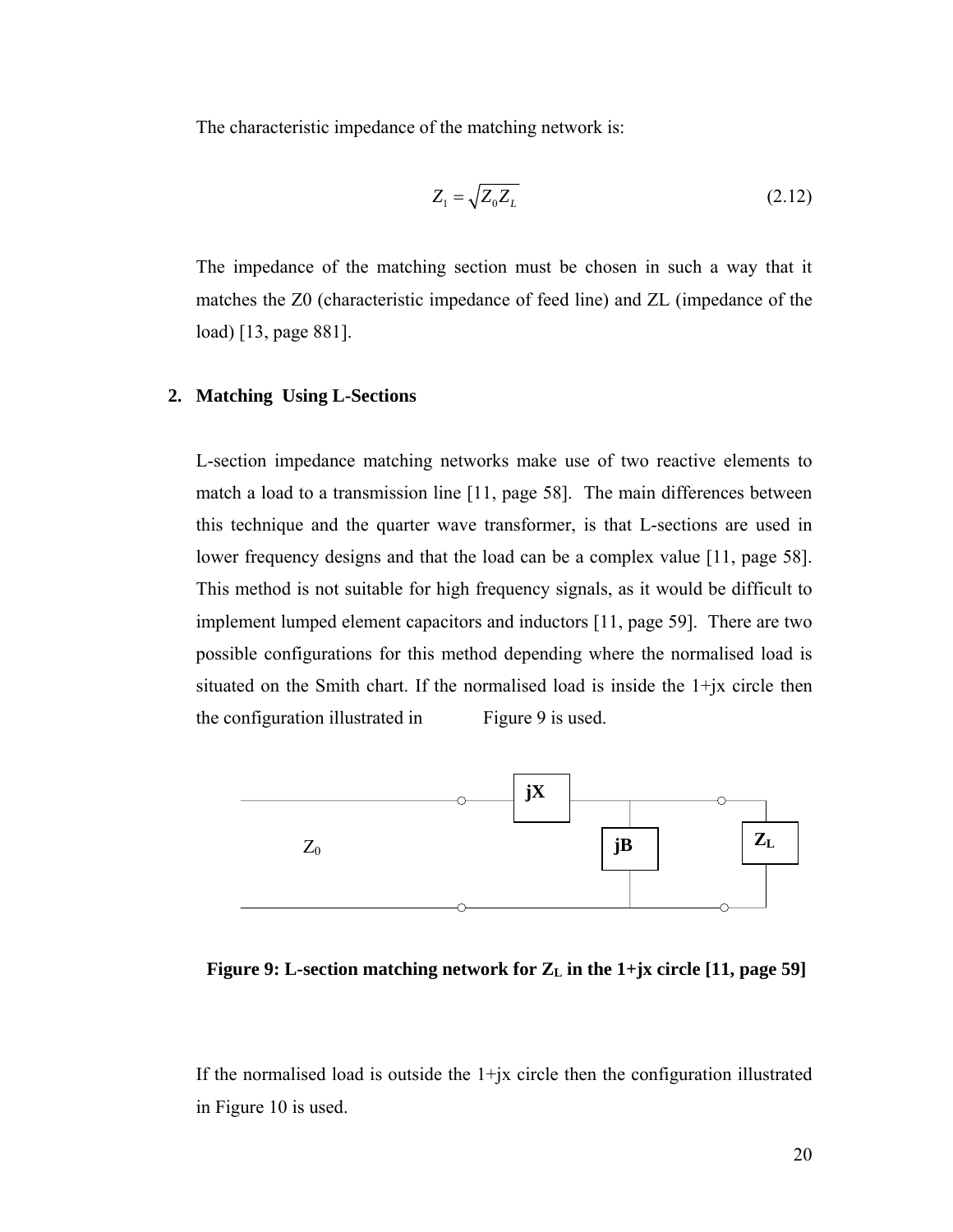The characteristic impedance of the matching network is:

$$Z_1 = \sqrt{Z_0 Z_L} \tag{2.12}$$

The impedance of the matching section must be chosen in such a way that it matches the Z0 (characteristic impedance of feed line) and ZL (impedance of the load) [13, page 881].

## 2. Matching Using L-Sections

L-section impedance matching networks make use of two reactive elements to match a load to a transmission line [11, page 58]. The main differences between this technique and the quarter wave transformer, is that L-sections are used in lower frequency designs and that the load can be a complex value [11, page 58]. This method is not suitable for high frequency signals, as it would be difficult to implement lumped element capacitors and inductors [11, page 59]. There are two possible configurations for this method depending where the normalised load is situated on the Smith chart. If the normalised load is inside the 1+jx circle then the configuration illustrated in Figure 9 is used.

jX

$Z_0$ jB $Z_L$

**Figure 9: L-section matching network for $Z_L$ in the 1+jx circle [11, page 59]**

If the normalised load is outside the 1+jx circle then the configuration illustrated in Figure 10 is used.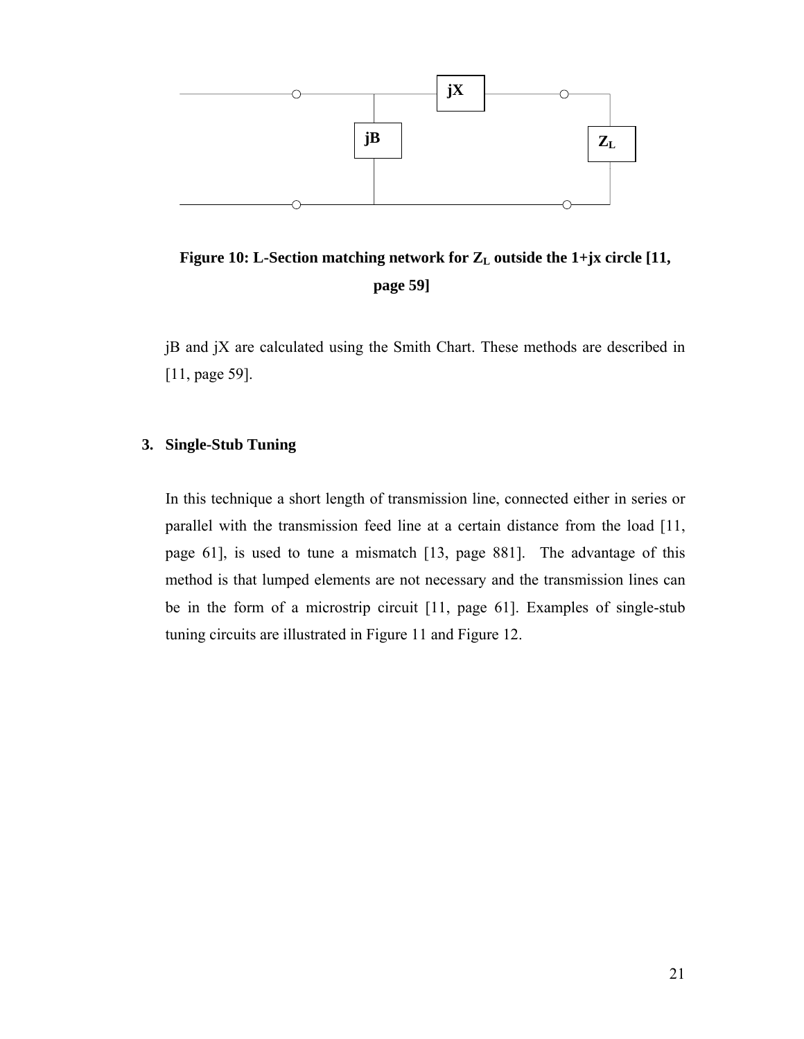**Figure 10: L-Section matching network for $Z_L$ outside the 1+jx circle [11, page 59]**

jB and jX are calculated using the Smith Chart. These methods are described in [11, page 59].

### 3. Single-Stub Tuning

In this technique a short length of transmission line, connected either in series or parallel with the transmission feed line at a certain distance from the load [11, page 61], is used to tune a mismatch [13, page 881]. The advantage of this method is that lumped elements are not necessary and the transmission lines can be in the form of a microstrip circuit [11, page 61]. Examples of single-stub tuning circuits are illustrated in Figure 11 and Figure 12.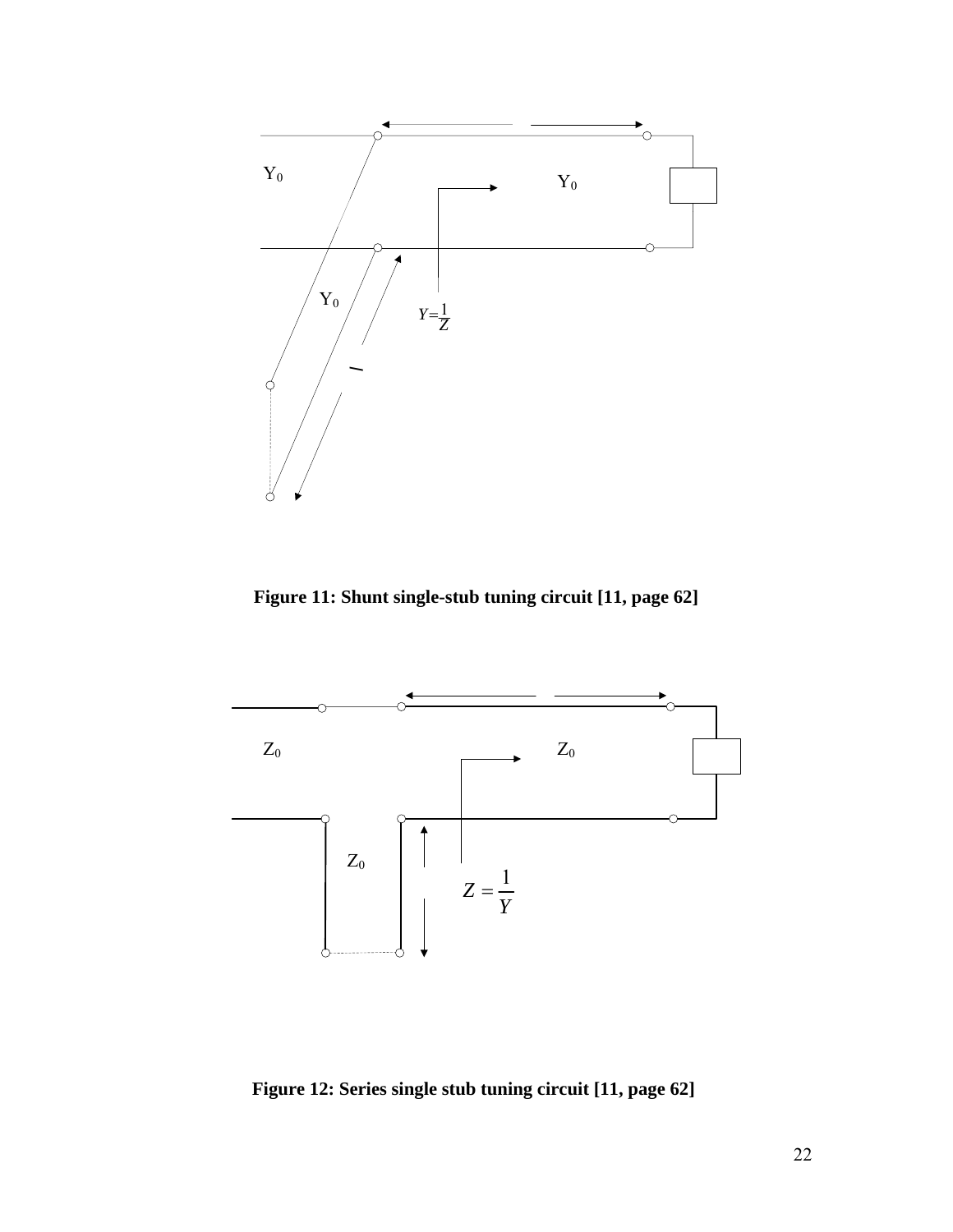Figure 11: Shunt single-stub tuning circuit [11, page 62]

Figure 12: Series single stub tuning circuit [11, page 62]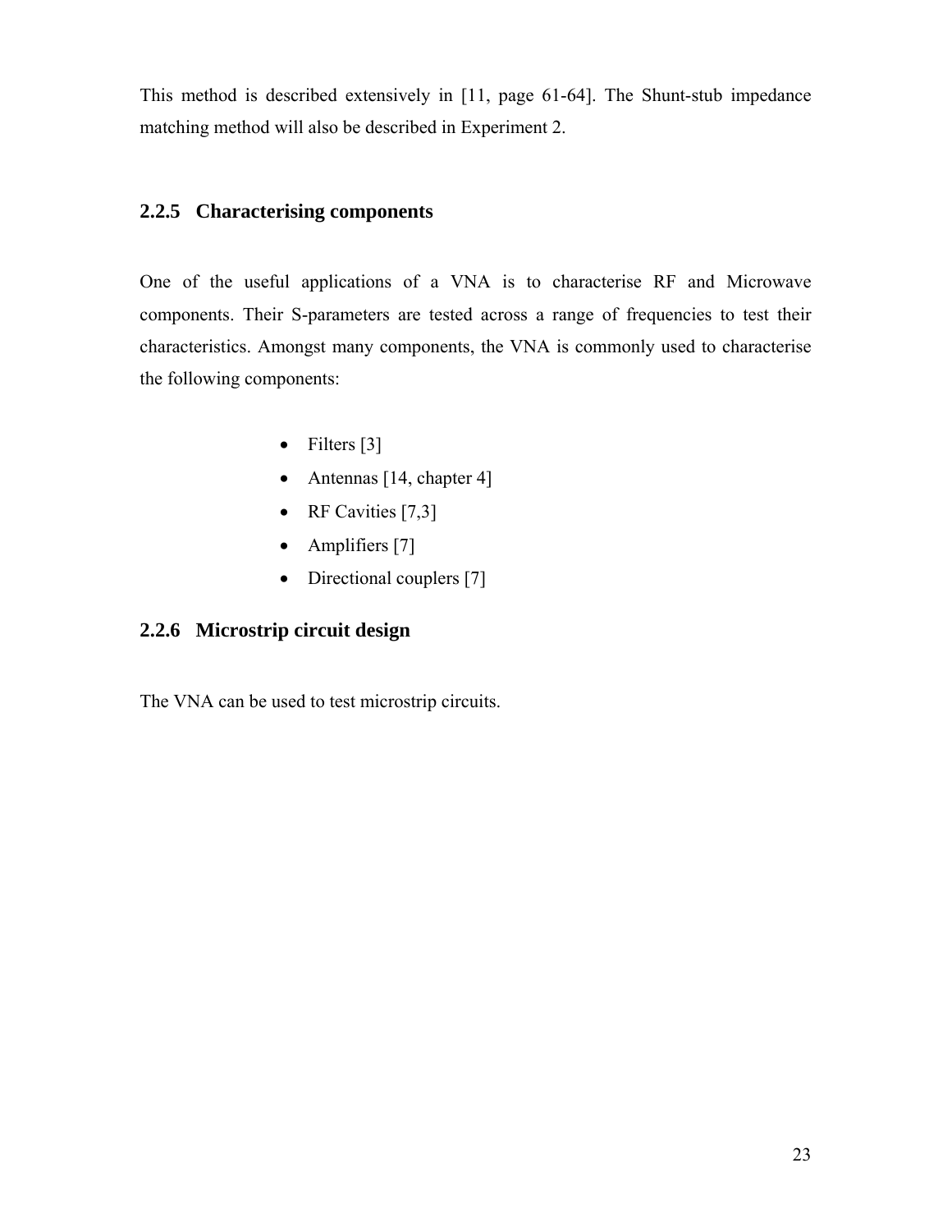This method is described extensively in [11, page 61-64]. The Shunt-stub impedance matching method will also be described in Experiment 2.

### 2.2.5 Characterising components

One of the useful applications of a VNA is to characterise RF and Microwave components. Their S-parameters are tested across a range of frequencies to test their characteristics. Amongst many components, the VNA is commonly used to characterise the following components:

- Filters [3]
- Antennas [14, chapter 4]
- RF Cavities [7,3]
- Amplifiers [7]
- Directional couplers [7]

### 2.2.6 Microstrip circuit design

The VNA can be used to test microstrip circuits.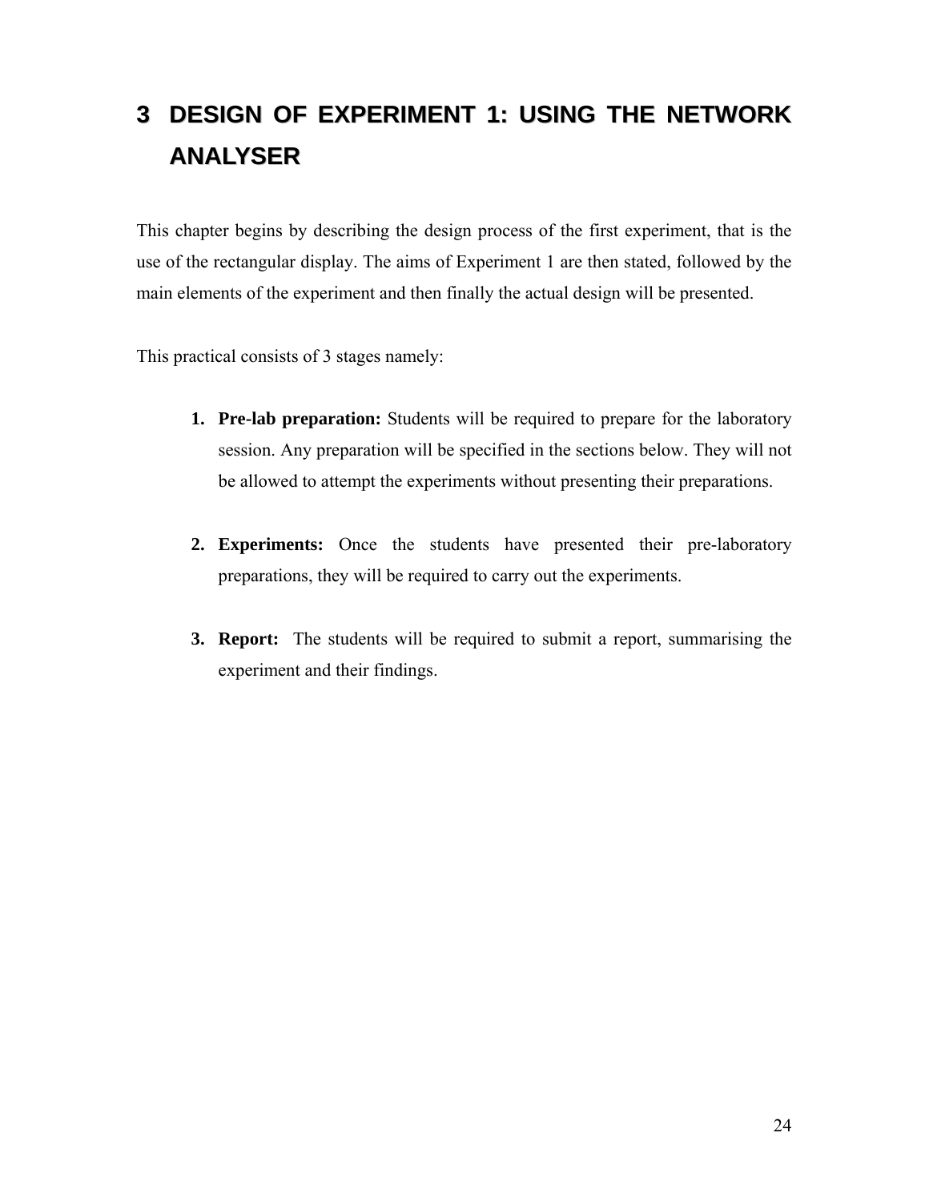# 3 DESIGN OF EXPERIMENT 1: USING THE NETWORK ANALYSER

This chapter begins by describing the design process of the first experiment, that is the use of the rectangular display. The aims of Experiment 1 are then stated, followed by the main elements of the experiment and then finally the actual design will be presented.

This practical consists of 3 stages namely:

1. **Pre-lab preparation:** Students will be required to prepare for the laboratory session. Any preparation will be specified in the sections below. They will not be allowed to attempt the experiments without presenting their preparations.

2. **Experiments:** Once the students have presented their pre-laboratory preparations, they will be required to carry out the experiments.

3. **Report:** The students will be required to submit a report, summarising the experiment and their findings.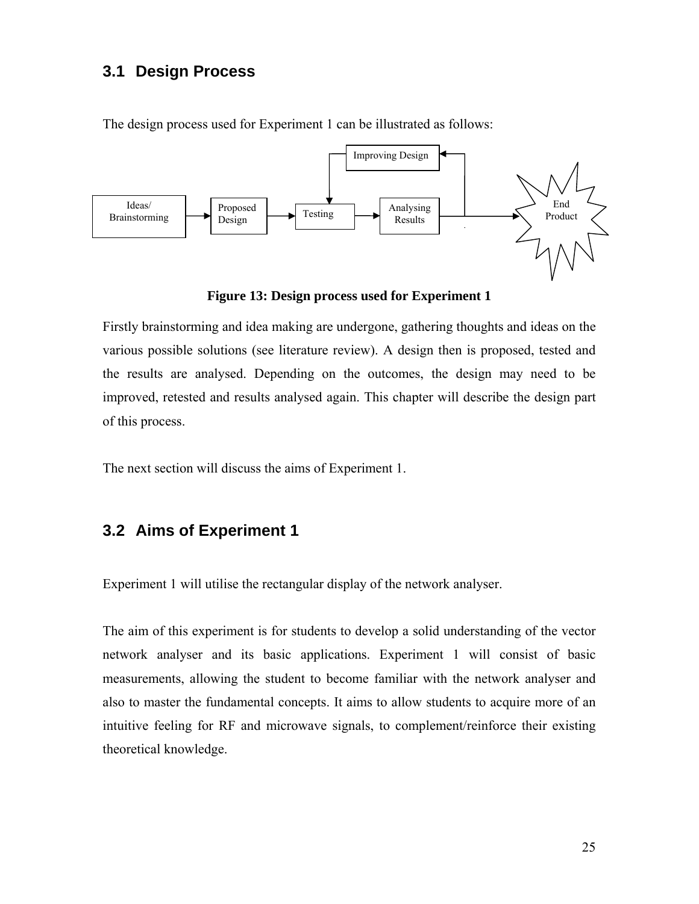## 3.1 Design Process

The design process used for Experiment 1 can be illustrated as follows:

**Figure 13: Design process used for Experiment 1**

Firstly brainstorming and idea making are undergone, gathering thoughts and ideas on the various possible solutions (see literature review). A design then is proposed, tested and the results are analysed. Depending on the outcomes, the design may need to be improved, retested and results analysed again. This chapter will describe the design part of this process.

The next section will discuss the aims of Experiment 1.

## 3.2 Aims of Experiment 1

Experiment 1 will utilise the rectangular display of the network analyser.

The aim of this experiment is for students to develop a solid understanding of the vector network analyser and its basic applications. Experiment 1 will consist of basic measurements, allowing the student to become familiar with the network analyser and also to master the fundamental concepts. It aims to allow students to acquire more of an intuitive feeling for RF and microwave signals, to complement/reinforce their existing theoretical knowledge.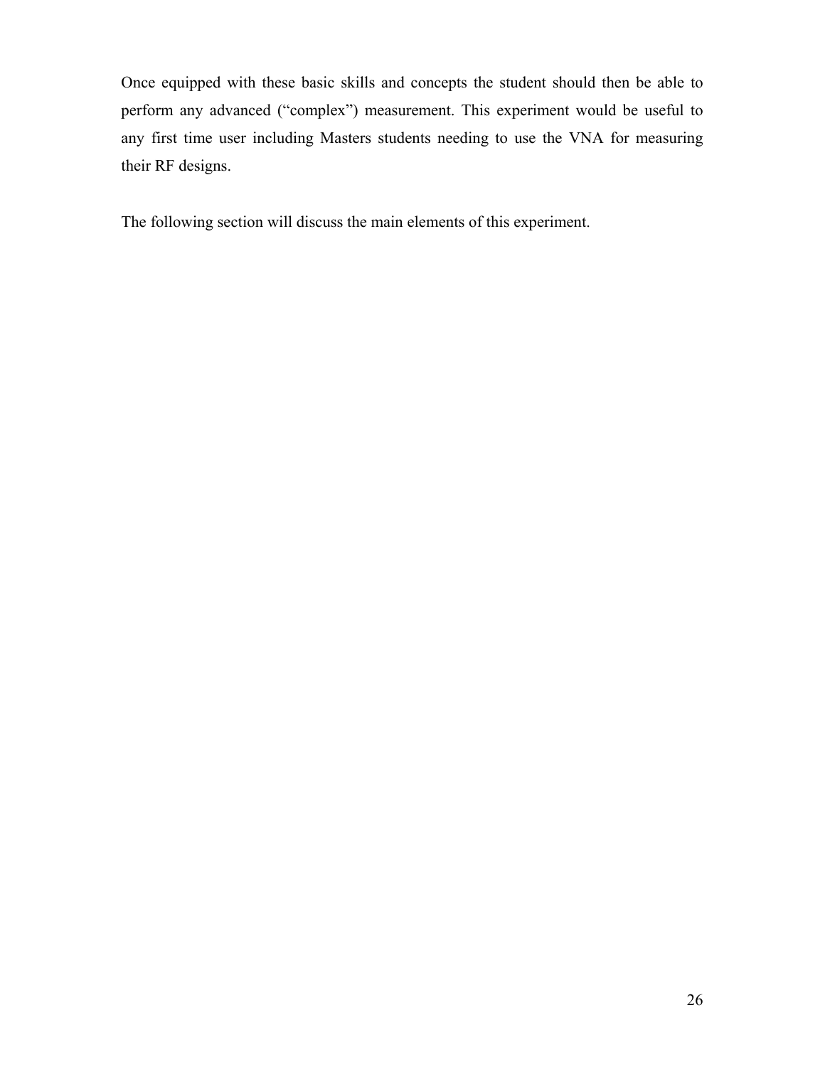Once equipped with these basic skills and concepts the student should then be able to perform any advanced (“complex”) measurement. This experiment would be useful to any first time user including Masters students needing to use the VNA for measuring their RF designs.

The following section will discuss the main elements of this experiment.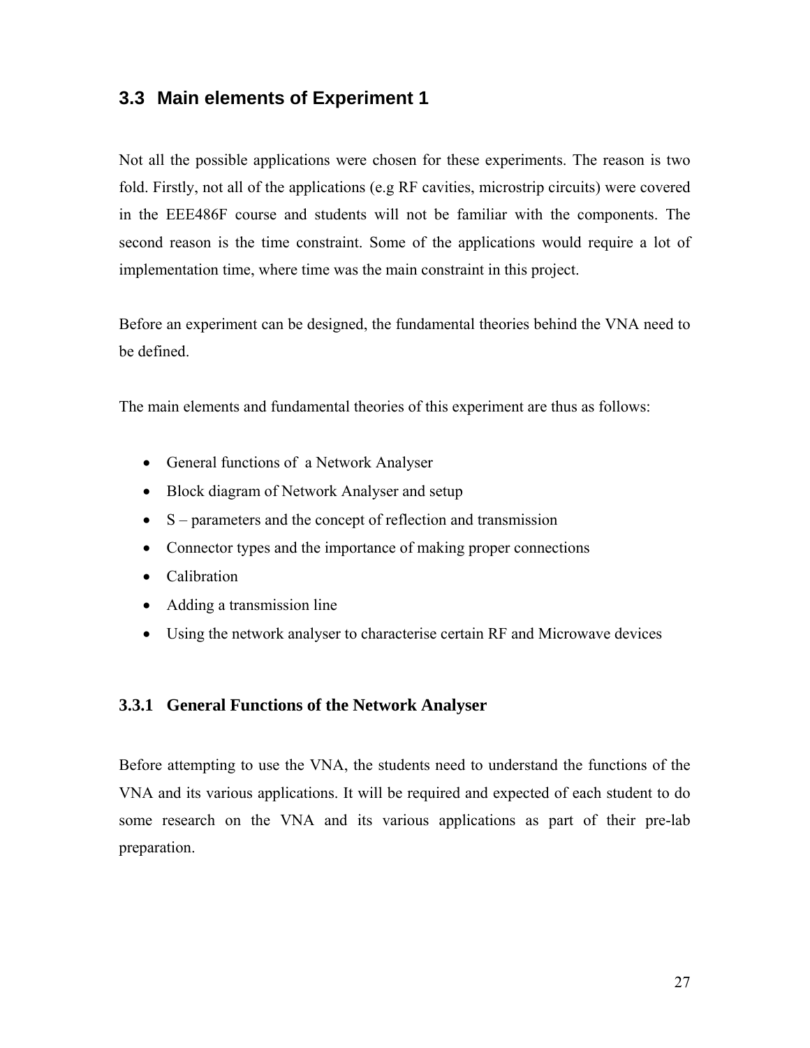## 3.3 Main elements of Experiment 1

Not all the possible applications were chosen for these experiments. The reason is two fold. Firstly, not all of the applications (e.g RF cavities, microstrip circuits) were covered in the EEE486F course and students will not be familiar with the components. The second reason is the time constraint. Some of the applications would require a lot of implementation time, where time was the main constraint in this project.

Before an experiment can be designed, the fundamental theories behind the VNA need to be defined.

The main elements and fundamental theories of this experiment are thus as follows:

- General functions of a Network Analyser
- Block diagram of Network Analyser and setup
- S – parameters and the concept of reflection and transmission
- Connector types and the importance of making proper connections
- Calibration
- Adding a transmission line
- Using the network analyser to characterise certain RF and Microwave devices

### 3.3.1 General Functions of the Network Analyser

Before attempting to use the VNA, the students need to understand the functions of the VNA and its various applications. It will be required and expected of each student to do some research on the VNA and its various applications as part of their pre-lab preparation.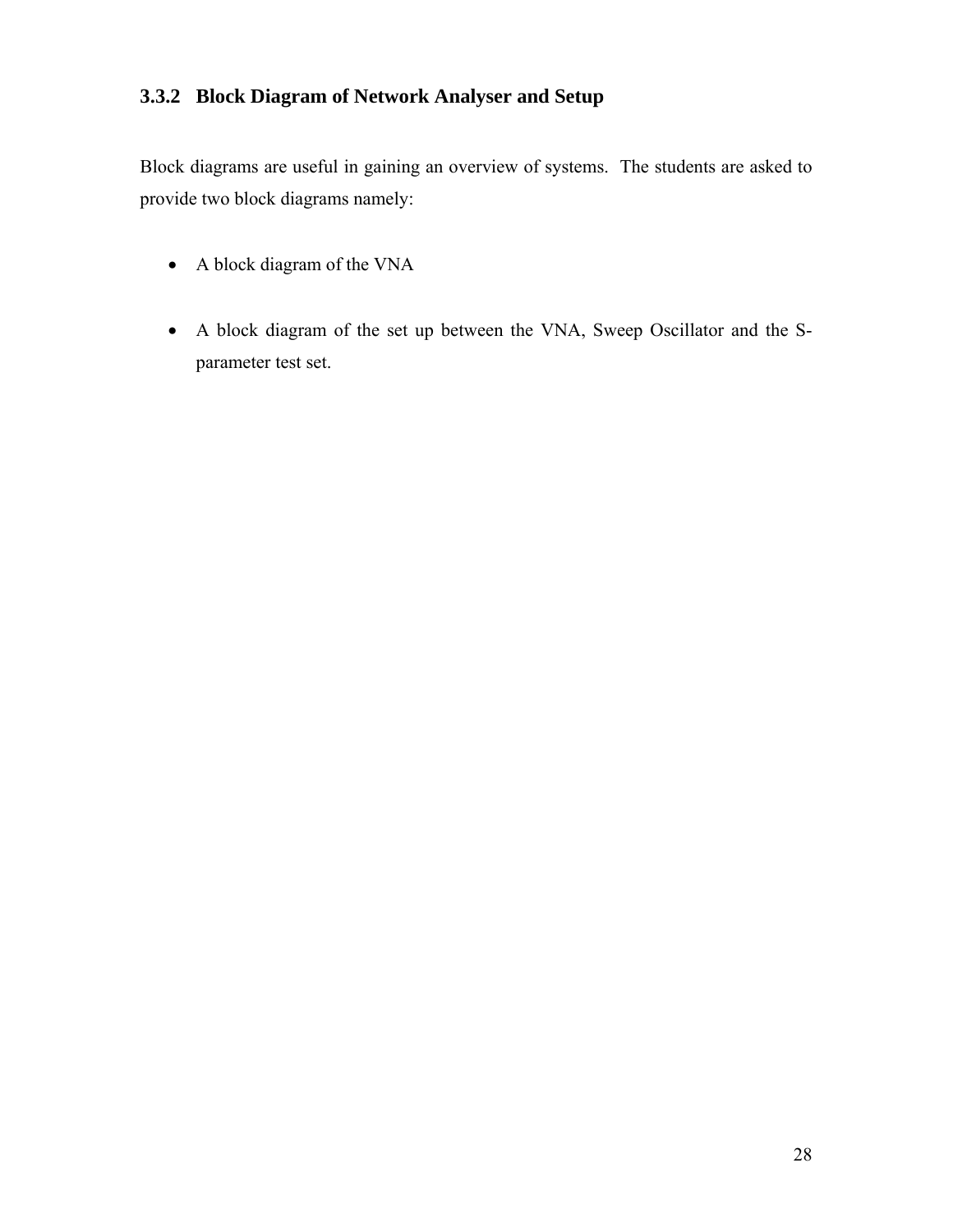### 3.3.2 Block Diagram of Network Analyser and Setup

Block diagrams are useful in gaining an overview of systems. The students are asked to provide two block diagrams namely:

- A block diagram of the VNA

- A block diagram of the set up between the VNA, Sweep Oscillator and the S-parameter test set.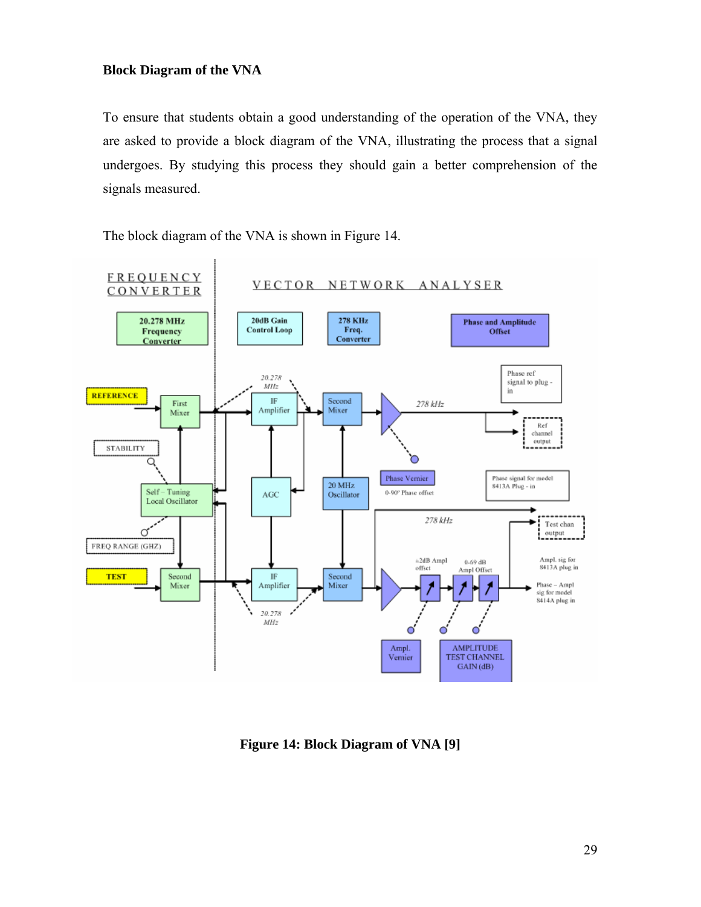**Block Diagram of the VNA**

To ensure that students obtain a good understanding of the operation of the VNA, they are asked to provide a block diagram of the VNA, illustrating the process that a signal undergoes. By studying this process they should gain a better comprehension of the signals measured.

The block diagram of the VNA is shown in Figure 14.

**Figure 14: Block Diagram of VNA [9]**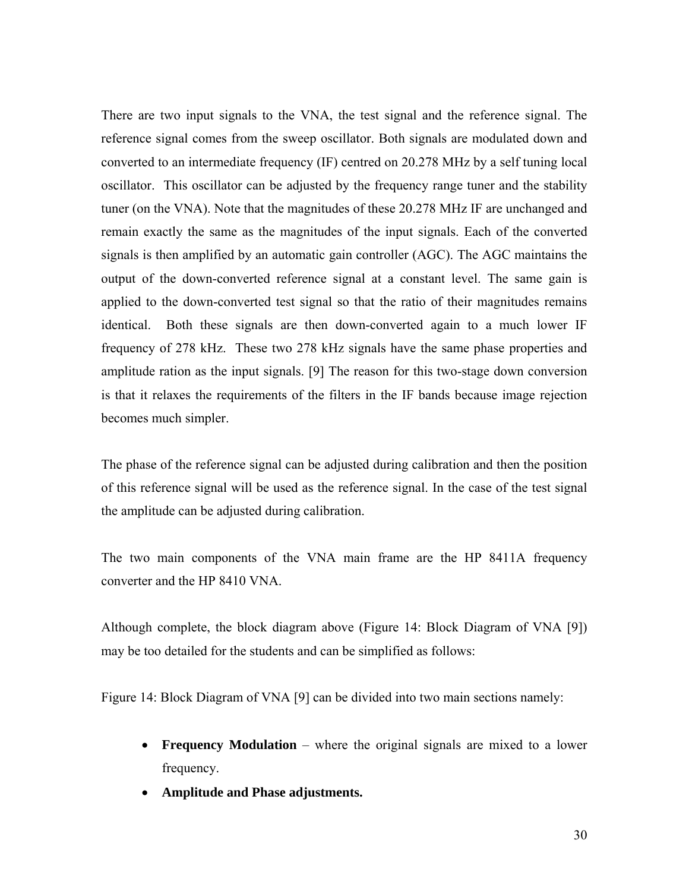There are two input signals to the VNA, the test signal and the reference signal. The reference signal comes from the sweep oscillator. Both signals are modulated down and converted to an intermediate frequency (IF) centred on 20.278 MHz by a self tuning local oscillator. This oscillator can be adjusted by the frequency range tuner and the stability tuner (on the VNA). Note that the magnitudes of these 20.278 MHz IF are unchanged and remain exactly the same as the magnitudes of the input signals. Each of the converted signals is then amplified by an automatic gain controller (AGC). The AGC maintains the output of the down-converted reference signal at a constant level. The same gain is applied to the down-converted test signal so that the ratio of their magnitudes remains identical. Both these signals are then down-converted again to a much lower IF frequency of 278 kHz. These two 278 kHz signals have the same phase properties and amplitude ration as the input signals. [9] The reason for this two-stage down conversion is that it relaxes the requirements of the filters in the IF bands because image rejection becomes much simpler.

The phase of the reference signal can be adjusted during calibration and then the position of this reference signal will be used as the reference signal. In the case of the test signal the amplitude can be adjusted during calibration.

The two main components of the VNA main frame are the HP 8411A frequency converter and the HP 8410 VNA.

Although complete, the block diagram above (Figure 14: Block Diagram of VNA [9]) may be too detailed for the students and can be simplified as follows:

Figure 14: Block Diagram of VNA [9] can be divided into two main sections namely:

- **Frequency Modulation** – where the original signals are mixed to a lower frequency.
- **Amplitude and Phase adjustments.**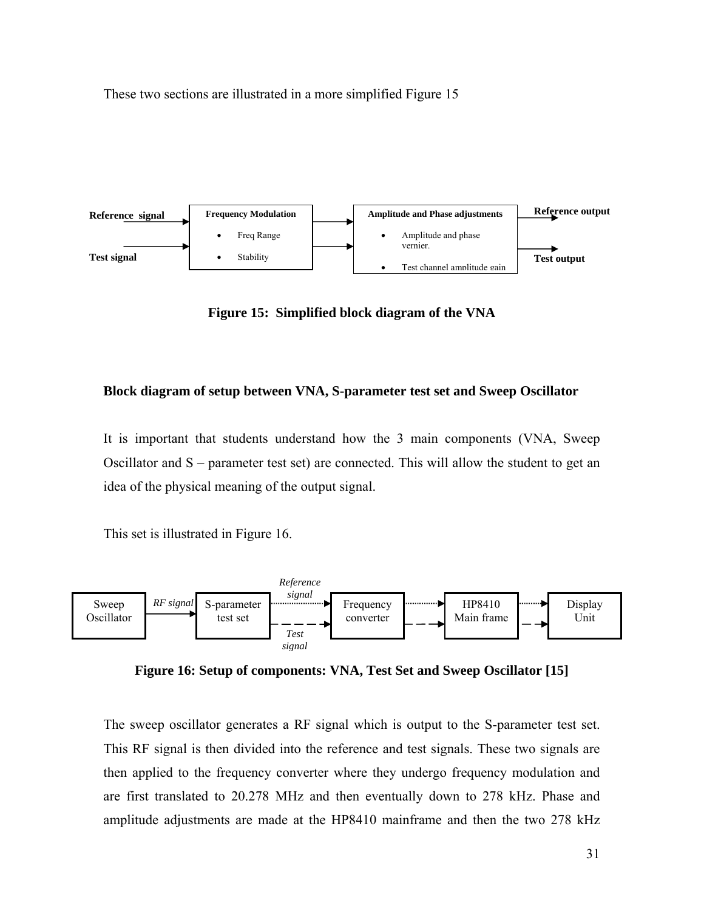These two sections are illustrated in a more simplified Figure 15

Reference signal → **Frequency Modulation** (• Freq Range • Stability) → **Amplitude and Phase adjustments** (• Amplitude and phase vernier. • Test channel amplitude gain) → Reference output

Test signal → Test output

**Figure 15: Simplified block diagram of the VNA**

**Block diagram of setup between VNA, S-parameter test set and Sweep Oscillator**

It is important that students understand how the 3 main components (VNA, Sweep Oscillator and S – parameter test set) are connected. This will allow the student to get an idea of the physical meaning of the output signal.

This set is illustrated in Figure 16.

Sweep Oscillator → *RF signal* → S-parameter test set → *Reference signal* / *Test signal* → Frequency converter → HP8410 Main frame → Display Unit

**Figure 16: Setup of components: VNA, Test Set and Sweep Oscillator [15]**

The sweep oscillator generates a RF signal which is output to the S-parameter test set. This RF signal is then divided into the reference and test signals. These two signals are then applied to the frequency converter where they undergo frequency modulation and are first translated to 20.278 MHz and then eventually down to 278 kHz. Phase and amplitude adjustments are made at the HP8410 mainframe and then the two 278 kHz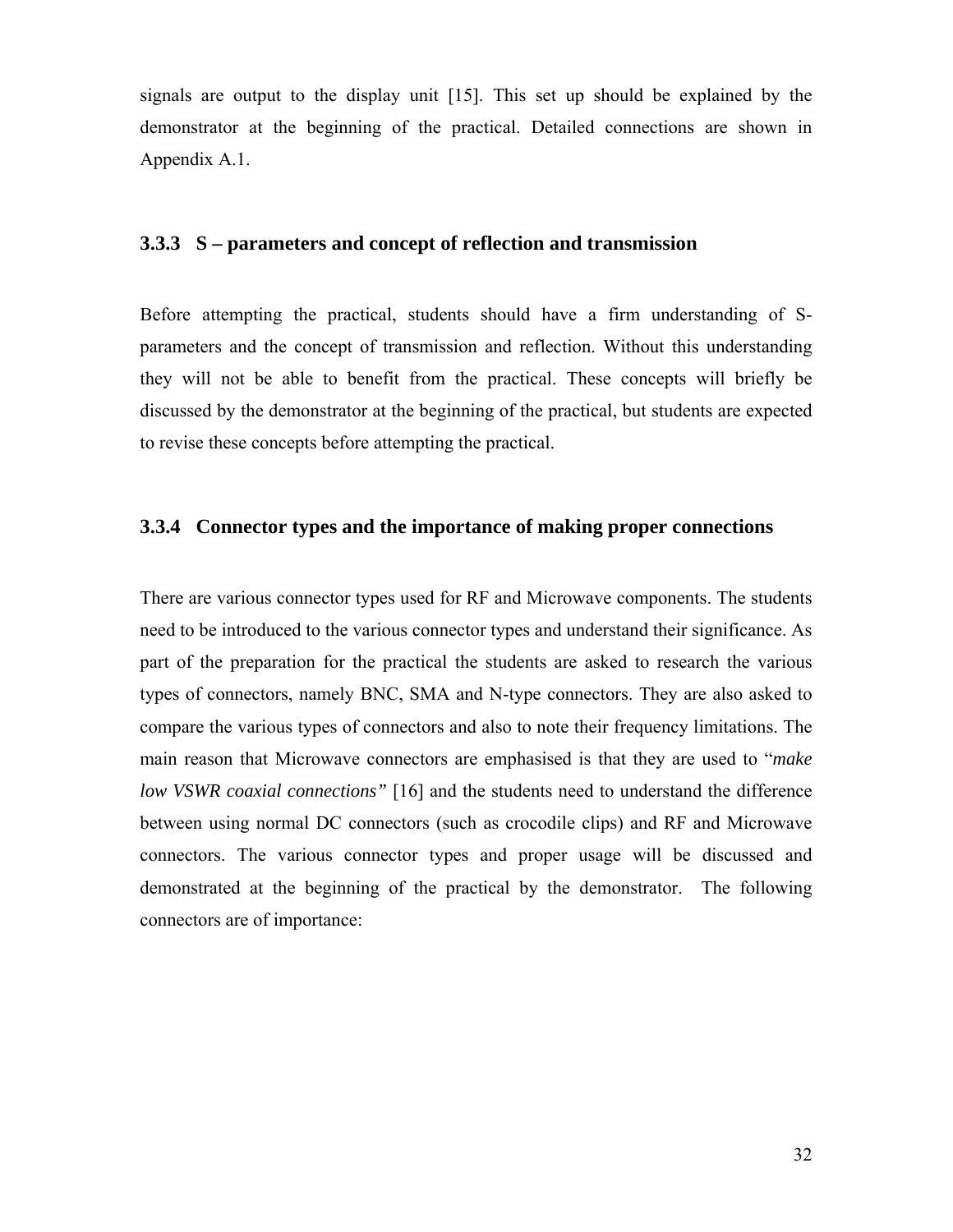signals are output to the display unit [15]. This set up should be explained by the demonstrator at the beginning of the practical. Detailed connections are shown in Appendix A.1.

### 3.3.3 S – parameters and concept of reflection and transmission

Before attempting the practical, students should have a firm understanding of S-parameters and the concept of transmission and reflection. Without this understanding they will not be able to benefit from the practical. These concepts will briefly be discussed by the demonstrator at the beginning of the practical, but students are expected to revise these concepts before attempting the practical.

### 3.3.4 Connector types and the importance of making proper connections

There are various connector types used for RF and Microwave components. The students need to be introduced to the various connector types and understand their significance. As part of the preparation for the practical the students are asked to research the various types of connectors, namely BNC, SMA and N-type connectors. They are also asked to compare the various types of connectors and also to note their frequency limitations. The main reason that Microwave connectors are emphasised is that they are used to "*make low VSWR coaxial connections*" [16] and the students need to understand the difference between using normal DC connectors (such as crocodile clips) and RF and Microwave connectors. The various connector types and proper usage will be discussed and demonstrated at the beginning of the practical by the demonstrator. The following connectors are of importance: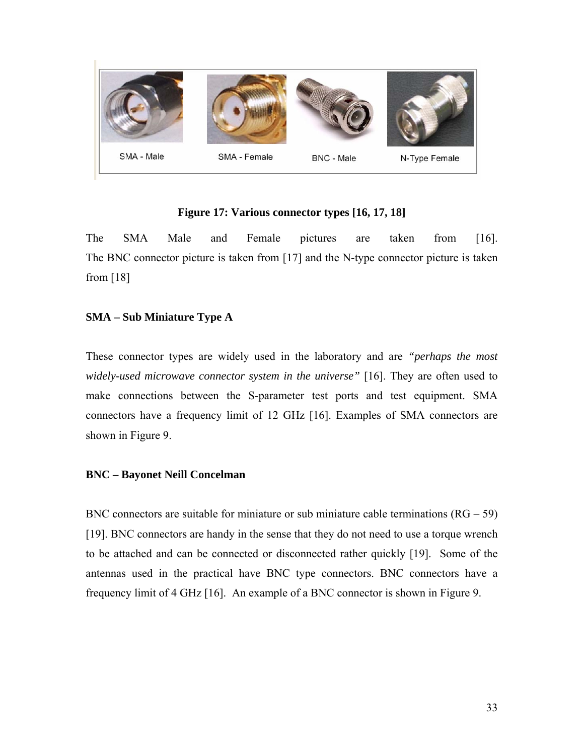Figure 17: Various connector types [16, 17, 18]

The SMA Male and Female pictures are taken from [16]. The BNC connector picture is taken from [17] and the N-type connector picture is taken from [18]

**SMA – Sub Miniature Type A**

These connector types are widely used in the laboratory and are *"perhaps the most widely-used microwave connector system in the universe"* [16]. They are often used to make connections between the S-parameter test ports and test equipment. SMA connectors have a frequency limit of 12 GHz [16]. Examples of SMA connectors are shown in Figure 9.

**BNC – Bayonet Neill Concelman**

BNC connectors are suitable for miniature or sub miniature cable terminations (RG – 59) [19]. BNC connectors are handy in the sense that they do not need to use a torque wrench to be attached and can be connected or disconnected rather quickly [19]. Some of the antennas used in the practical have BNC type connectors. BNC connectors have a frequency limit of 4 GHz [16]. An example of a BNC connector is shown in Figure 9.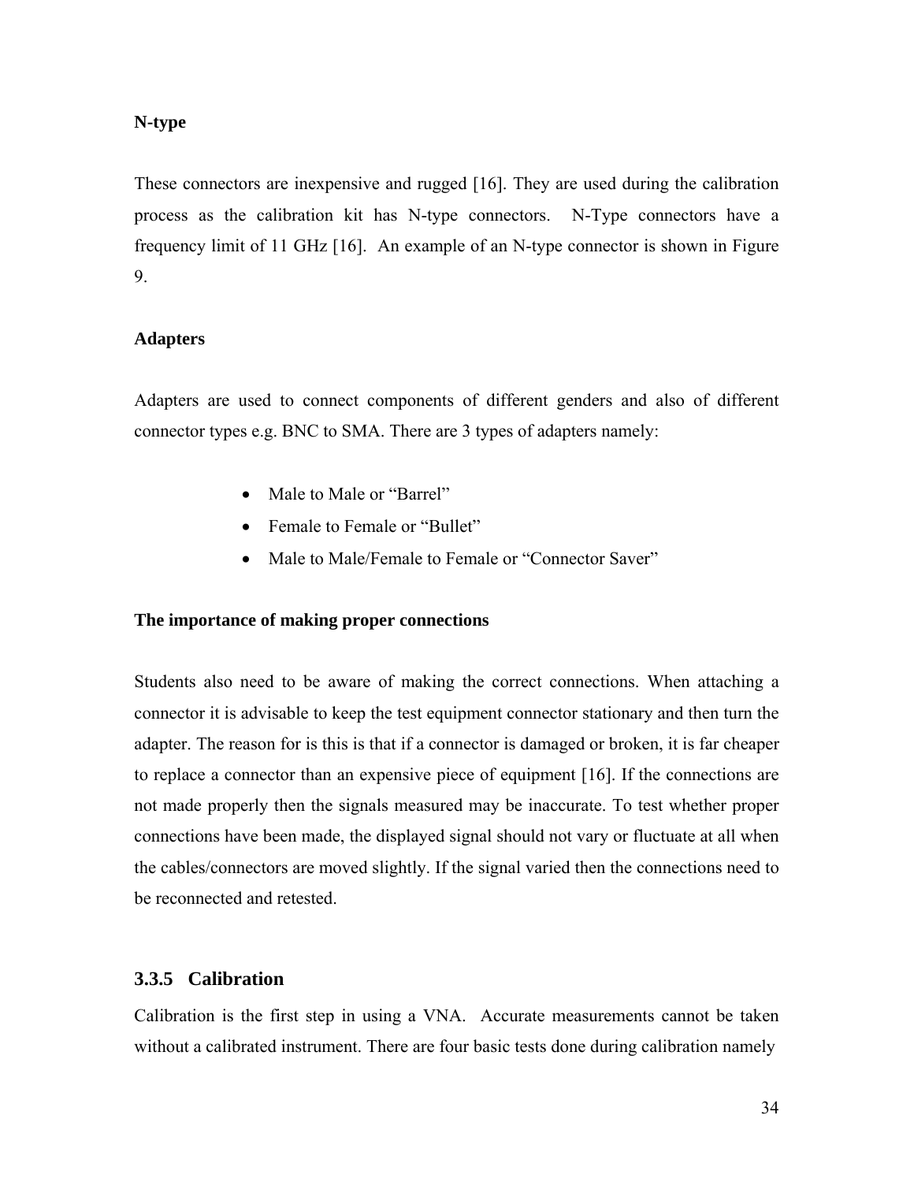**N-type**

These connectors are inexpensive and rugged [16]. They are used during the calibration process as the calibration kit has N-type connectors. N-Type connectors have a frequency limit of 11 GHz [16]. An example of an N-type connector is shown in Figure 9.

**Adapters**

Adapters are used to connect components of different genders and also of different connector types e.g. BNC to SMA. There are 3 types of adapters namely:

- Male to Male or "Barrel"
- Female to Female or "Bullet"
- Male to Male/Female to Female or "Connector Saver"

**The importance of making proper connections**

Students also need to be aware of making the correct connections. When attaching a connector it is advisable to keep the test equipment connector stationary and then turn the adapter. The reason for is this is that if a connector is damaged or broken, it is far cheaper to replace a connector than an expensive piece of equipment [16]. If the connections are not made properly then the signals measured may be inaccurate. To test whether proper connections have been made, the displayed signal should not vary or fluctuate at all when the cables/connectors are moved slightly. If the signal varied then the connections need to be reconnected and retested.

### 3.3.5 Calibration

Calibration is the first step in using a VNA. Accurate measurements cannot be taken without a calibrated instrument. There are four basic tests done during calibration namely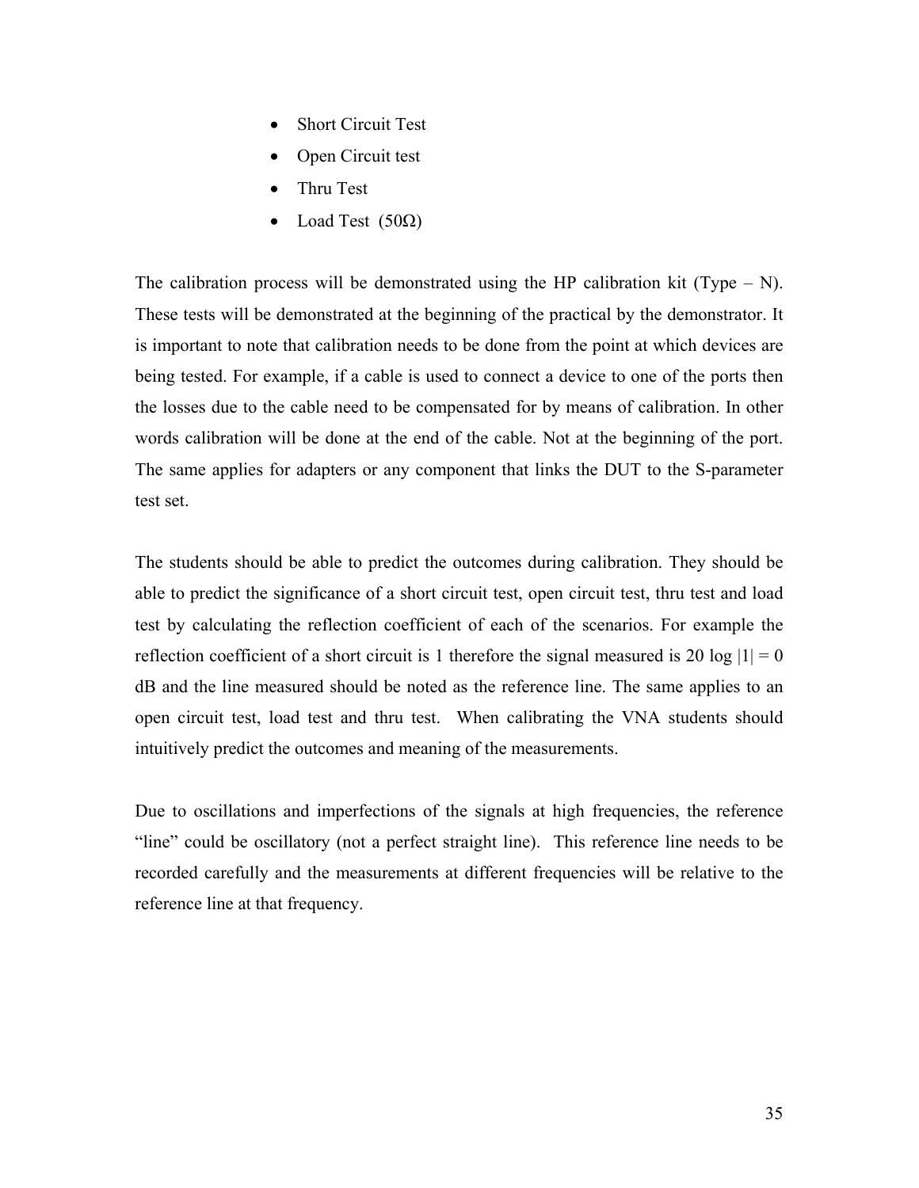- Short Circuit Test
- Open Circuit test
- Thru Test
- Load Test (50Ω)

The calibration process will be demonstrated using the HP calibration kit (Type – N). These tests will be demonstrated at the beginning of the practical by the demonstrator. It is important to note that calibration needs to be done from the point at which devices are being tested. For example, if a cable is used to connect a device to one of the ports then the losses due to the cable need to be compensated for by means of calibration. In other words calibration will be done at the end of the cable. Not at the beginning of the port. The same applies for adapters or any component that links the DUT to the S-parameter test set.

The students should be able to predict the outcomes during calibration. They should be able to predict the significance of a short circuit test, open circuit test, thru test and load test by calculating the reflection coefficient of each of the scenarios. For example the reflection coefficient of a short circuit is 1 therefore the signal measured is $20 \log |1| = 0$ dB and the line measured should be noted as the reference line. The same applies to an open circuit test, load test and thru test. When calibrating the VNA students should intuitively predict the outcomes and meaning of the measurements.

Due to oscillations and imperfections of the signals at high frequencies, the reference "line" could be oscillatory (not a perfect straight line). This reference line needs to be recorded carefully and the measurements at different frequencies will be relative to the reference line at that frequency.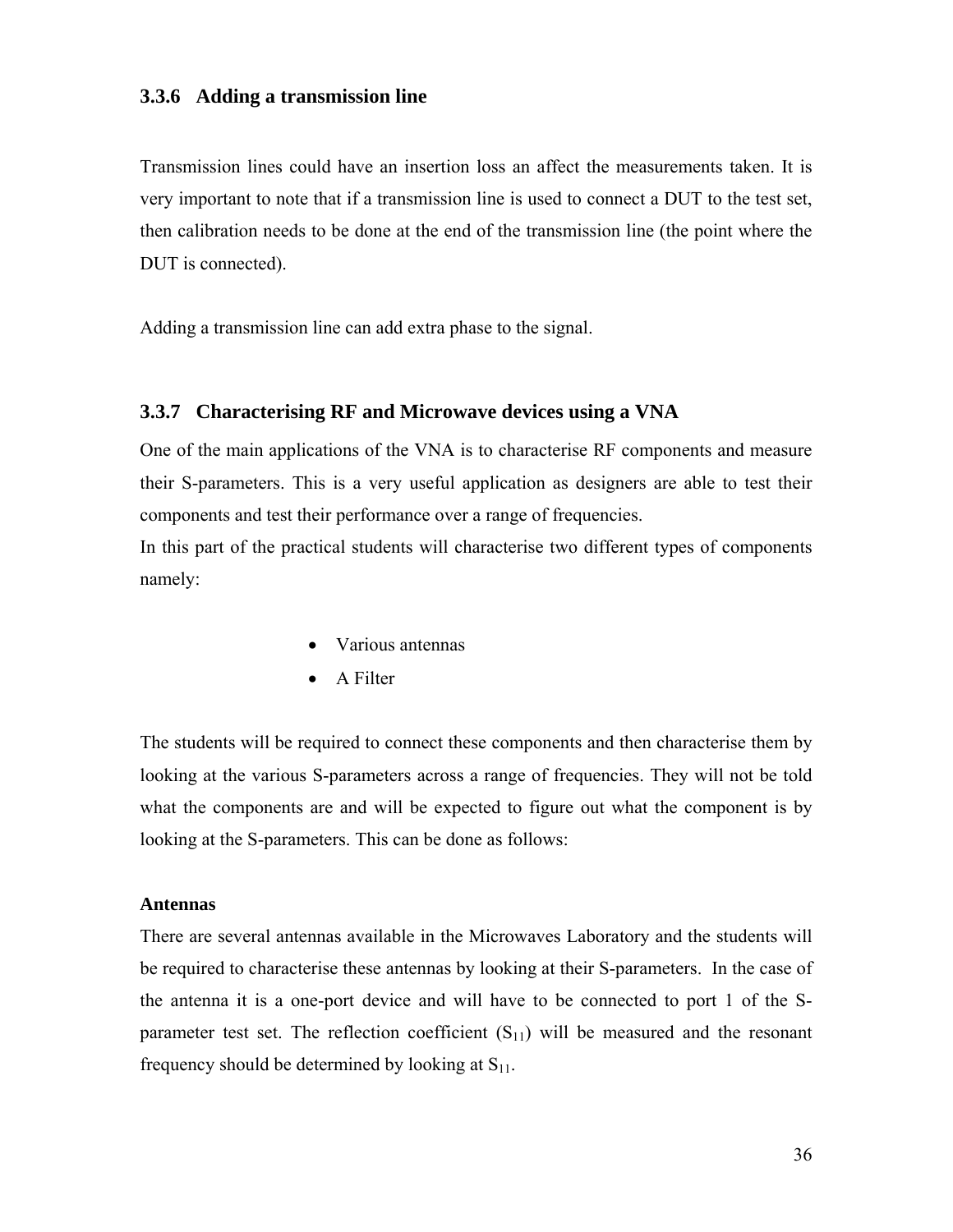### 3.3.6 Adding a transmission line

Transmission lines could have an insertion loss an affect the measurements taken. It is very important to note that if a transmission line is used to connect a DUT to the test set, then calibration needs to be done at the end of the transmission line (the point where the DUT is connected).

Adding a transmission line can add extra phase to the signal.

### 3.3.7 Characterising RF and Microwave devices using a VNA

One of the main applications of the VNA is to characterise RF components and measure their S-parameters. This is a very useful application as designers are able to test their components and test their performance over a range of frequencies.
In this part of the practical students will characterise two different types of components namely:

- Various antennas
- A Filter

The students will be required to connect these components and then characterise them by looking at the various S-parameters across a range of frequencies. They will not be told what the components are and will be expected to figure out what the component is by looking at the S-parameters. This can be done as follows:

**Antennas**

There are several antennas available in the Microwaves Laboratory and the students will be required to characterise these antennas by looking at their S-parameters. In the case of the antenna it is a one-port device and will have to be connected to port 1 of the S-parameter test set. The reflection coefficient ($S_{11}$) will be measured and the resonant frequency should be determined by looking at $S_{11}$.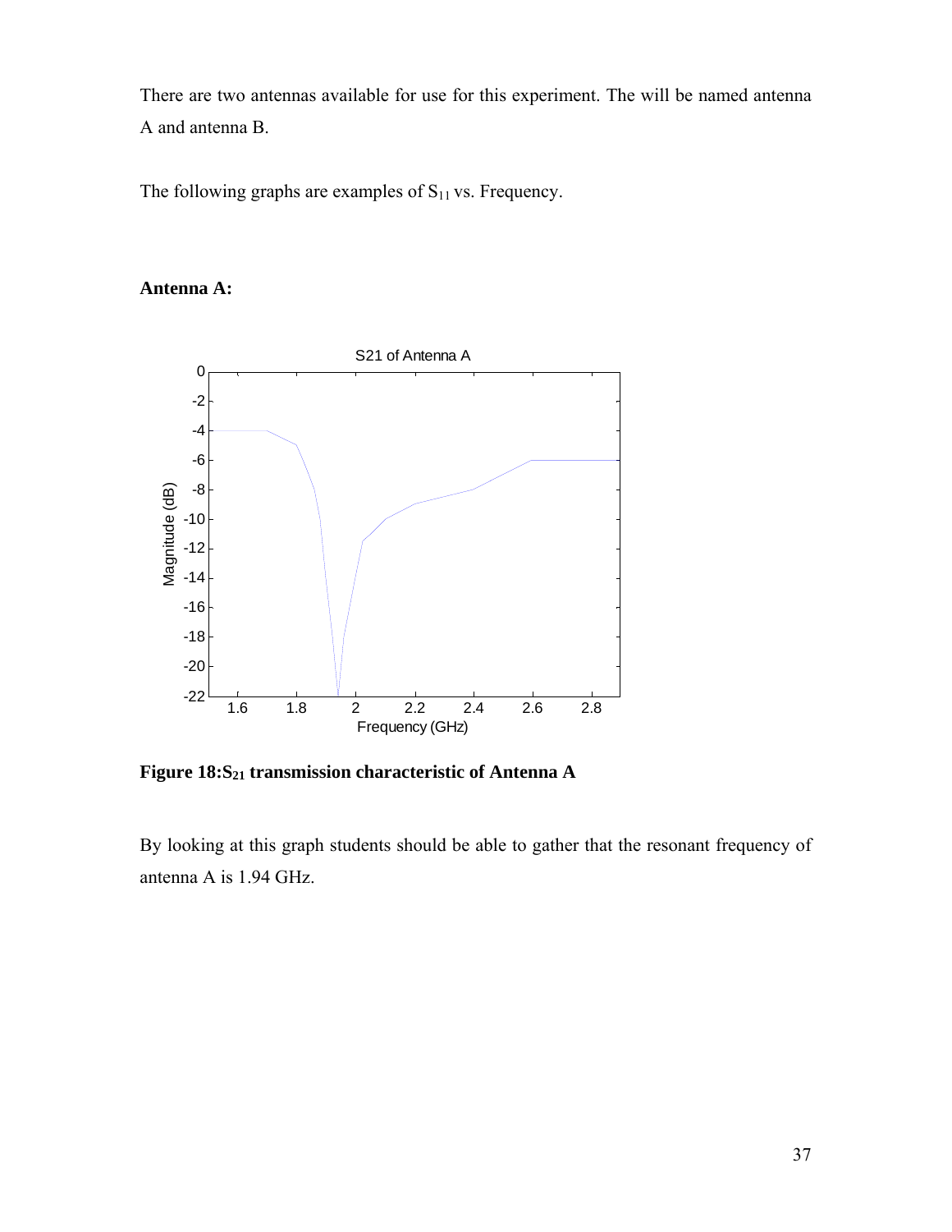There are two antennas available for use for this experiment. The will be named antenna A and antenna B.

The following graphs are examples of $S_{11}$ vs. Frequency.

**Antenna A:**

**Figure 18:$S_{21}$ transmission characteristic of Antenna A**

By looking at this graph students should be able to gather that the resonant frequency of antenna A is 1.94 GHz.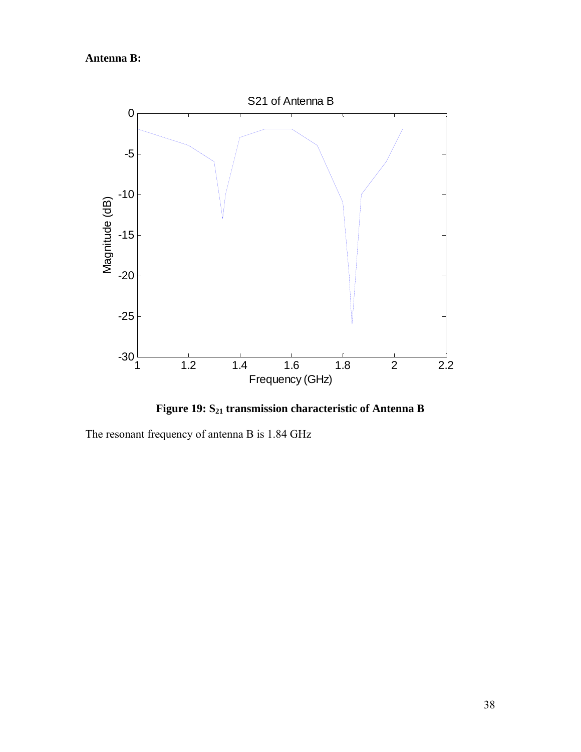**Antenna B:**

**Figure 19: $S_{21}$ transmission characteristic of Antenna B**

The resonant frequency of antenna B is 1.84 GHz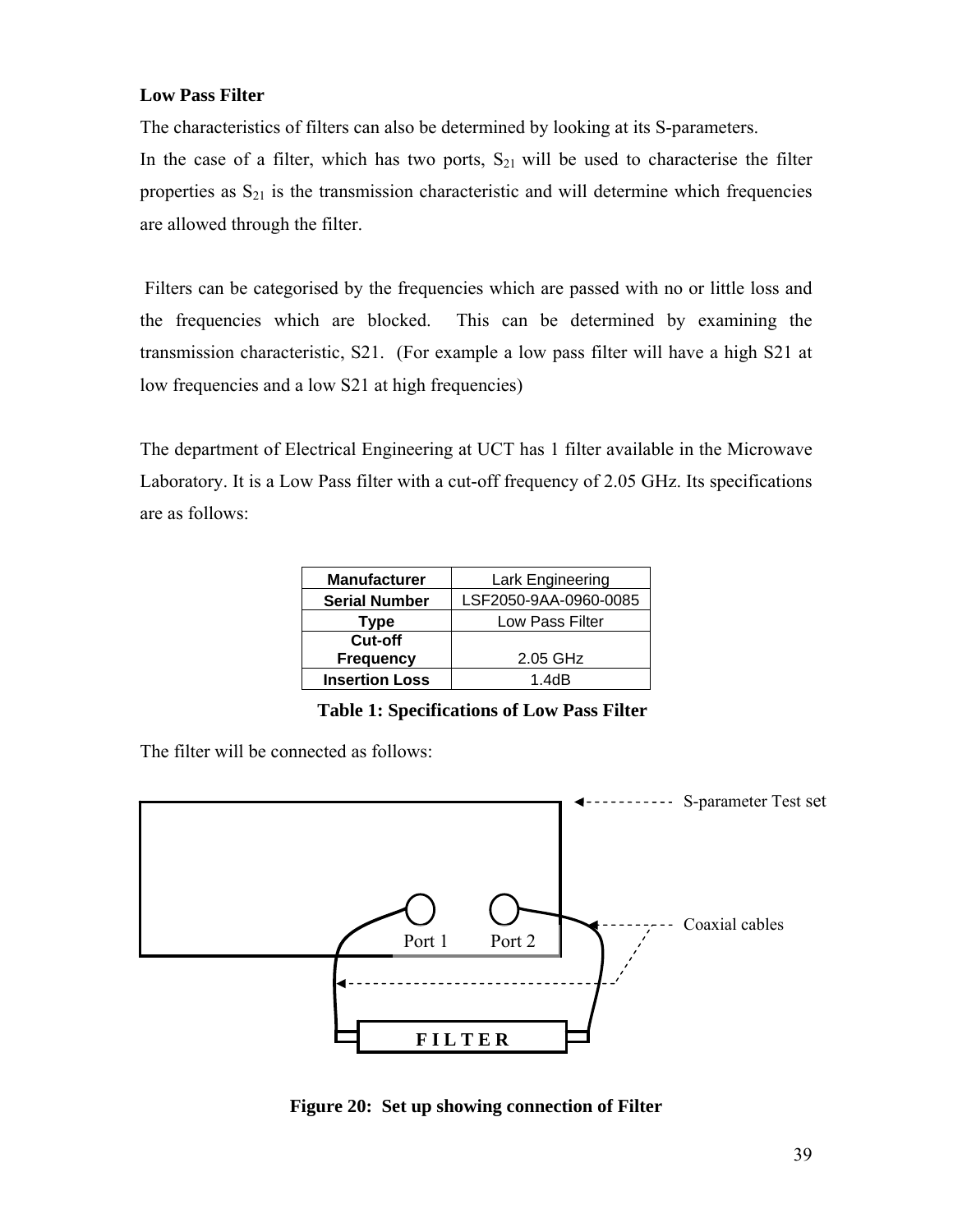**Low Pass Filter**

The characteristics of filters can also be determined by looking at its S-parameters.
In the case of a filter, which has two ports, $S_{21}$ will be used to characterise the filter properties as $S_{21}$ is the transmission characteristic and will determine which frequencies are allowed through the filter.

Filters can be categorised by the frequencies which are passed with no or little loss and the frequencies which are blocked. This can be determined by examining the transmission characteristic, S21. (For example a low pass filter will have a high S21 at low frequencies and a low S21 at high frequencies)

The department of Electrical Engineering at UCT has 1 filter available in the Microwave Laboratory. It is a Low Pass filter with a cut-off frequency of 2.05 GHz. Its specifications are as follows:

| **Manufacturer** | Lark Engineering |
|---|---|
| **Serial Number** | LSF2050-9AA-0960-0085 |
| **Type** | Low Pass Filter |
| **Cut-off Frequency** | 2.05 GHz |
| **Insertion Loss** | 1.4dB |

**Table 1: Specifications of Low Pass Filter**

The filter will be connected as follows:

S-parameter Test set

Coaxial cables

Port 1 Port 2

F I L T E R

**Figure 20: Set up showing connection of Filter**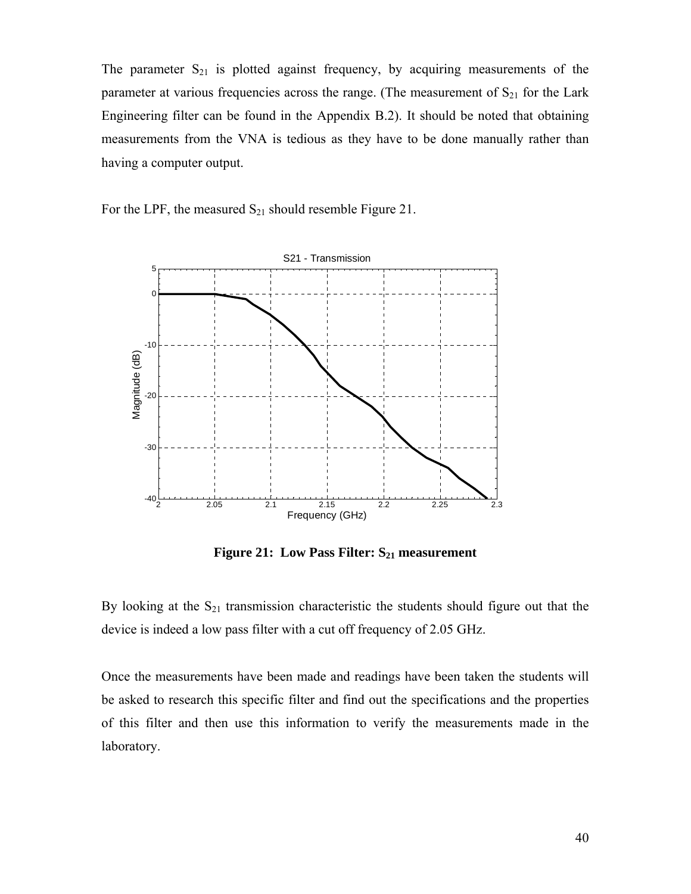The parameter $S_{21}$ is plotted against frequency, by acquiring measurements of the parameter at various frequencies across the range. (The measurement of $S_{21}$ for the Lark Engineering filter can be found in the Appendix B.2). It should be noted that obtaining measurements from the VNA is tedious as they have to be done manually rather than having a computer output.

For the LPF, the measured $S_{21}$ should resemble Figure 21.

**Figure 21: Low Pass Filter: $S_{21}$ measurement**

By looking at the $S_{21}$ transmission characteristic the students should figure out that the device is indeed a low pass filter with a cut off frequency of 2.05 GHz.

Once the measurements have been made and readings have been taken the students will be asked to research this specific filter and find out the specifications and the properties of this filter and then use this information to verify the measurements made in the laboratory.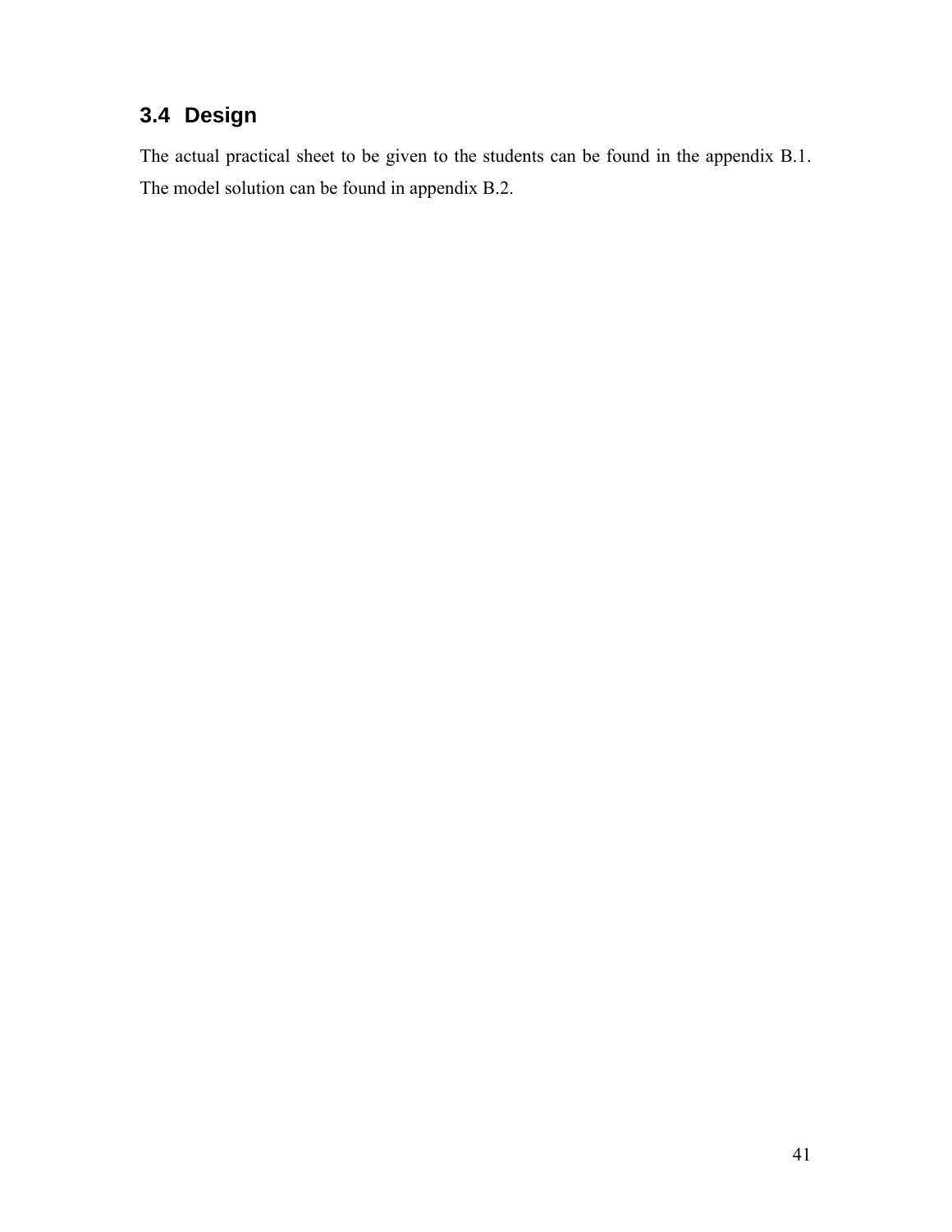## 3.4 Design

The actual practical sheet to be given to the students can be found in the appendix B.1. The model solution can be found in appendix B.2.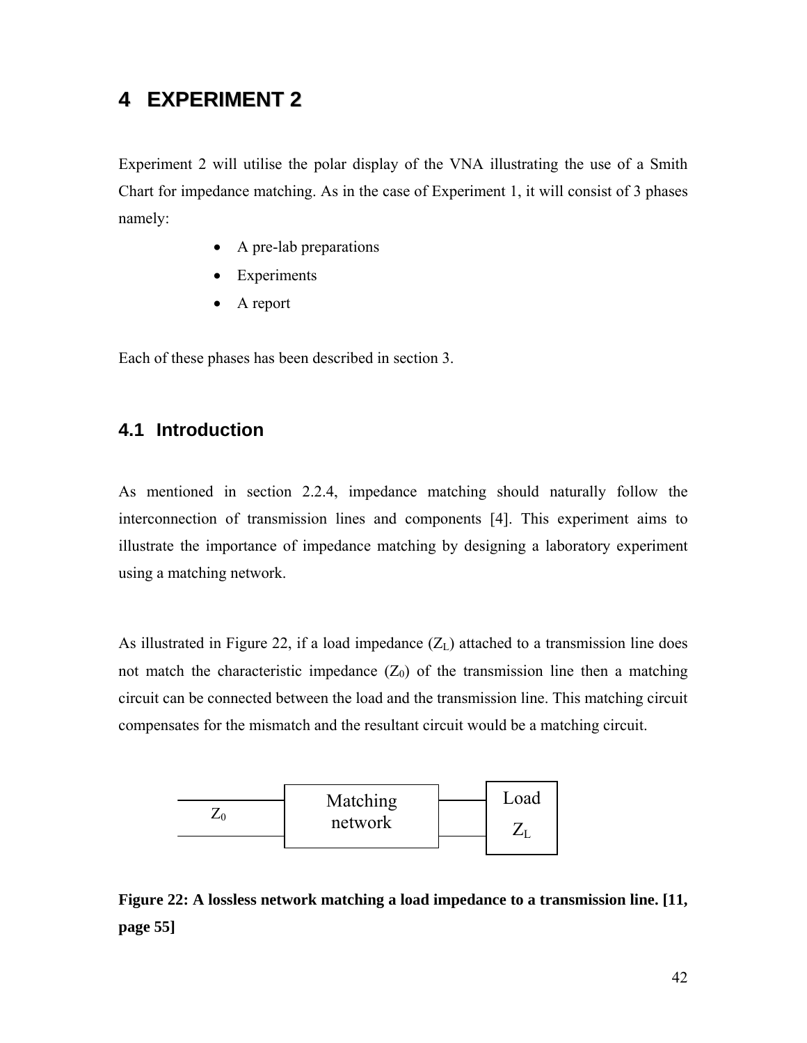# 4 EXPERIMENT 2

Experiment 2 will utilise the polar display of the VNA illustrating the use of a Smith Chart for impedance matching. As in the case of Experiment 1, it will consist of 3 phases namely:

- A pre-lab preparations
- Experiments
- A report

Each of these phases has been described in section 3.

## 4.1 Introduction

As mentioned in section 2.2.4, impedance matching should naturally follow the interconnection of transmission lines and components [4]. This experiment aims to illustrate the importance of impedance matching by designing a laboratory experiment using a matching network.

As illustrated in Figure 22, if a load impedance ($Z_L$) attached to a transmission line does not match the characteristic impedance ($Z_0$) of the transmission line then a matching circuit can be connected between the load and the transmission line. This matching circuit compensates for the mismatch and the resultant circuit would be a matching circuit.

$Z_0$ — Matching network — Load $Z_L$

**Figure 22: A lossless network matching a load impedance to a transmission line. [11, page 55]**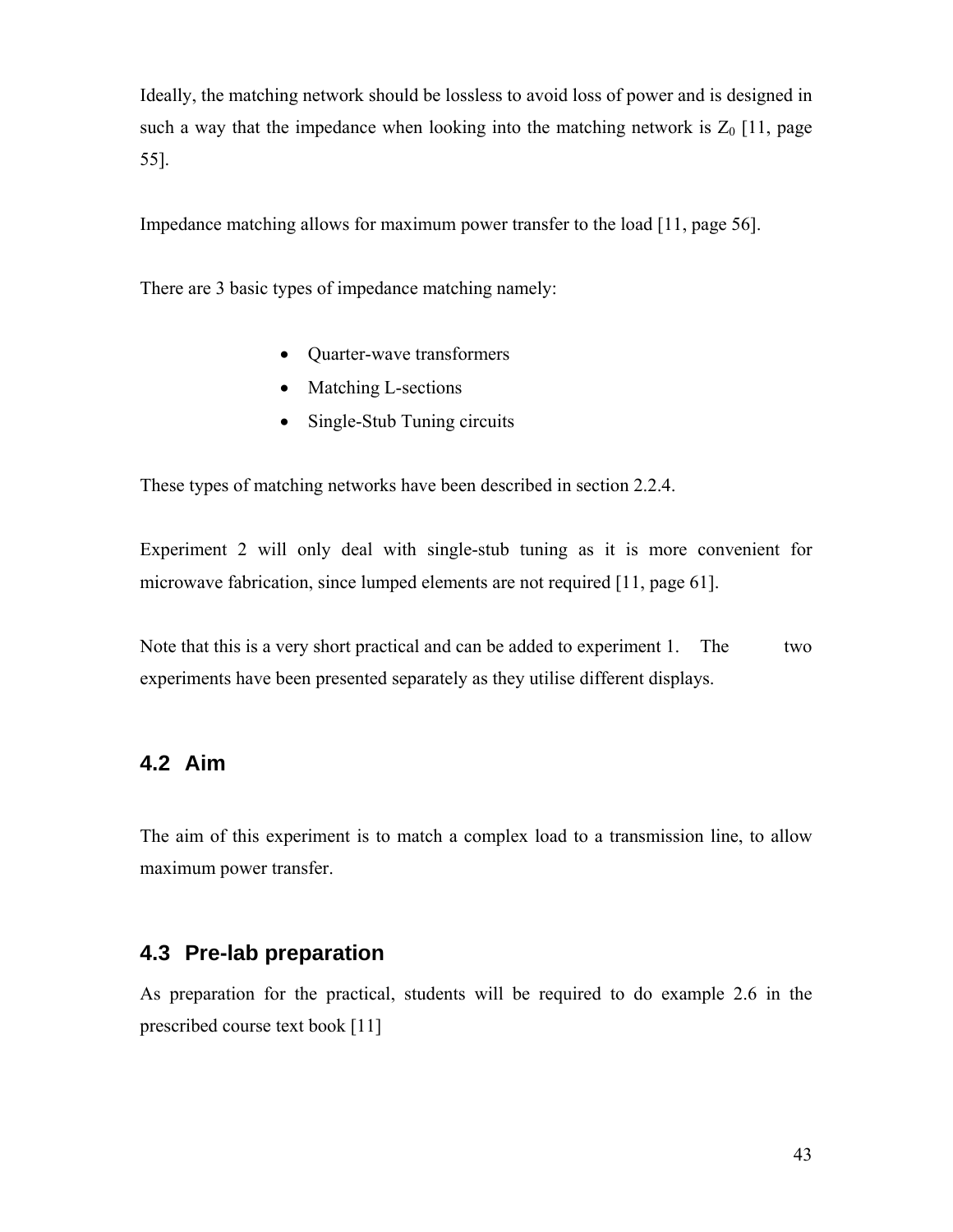Ideally, the matching network should be lossless to avoid loss of power and is designed in such a way that the impedance when looking into the matching network is $Z_0$ [11, page 55].

Impedance matching allows for maximum power transfer to the load [11, page 56].

There are 3 basic types of impedance matching namely:

- Quarter-wave transformers
- Matching L-sections
- Single-Stub Tuning circuits

These types of matching networks have been described in section 2.2.4.

Experiment 2 will only deal with single-stub tuning as it is more convenient for microwave fabrication, since lumped elements are not required [11, page 61].

Note that this is a very short practical and can be added to experiment 1. The two experiments have been presented separately as they utilise different displays.

## 4.2 Aim

The aim of this experiment is to match a complex load to a transmission line, to allow maximum power transfer.

## 4.3 Pre-lab preparation

As preparation for the practical, students will be required to do example 2.6 in the prescribed course text book [11]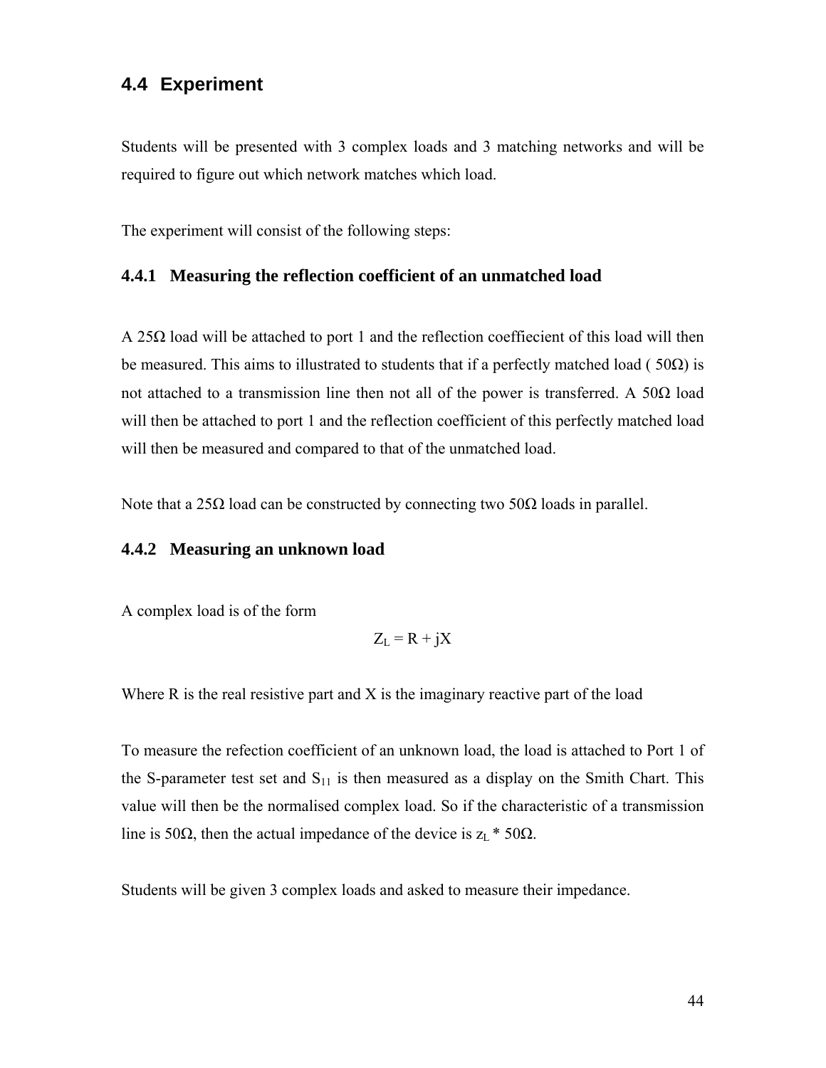## 4.4 Experiment

Students will be presented with 3 complex loads and 3 matching networks and will be required to figure out which network matches which load.

The experiment will consist of the following steps:

### 4.4.1 Measuring the reflection coefficient of an unmatched load

A 25Ω load will be attached to port 1 and the reflection coeffiecient of this load will then be measured. This aims to illustrated to students that if a perfectly matched load ( 50Ω) is not attached to a transmission line then not all of the power is transferred. A 50Ω load will then be attached to port 1 and the reflection coefficient of this perfectly matched load will then be measured and compared to that of the unmatched load.

Note that a 25Ω load can be constructed by connecting two 50Ω loads in parallel.

### 4.4.2 Measuring an unknown load

A complex load is of the form

$$Z_L = R + jX$$

Where R is the real resistive part and X is the imaginary reactive part of the load

To measure the refection coefficient of an unknown load, the load is attached to Port 1 of the S-parameter test set and $S_{11}$ is then measured as a display on the Smith Chart. This value will then be the normalised complex load. So if the characteristic of a transmission line is 50Ω, then the actual impedance of the device is $z_L * 50\Omega$.

Students will be given 3 complex loads and asked to measure their impedance.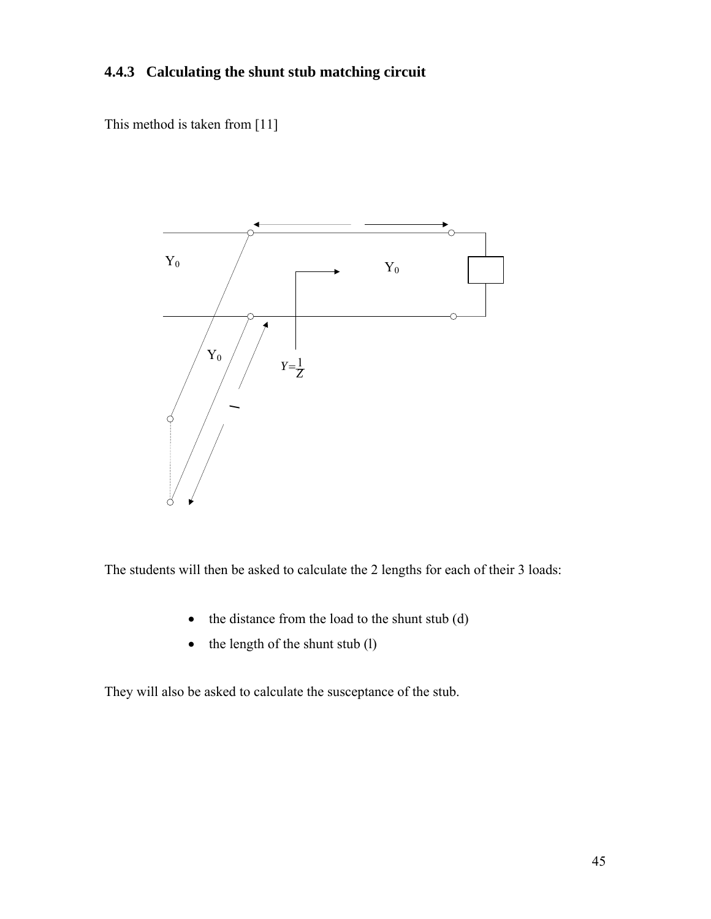### 4.4.3 Calculating the shunt stub matching circuit

This method is taken from [11]

The students will then be asked to calculate the 2 lengths for each of their 3 loads:

- the distance from the load to the shunt stub (d)
- the length of the shunt stub (l)

They will also be asked to calculate the susceptance of the stub.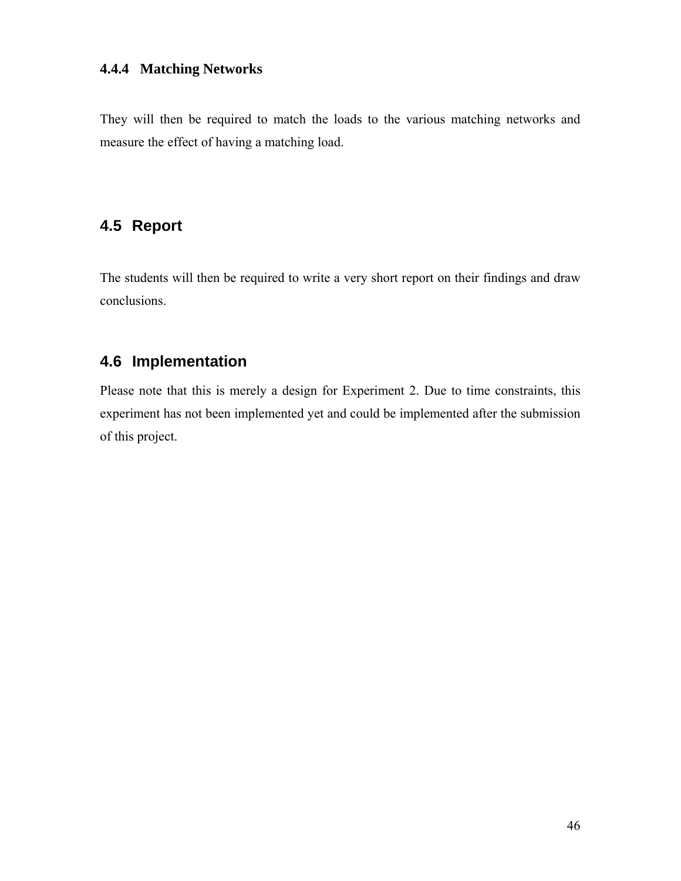### 4.4.4 Matching Networks

They will then be required to match the loads to the various matching networks and measure the effect of having a matching load.

## 4.5 Report

The students will then be required to write a very short report on their findings and draw conclusions.

## 4.6 Implementation

Please note that this is merely a design for Experiment 2. Due to time constraints, this experiment has not been implemented yet and could be implemented after the submission of this project.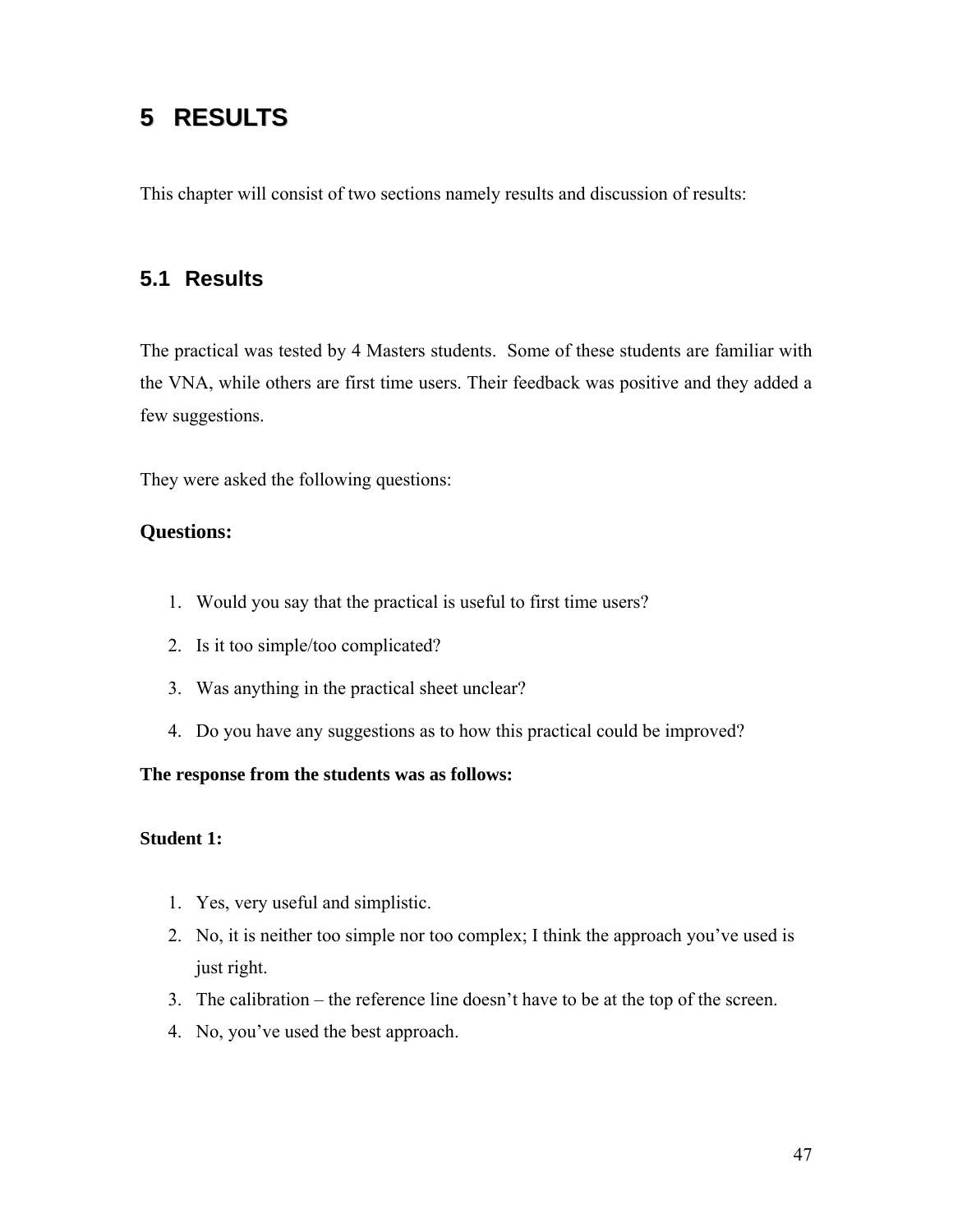# 5 RESULTS

This chapter will consist of two sections namely results and discussion of results:

## 5.1 Results

The practical was tested by 4 Masters students. Some of these students are familiar with the VNA, while others are first time users. Their feedback was positive and they added a few suggestions.

They were asked the following questions:

### Questions:

1. Would you say that the practical is useful to first time users?
2. Is it too simple/too complicated?
3. Was anything in the practical sheet unclear?
4. Do you have any suggestions as to how this practical could be improved?

**The response from the students was as follows:**

**Student 1:**

1. Yes, very useful and simplistic.
2. No, it is neither too simple nor too complex; I think the approach you've used is just right.
3. The calibration – the reference line doesn't have to be at the top of the screen.
4. No, you've used the best approach.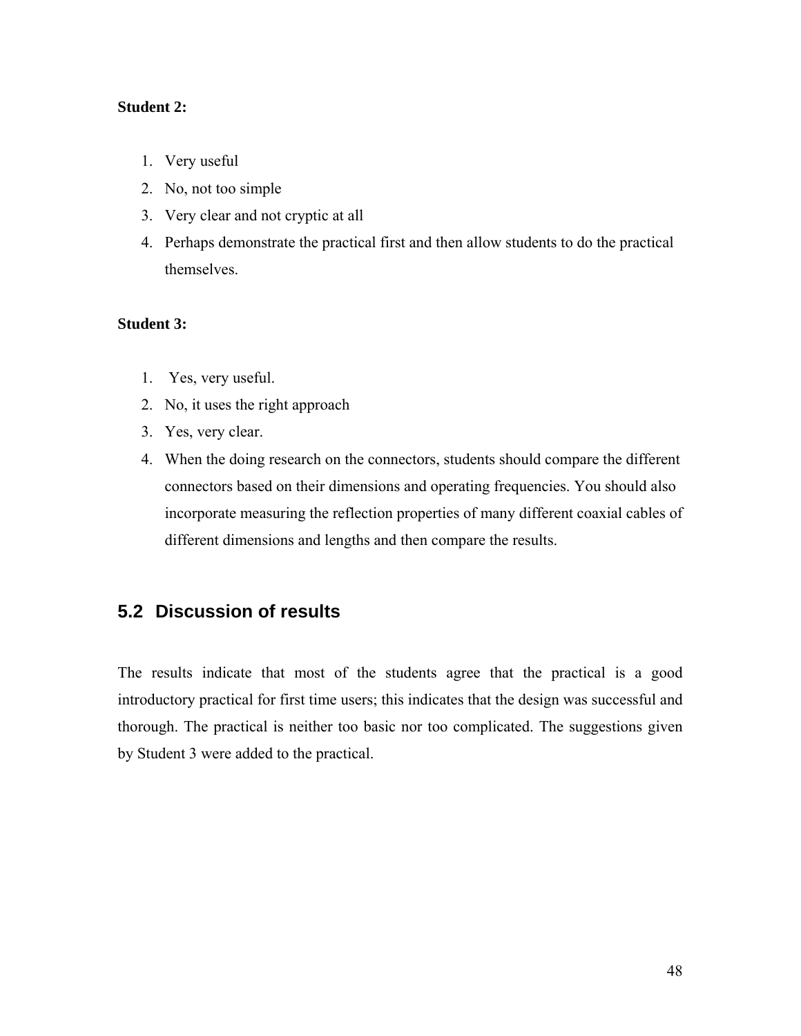**Student 2:**

1. Very useful
2. No, not too simple
3. Very clear and not cryptic at all
4. Perhaps demonstrate the practical first and then allow students to do the practical themselves.

**Student 3:**

1. Yes, very useful.
2. No, it uses the right approach
3. Yes, very clear.
4. When the doing research on the connectors, students should compare the different connectors based on their dimensions and operating frequencies. You should also incorporate measuring the reflection properties of many different coaxial cables of different dimensions and lengths and then compare the results.

## 5.2 Discussion of results

The results indicate that most of the students agree that the practical is a good introductory practical for first time users; this indicates that the design was successful and thorough. The practical is neither too basic nor too complicated. The suggestions given by Student 3 were added to the practical.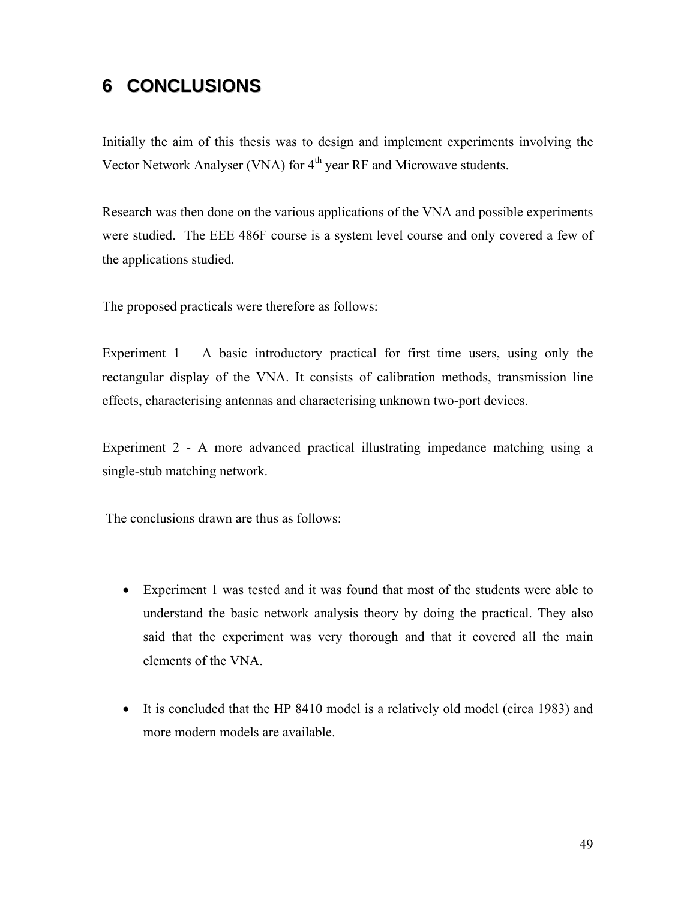# 6 CONCLUSIONS

Initially the aim of this thesis was to design and implement experiments involving the Vector Network Analyser (VNA) for 4th year RF and Microwave students.

Research was then done on the various applications of the VNA and possible experiments were studied. The EEE 486F course is a system level course and only covered a few of the applications studied.

The proposed practicals were therefore as follows:

Experiment 1 – A basic introductory practical for first time users, using only the rectangular display of the VNA. It consists of calibration methods, transmission line effects, characterising antennas and characterising unknown two-port devices.

Experiment 2 - A more advanced practical illustrating impedance matching using a single-stub matching network.

The conclusions drawn are thus as follows:

- Experiment 1 was tested and it was found that most of the students were able to understand the basic network analysis theory by doing the practical. They also said that the experiment was very thorough and that it covered all the main elements of the VNA.

- It is concluded that the HP 8410 model is a relatively old model (circa 1983) and more modern models are available.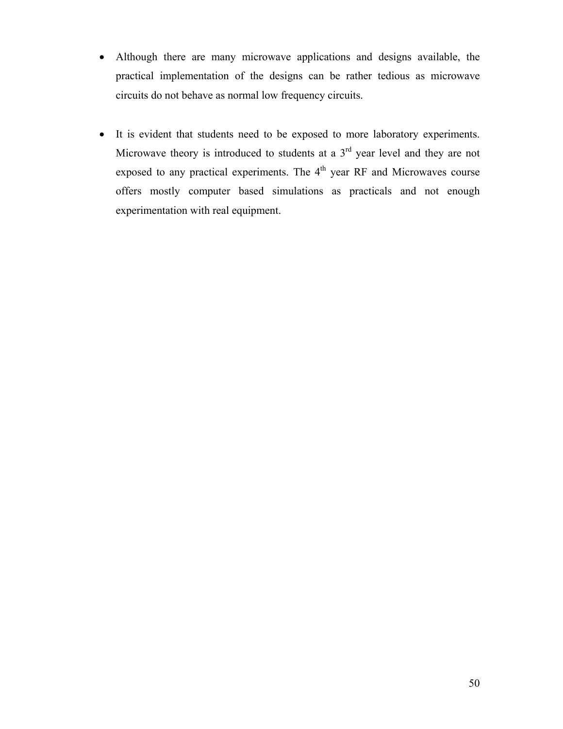- Although there are many microwave applications and designs available, the practical implementation of the designs can be rather tedious as microwave circuits do not behave as normal low frequency circuits.

- It is evident that students need to be exposed to more laboratory experiments. Microwave theory is introduced to students at a 3rd year level and they are not exposed to any practical experiments. The 4th year RF and Microwaves course offers mostly computer based simulations as practicals and not enough experimentation with real equipment.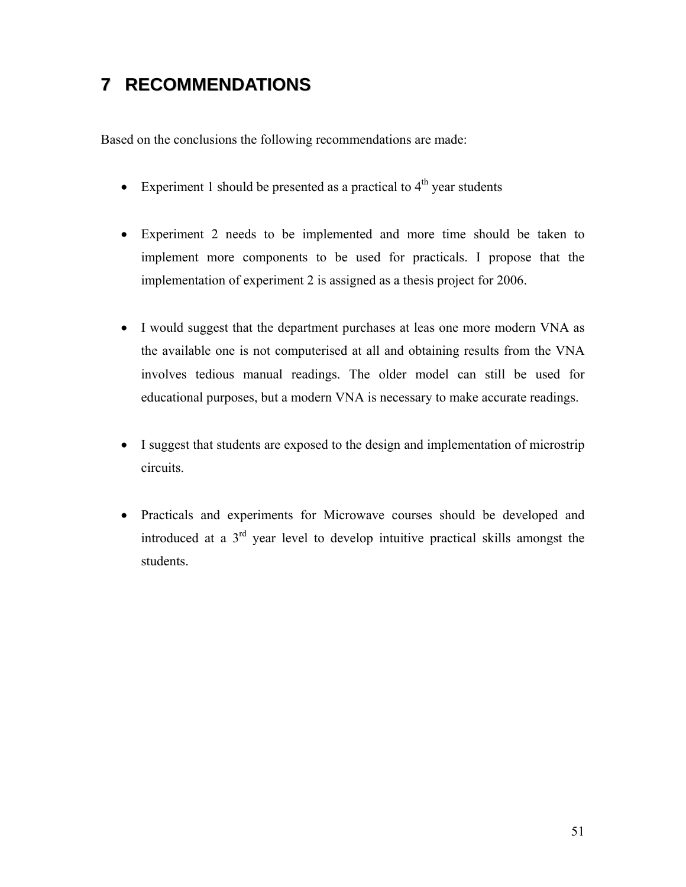# 7 RECOMMENDATIONS

Based on the conclusions the following recommendations are made:

- Experiment 1 should be presented as a practical to 4th year students

- Experiment 2 needs to be implemented and more time should be taken to implement more components to be used for practicals. I propose that the implementation of experiment 2 is assigned as a thesis project for 2006.

- I would suggest that the department purchases at leas one more modern VNA as the available one is not computerised at all and obtaining results from the VNA involves tedious manual readings. The older model can still be used for educational purposes, but a modern VNA is necessary to make accurate readings.

- I suggest that students are exposed to the design and implementation of microstrip circuits.

- Practicals and experiments for Microwave courses should be developed and introduced at a 3rd year level to develop intuitive practical skills amongst the students.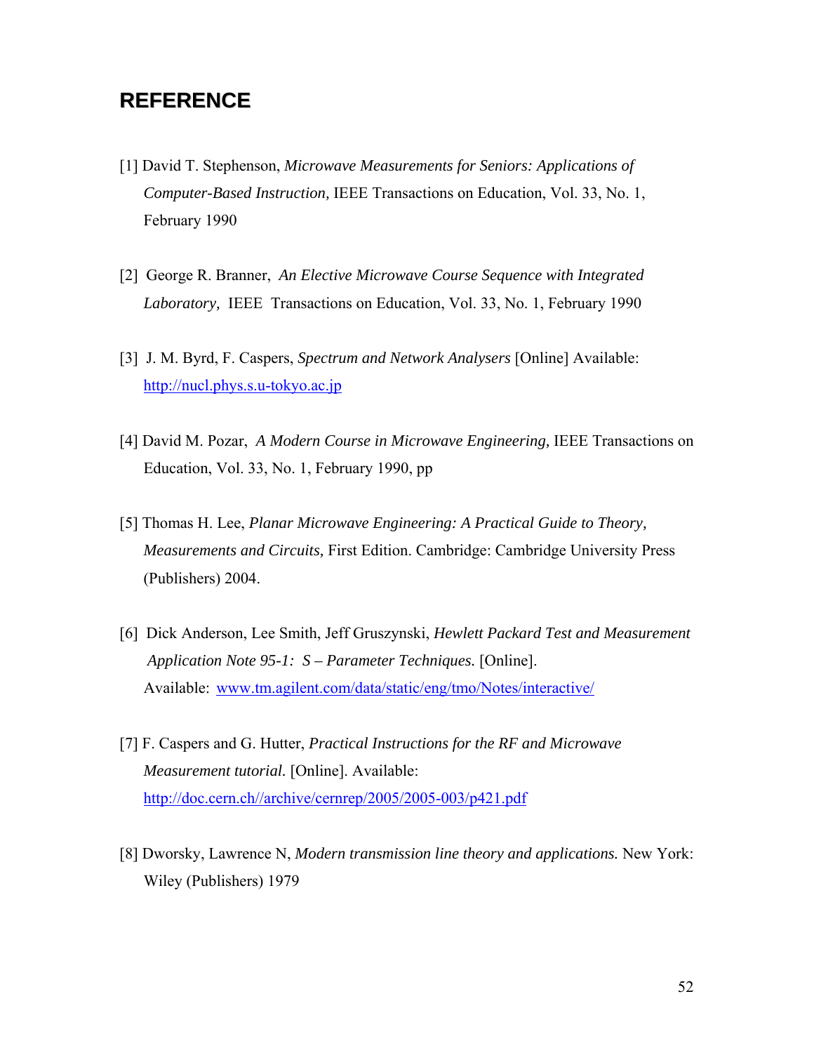# REFERENCE

[1] David T. Stephenson, *Microwave Measurements for Seniors: Applications of Computer-Based Instruction,* IEEE Transactions on Education, Vol. 33, No. 1, February 1990

[2] George R. Branner, *An Elective Microwave Course Sequence with Integrated Laboratory,* IEEE Transactions on Education, Vol. 33, No. 1, February 1990

[3] J. M. Byrd, F. Caspers, *Spectrum and Network Analysers* [Online] Available: http://nucl.phys.s.u-tokyo.ac.jp

[4] David M. Pozar, *A Modern Course in Microwave Engineering,* IEEE Transactions on Education, Vol. 33, No. 1, February 1990, pp

[5] Thomas H. Lee, *Planar Microwave Engineering: A Practical Guide to Theory, Measurements and Circuits,* First Edition. Cambridge: Cambridge University Press (Publishers) 2004.

[6] Dick Anderson, Lee Smith, Jeff Gruszynski, *Hewlett Packard Test and Measurement Application Note 95-1: S – Parameter Techniques.* [Online]. Available: www.tm.agilent.com/data/static/eng/tmo/Notes/interactive/

[7] F. Caspers and G. Hutter, *Practical Instructions for the RF and Microwave Measurement tutorial.* [Online]. Available: http://doc.cern.ch//archive/cernrep/2005/2005-003/p421.pdf

[8] Dworsky, Lawrence N, *Modern transmission line theory and applications.* New York: Wiley (Publishers) 1979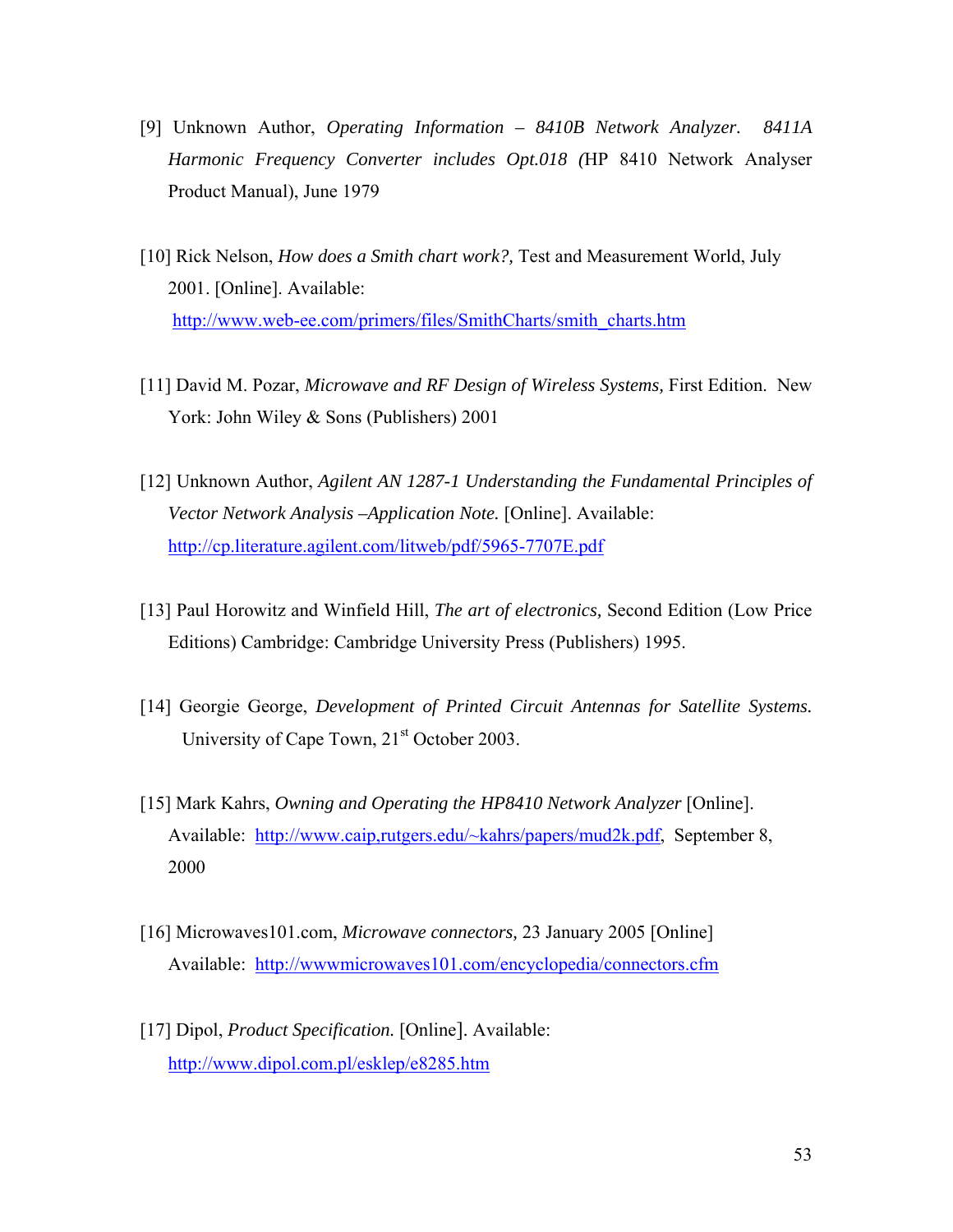[9] Unknown Author, *Operating Information – 8410B Network Analyzer. 8411A Harmonic Frequency Converter includes Opt.018 (*HP 8410 Network Analyser Product Manual), June 1979

[10] Rick Nelson, *How does a Smith chart work?,* Test and Measurement World, July 2001. [Online]. Available: http://www.web-ee.com/primers/files/SmithCharts/smith_charts.htm

[11] David M. Pozar, *Microwave and RF Design of Wireless Systems,* First Edition. New York: John Wiley & Sons (Publishers) 2001

[12] Unknown Author, *Agilent AN 1287-1 Understanding the Fundamental Principles of Vector Network Analysis –Application Note.* [Online]. Available: http://cp.literature.agilent.com/litweb/pdf/5965-7707E.pdf

[13] Paul Horowitz and Winfield Hill, *The art of electronics,* Second Edition (Low Price Editions) Cambridge: Cambridge University Press (Publishers) 1995.

[14] Georgie George, *Development of Printed Circuit Antennas for Satellite Systems.* University of Cape Town, 21st October 2003.

[15] Mark Kahrs, *Owning and Operating the HP8410 Network Analyzer* [Online]. Available: http://www.caip,rutgers.edu/~kahrs/papers/mud2k.pdf, September 8, 2000

[16] Microwaves101.com, *Microwave connectors,* 23 January 2005 [Online] Available: http://wwwmicrowaves101.com/encyclopedia/connectors.cfm

[17] Dipol, *Product Specification.* [Online]. Available: http://www.dipol.com.pl/esklep/e8285.htm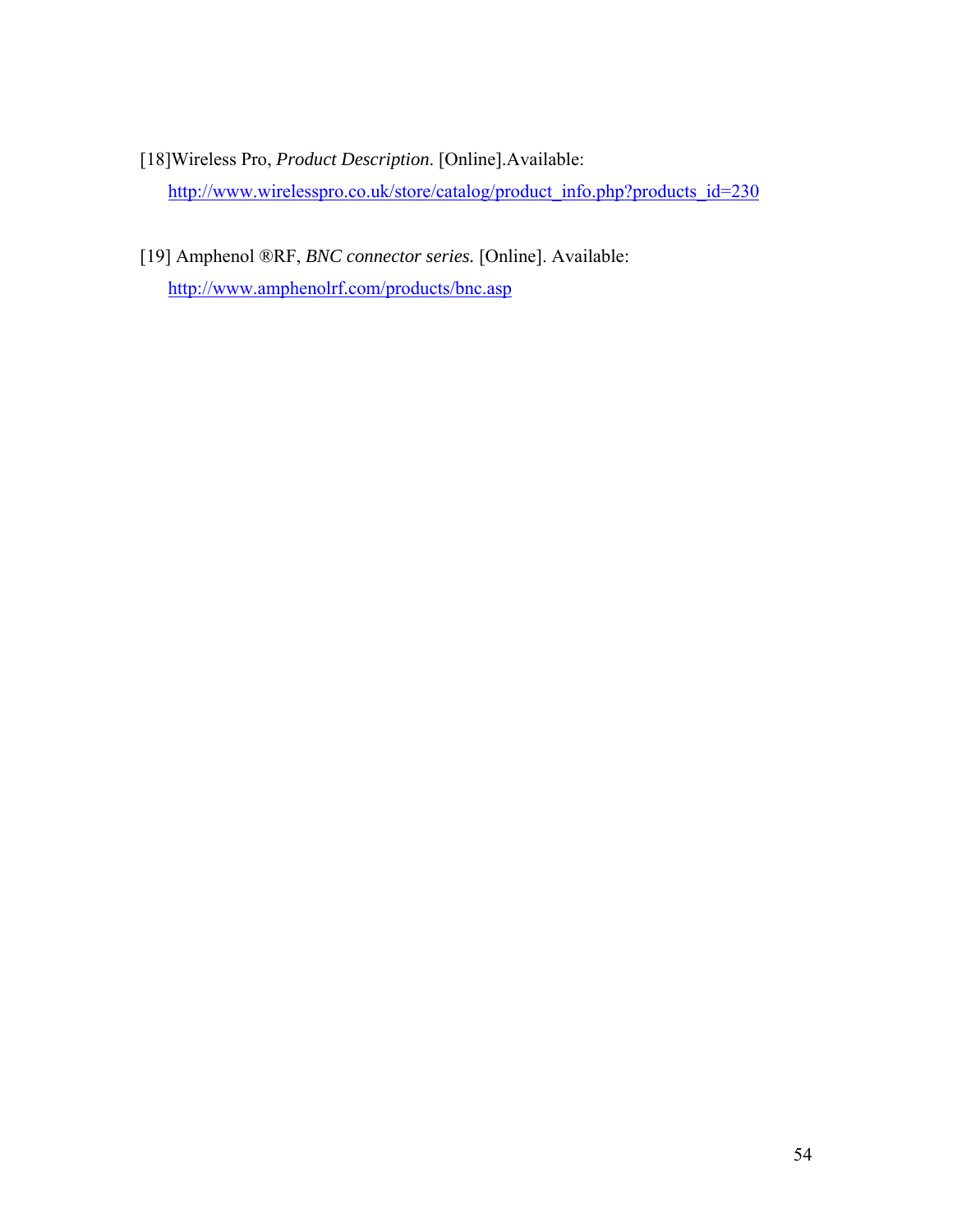[18]Wireless Pro, *Product Description*. [Online].Available:
http://www.wirelesspro.co.uk/store/catalog/product_info.php?products_id=230

[19] Amphenol ®RF, *BNC connector series.* [Online]. Available:
http://www.amphenolrf.com/products/bnc.asp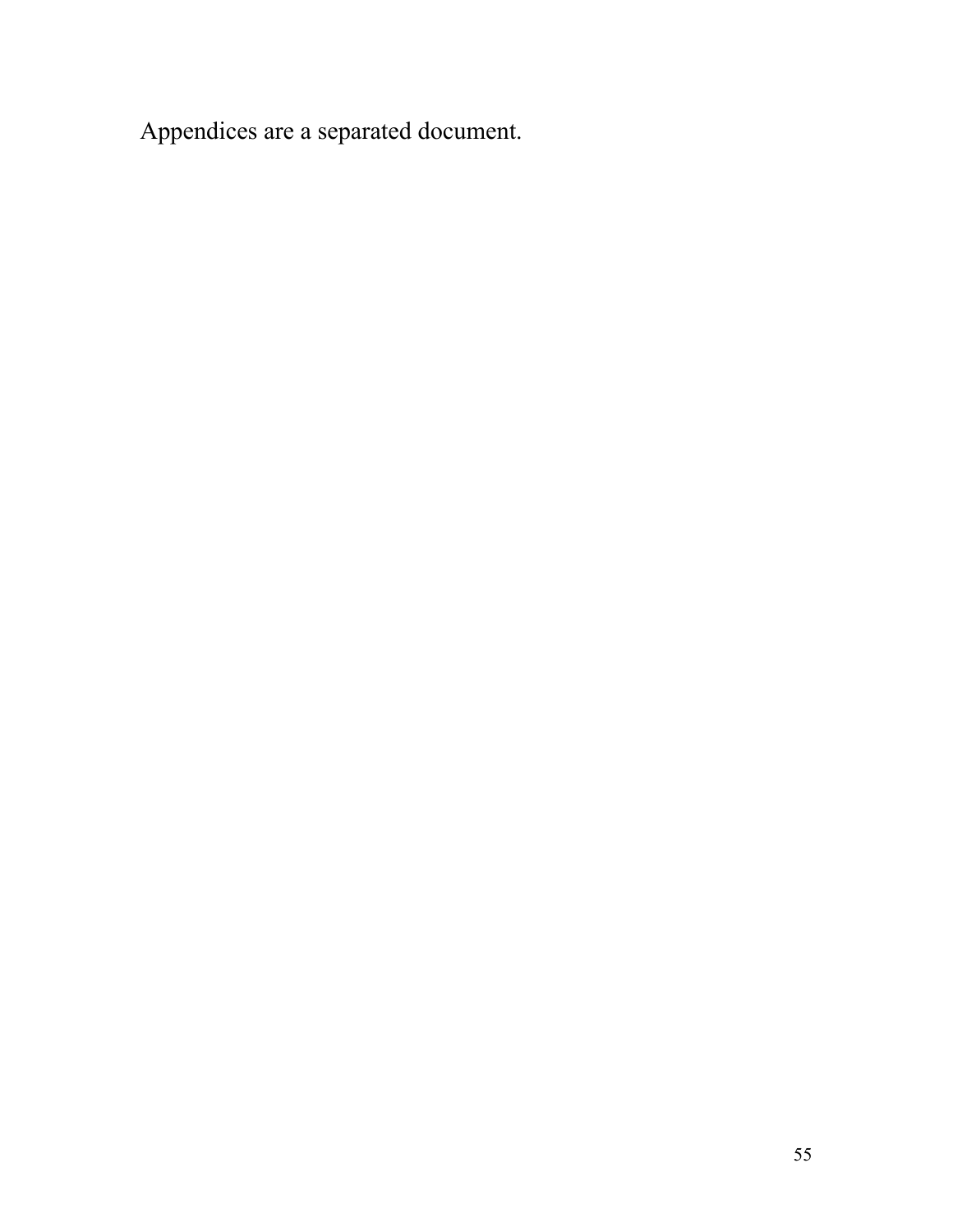Appendices are a separated document.